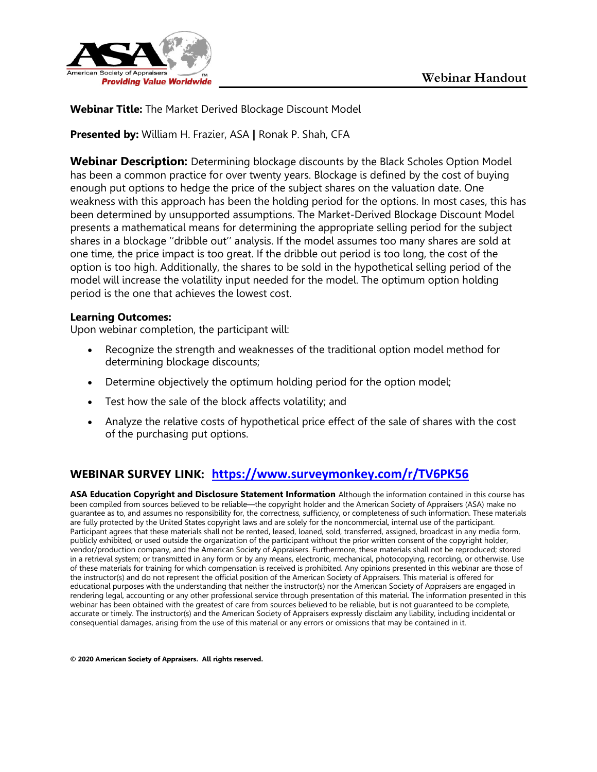**Webinar Handout**

**Webinar Title:** The Market Derived Blockage Discount Model

**Presented by:** William H. Frazier, ASA **|** Ronak P. Shah, CFA

**Webinar Description:** Determining blockage discounts by the Black Scholes Option Model has been a common practice for over twenty years. Blockage is defined by the cost of buying enough put options to hedge the price of the subject shares on the valuation date. One weakness with this approach has been the holding period for the options. In most cases, this has been determined by unsupported assumptions. The Market-Derived Blockage Discount Model presents a mathematical means for determining the appropriate selling period for the subject shares in a blockage ''dribble out'' analysis. If the model assumes too many shares are sold at one time, the price impact is too great. If the dribble out period is too long, the cost of the option is too high. Additionally, the shares to be sold in the hypothetical selling period of the model will increase the volatility input needed for the model. The optimum option holding period is the one that achieves the lowest cost.

**Learning Outcomes:**

Upon webinar completion, the participant will:

- Recognize the strength and weaknesses of the traditional option model method for determining blockage discounts;
- Determine objectively the optimum holding period for the option model;
- Test how the sale of the block affects volatility; and
- Analyze the relative costs of hypothetical price effect of the sale of shares with the cost of the purchasing put options.

## WEBINAR SURVEY LINK: https://www.surveymonkey.com/r/TV6PK56

**ASA Education Copyright and Disclosure Statement Information** Although the information contained in this course has been compiled from sources believed to be reliable—the copyright holder and the American Society of Appraisers (ASA) make no guarantee as to, and assumes no responsibility for, the correctness, sufficiency, or completeness of such information. These materials are fully protected by the United States copyright laws and are solely for the noncommercial, internal use of the participant. Participant agrees that these materials shall not be rented, leased, loaned, sold, transferred, assigned, broadcast in any media form, publicly exhibited, or used outside the organization of the participant without the prior written consent of the copyright holder, vendor/production company, and the American Society of Appraisers. Furthermore, these materials shall not be reproduced; stored in a retrieval system; or transmitted in any form or by any means, electronic, mechanical, photocopying, recording, or otherwise. Use of these materials for training for which compensation is received is prohibited. Any opinions presented in this webinar are those of the instructor(s) and do not represent the official position of the American Society of Appraisers. This material is offered for educational purposes with the understanding that neither the instructor(s) nor the American Society of Appraisers are engaged in rendering legal, accounting or any other professional service through presentation of this material. The information presented in this webinar has been obtained with the greatest of care from sources believed to be reliable, but is not guaranteed to be complete, accurate or timely. The instructor(s) and the American Society of Appraisers expressly disclaim any liability, including incidental or consequential damages, arising from the use of this material or any errors or omissions that may be contained in it.

**© 2020 American Society of Appraisers. All rights reserved.**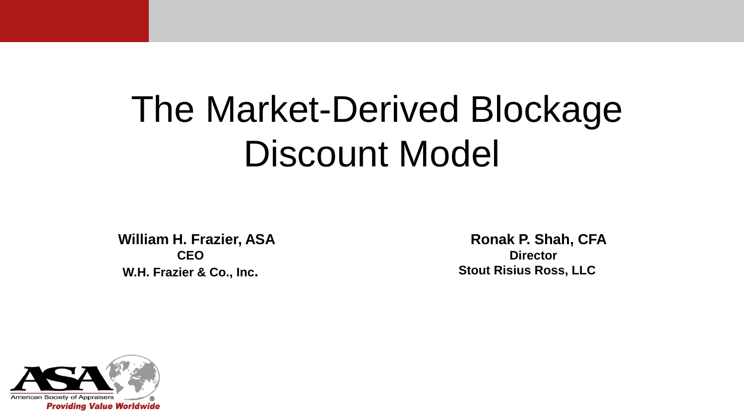# The Market-Derived Blockage Discount Model

**William H. Frazier, ASA**
**CEO**
**W.H. Frazier & Co., Inc.**

**Ronak P. Shah, CFA**
**Director**
**Stout Risius Ross, LLC**

American Society of Appraisers

***Providing Value Worldwide***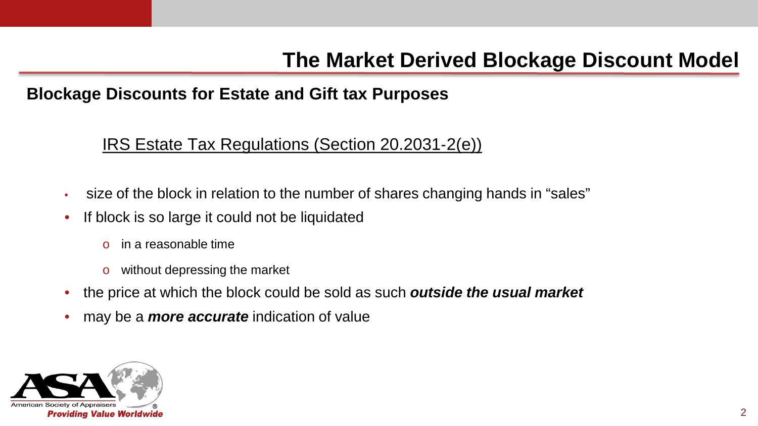# The Market Derived Blockage Discount Model

## Blockage Discounts for Estate and Gift tax Purposes

IRS Estate Tax Regulations (Section 20.2031-2(e))

- size of the block in relation to the number of shares changing hands in "sales"
- If block is so large it could not be liquidated
  - in a reasonable time
  - without depressing the market
- the price at which the block could be sold as such ***outside the usual market***
- may be a ***more accurate*** indication of value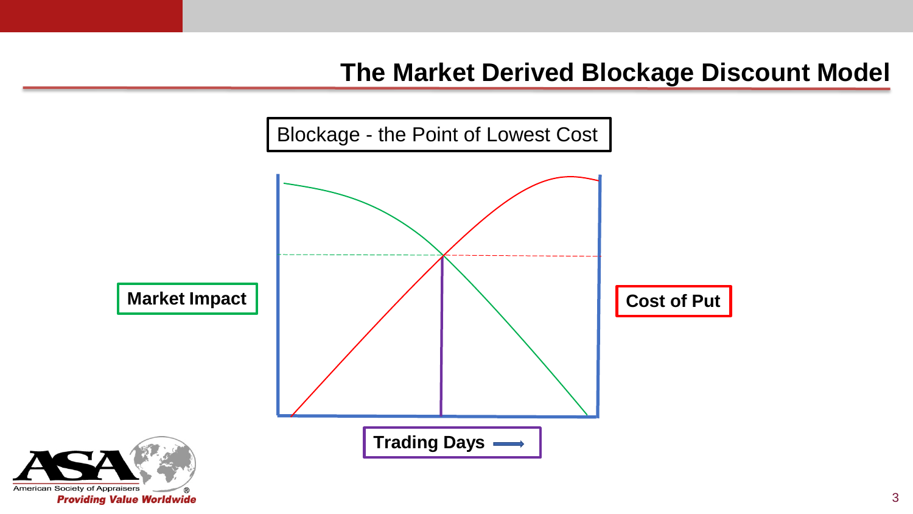## The Market Derived Blockage Discount Model

Blockage - the Point of Lowest Cost

Market Impact

Cost of Put

Trading Days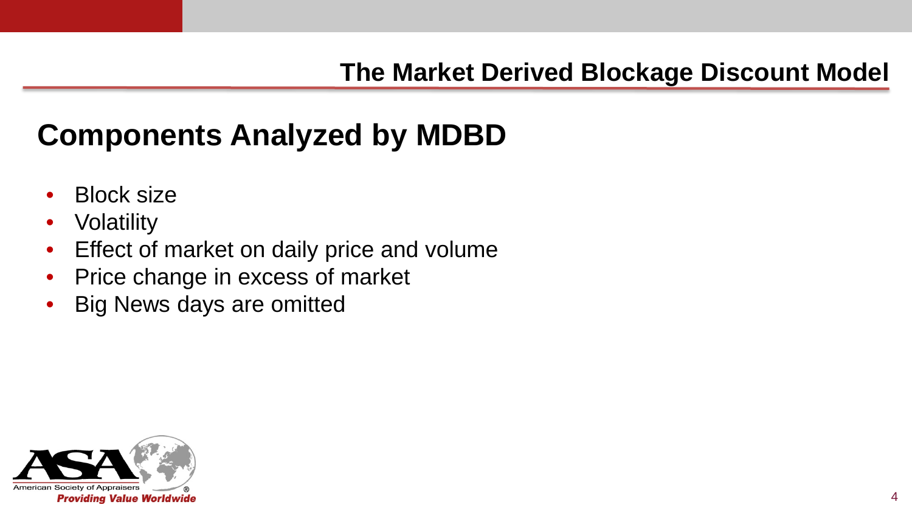## Components Analyzed by MDBD

- Block size
- Volatility
- Effect of market on daily price and volume
- Price change in excess of market
- Big News days are omitted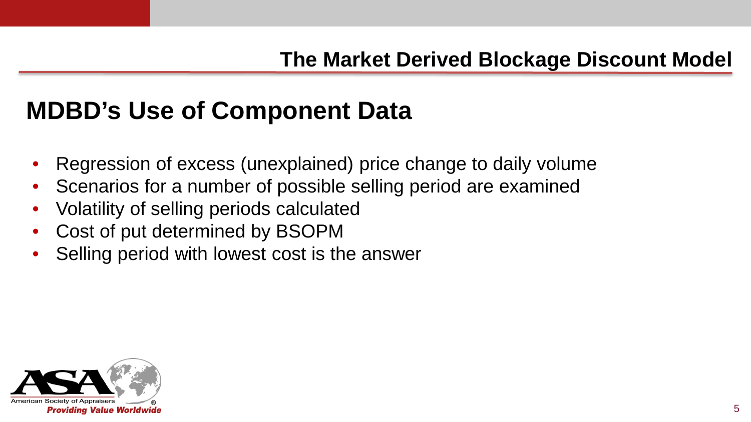## MDBD's Use of Component Data

- Regression of excess (unexplained) price change to daily volume
- Scenarios for a number of possible selling period are examined
- Volatility of selling periods calculated
- Cost of put determined by BSOPM
- Selling period with lowest cost is the answer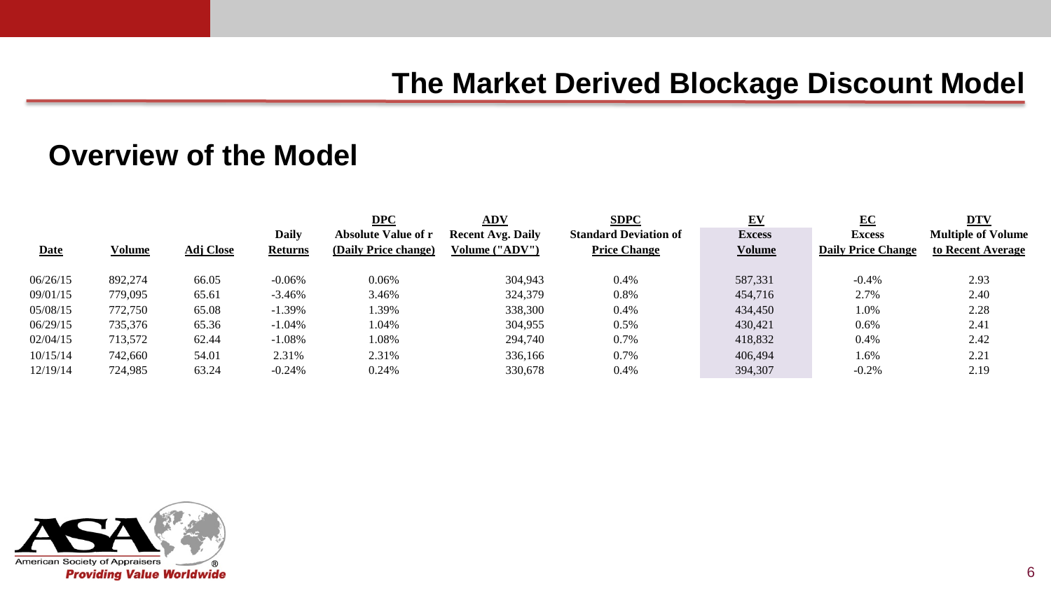# The Market Derived Blockage Discount Model

## Overview of the Model

| Date | Volume | Adj Close | Daily Returns | DPC Absolute Value of r (Daily Price change) | ADV Recent Avg. Daily Volume ("ADV") | SDPC Standard Deviation of Price Change | EV Excess Volume | EC Excess Daily Price Change | DTV Multiple of Volume to Recent Average |
|---|---|---|---|---|---|---|---|---|---|
| 06/26/15 | 892,274 | 66.05 | -0.06% | 0.06% | 304,943 | 0.4% | 587,331 | -0.4% | 2.93 |
| 09/01/15 | 779,095 | 65.61 | -3.46% | 3.46% | 324,379 | 0.8% | 454,716 | 2.7% | 2.40 |
| 05/08/15 | 772,750 | 65.08 | -1.39% | 1.39% | 338,300 | 0.4% | 434,450 | 1.0% | 2.28 |
| 06/29/15 | 735,376 | 65.36 | -1.04% | 1.04% | 304,955 | 0.5% | 430,421 | 0.6% | 2.41 |
| 02/04/15 | 713,572 | 62.44 | -1.08% | 1.08% | 294,740 | 0.7% | 418,832 | 0.4% | 2.42 |
| 10/15/14 | 742,660 | 54.01 | 2.31% | 2.31% | 336,166 | 0.7% | 406,494 | 1.6% | 2.21 |
| 12/19/14 | 724,985 | 63.24 | -0.24% | 0.24% | 330,678 | 0.4% | 394,307 | -0.2% | 2.19 |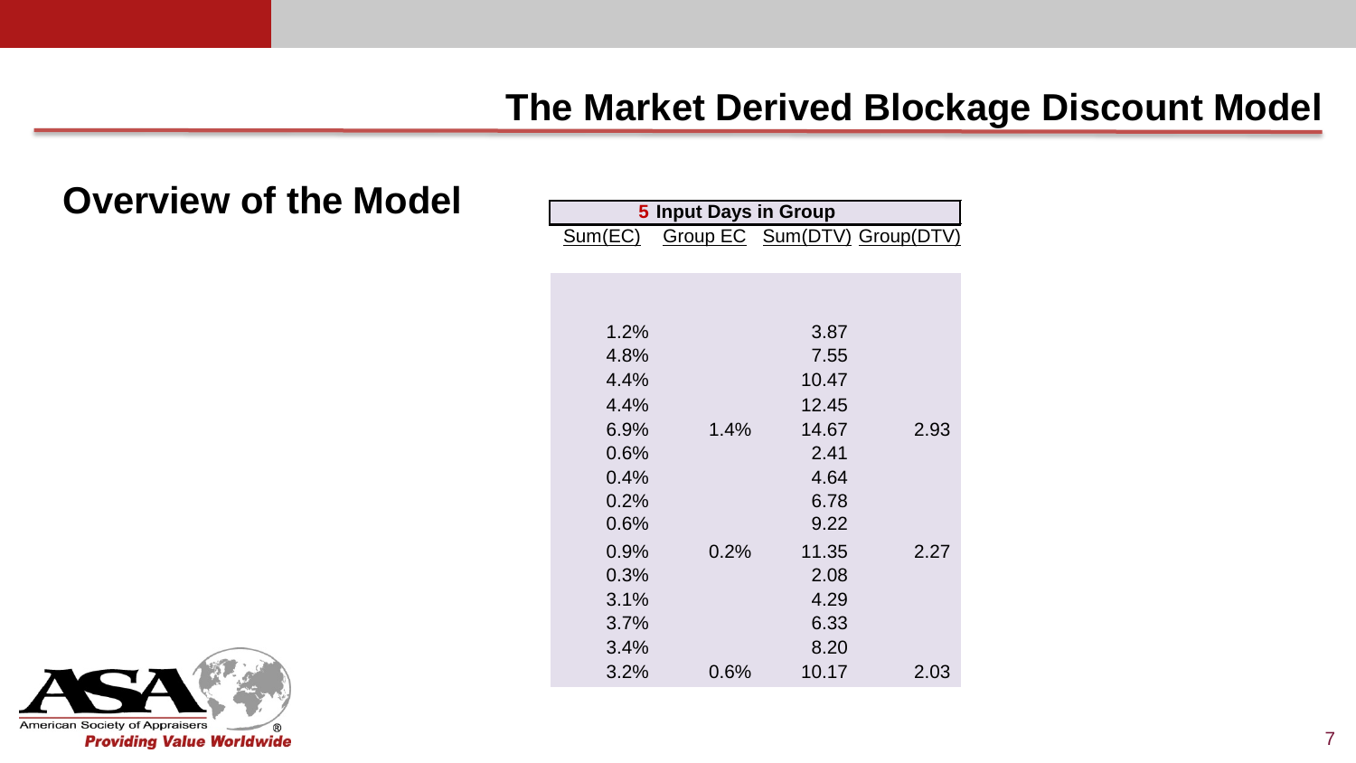## The Market Derived Blockage Discount Model

### Overview of the Model

| **5 Input Days in Group** | | | |
|---|---|---|---|
| Sum(EC) | Group EC | Sum(DTV) | Group(DTV) |
| | | | |
| 1.2% | | 3.87 | |
| 4.8% | | 7.55 | |
| 4.4% | | 10.47 | |
| 4.4% | | 12.45 | |
| 6.9% | 1.4% | 14.67 | 2.93 |
| 0.6% | | 2.41 | |
| 0.4% | | 4.64 | |
| 0.2% | | 6.78 | |
| 0.6% | | 9.22 | |
| 0.9% | 0.2% | 11.35 | 2.27 |
| 0.3% | | 2.08 | |
| 3.1% | | 4.29 | |
| 3.7% | | 6.33 | |
| 3.4% | | 8.20 | |
| 3.2% | 0.6% | 10.17 | 2.03 |

American Society of Appraisers
*Providing Value Worldwide*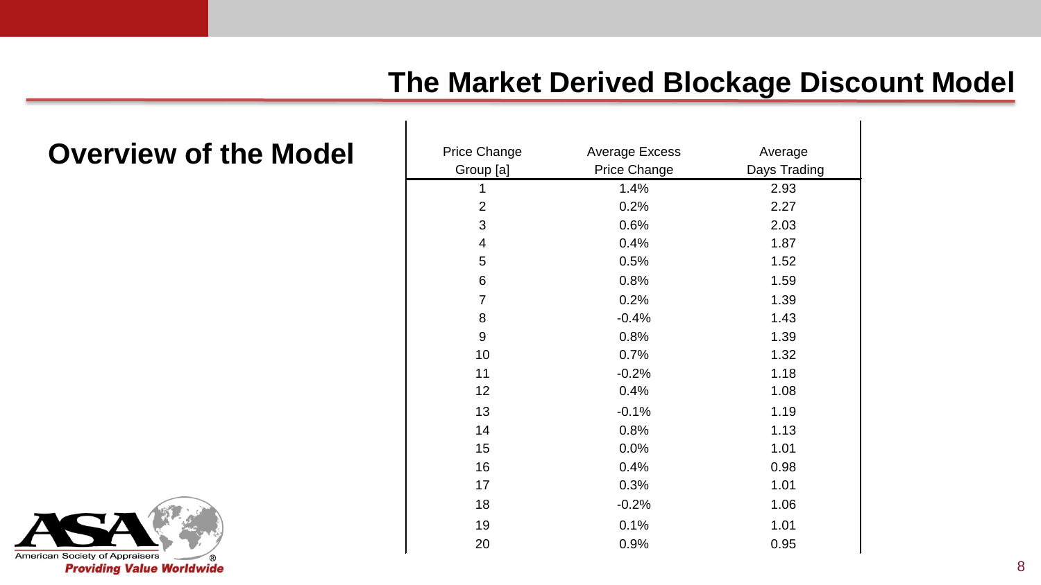# The Market Derived Blockage Discount Model

## Overview of the Model

| Price Change Group [a] | Average Excess Price Change | Average Days Trading |
|---|---|---|
| 1 | 1.4% | 2.93 |
| 2 | 0.2% | 2.27 |
| 3 | 0.6% | 2.03 |
| 4 | 0.4% | 1.87 |
| 5 | 0.5% | 1.52 |
| 6 | 0.8% | 1.59 |
| 7 | 0.2% | 1.39 |
| 8 | -0.4% | 1.43 |
| 9 | 0.8% | 1.39 |
| 10 | 0.7% | 1.32 |
| 11 | -0.2% | 1.18 |
| 12 | 0.4% | 1.08 |
| 13 | -0.1% | 1.19 |
| 14 | 0.8% | 1.13 |
| 15 | 0.0% | 1.01 |
| 16 | 0.4% | 0.98 |
| 17 | 0.3% | 1.01 |
| 18 | -0.2% | 1.06 |
| 19 | 0.1% | 1.01 |
| 20 | 0.9% | 0.95 |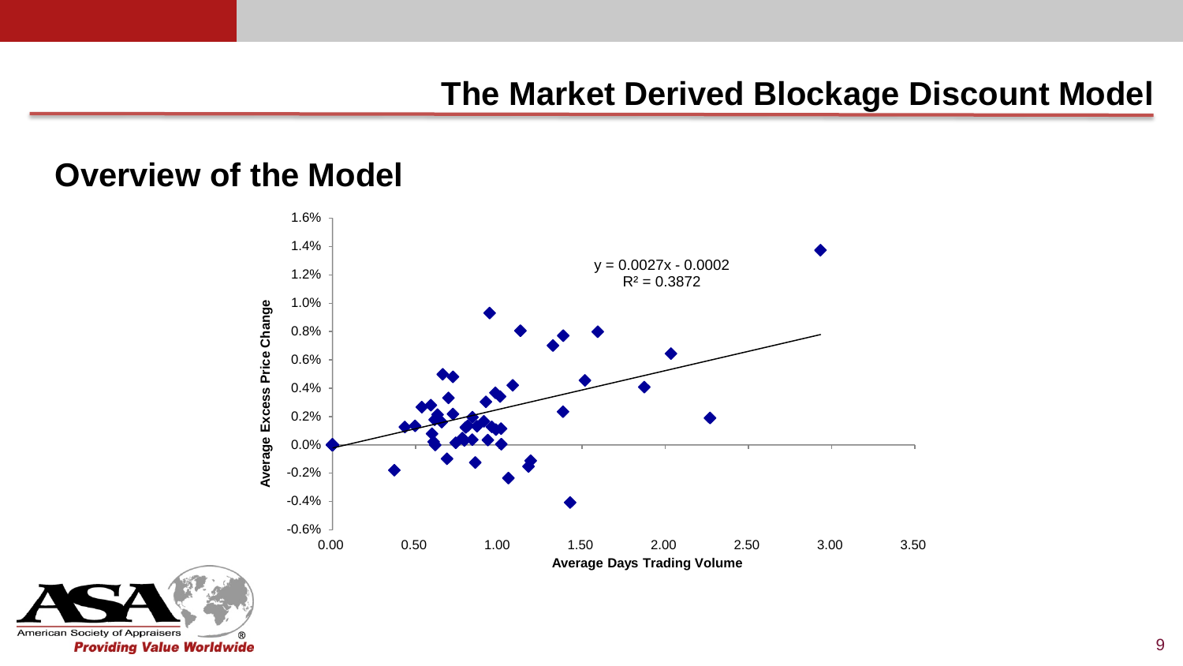# The Market Derived Blockage Discount Model

## Overview of the Model

$y = 0.0027x - 0.0002$
$R^2 = 0.3872$

Average Excess Price Change

Average Days Trading Volume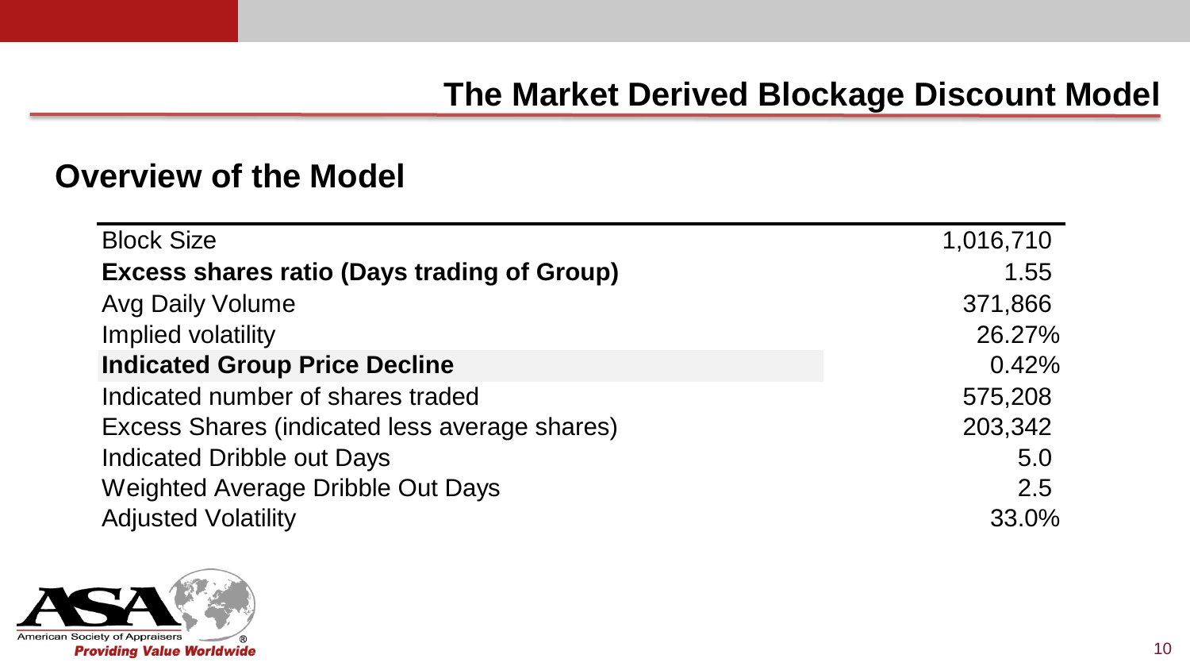# The Market Derived Blockage Discount Model

## Overview of the Model

| | |
|---|---|
| Block Size | 1,016,710 |
| **Excess shares ratio (Days trading of Group)** | 1.55 |
| Avg Daily Volume | 371,866 |
| Implied volatility | 26.27% |
| **Indicated Group Price Decline** | 0.42% |
| Indicated number of shares traded | 575,208 |
| Excess Shares (indicated less average shares) | 203,342 |
| Indicated Dribble out Days | 5.0 |
| Weighted Average Dribble Out Days | 2.5 |
| Adjusted Volatility | 33.0% |

American Society of Appraisers
*Providing Value Worldwide*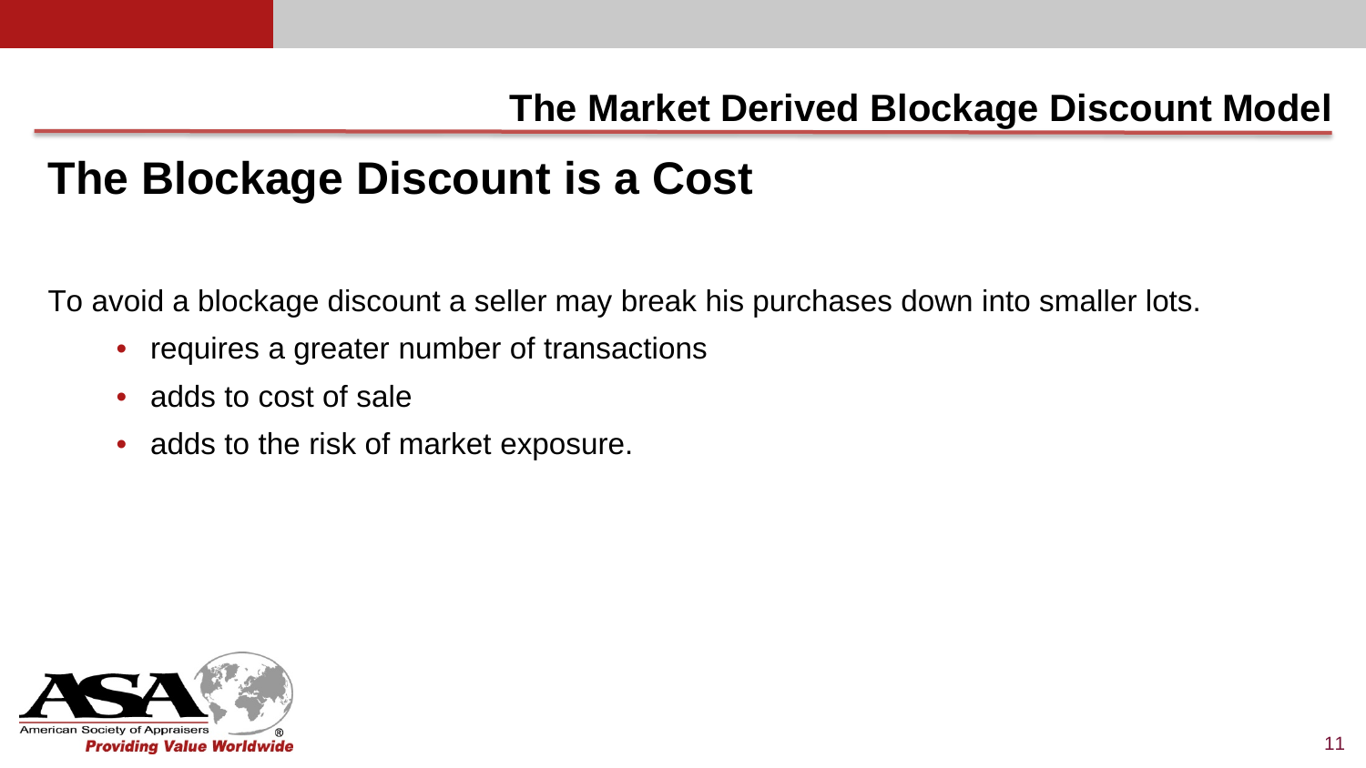## The Market Derived Blockage Discount Model

# The Blockage Discount is a Cost

To avoid a blockage discount a seller may break his purchases down into smaller lots.

- requires a greater number of transactions
- adds to cost of sale
- adds to the risk of market exposure.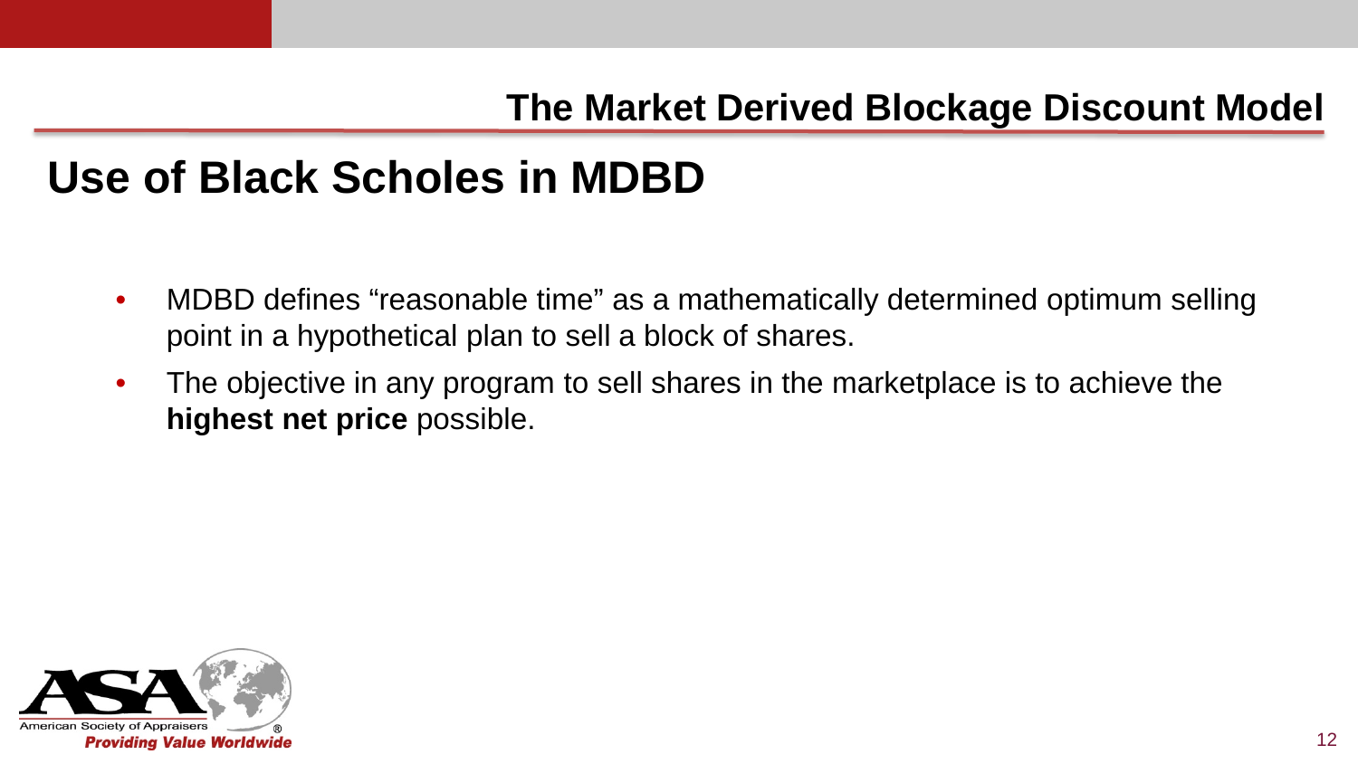## The Market Derived Blockage Discount Model

# Use of Black Scholes in MDBD

- MDBD defines "reasonable time" as a mathematically determined optimum selling point in a hypothetical plan to sell a block of shares.
- The objective in any program to sell shares in the marketplace is to achieve the **highest net price** possible.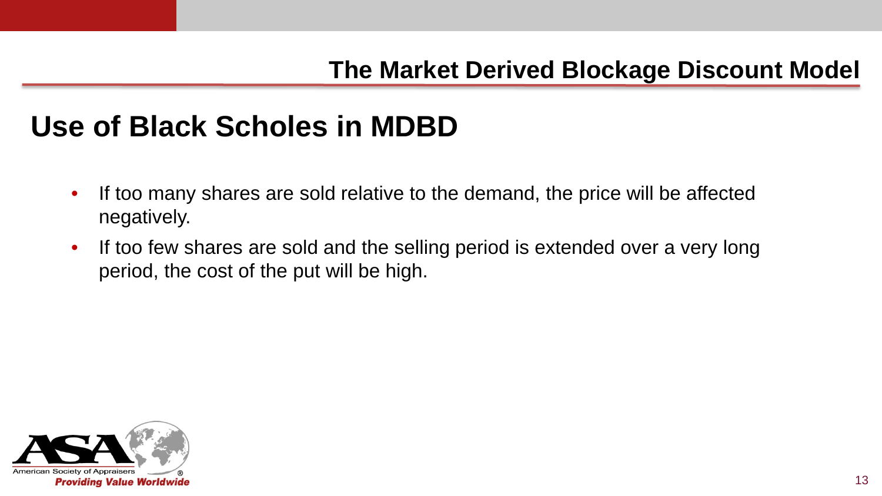## Use of Black Scholes in MDBD

- If too many shares are sold relative to the demand, the price will be affected negatively.
- If too few shares are sold and the selling period is extended over a very long period, the cost of the put will be high.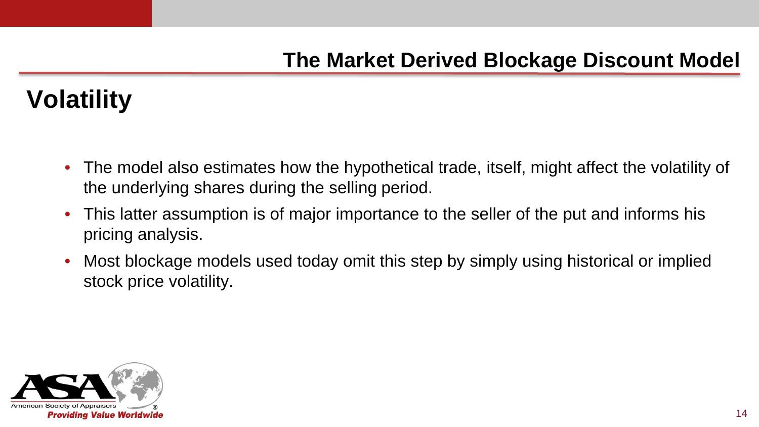## The Market Derived Blockage Discount Model

# Volatility

- The model also estimates how the hypothetical trade, itself, might affect the volatility of the underlying shares during the selling period.
- This latter assumption is of major importance to the seller of the put and informs his pricing analysis.
- Most blockage models used today omit this step by simply using historical or implied stock price volatility.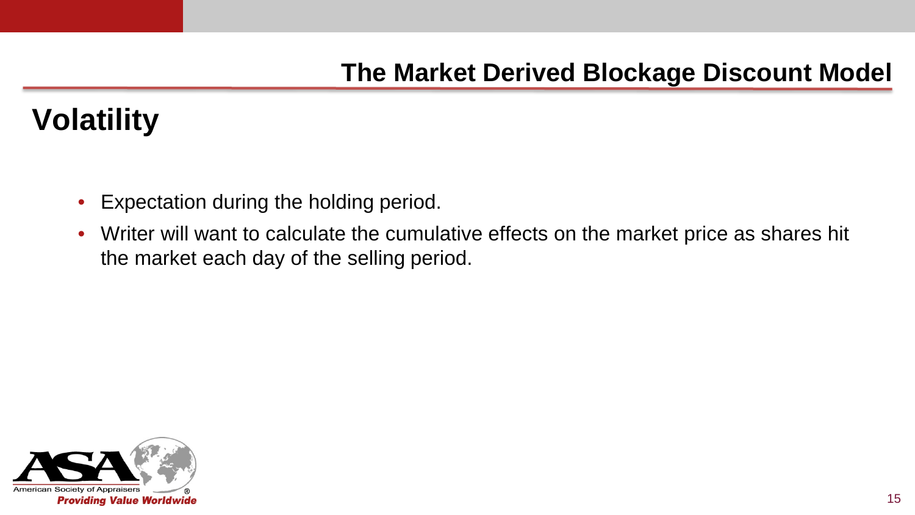## The Market Derived Blockage Discount Model

# Volatility

- Expectation during the holding period.
- Writer will want to calculate the cumulative effects on the market price as shares hit the market each day of the selling period.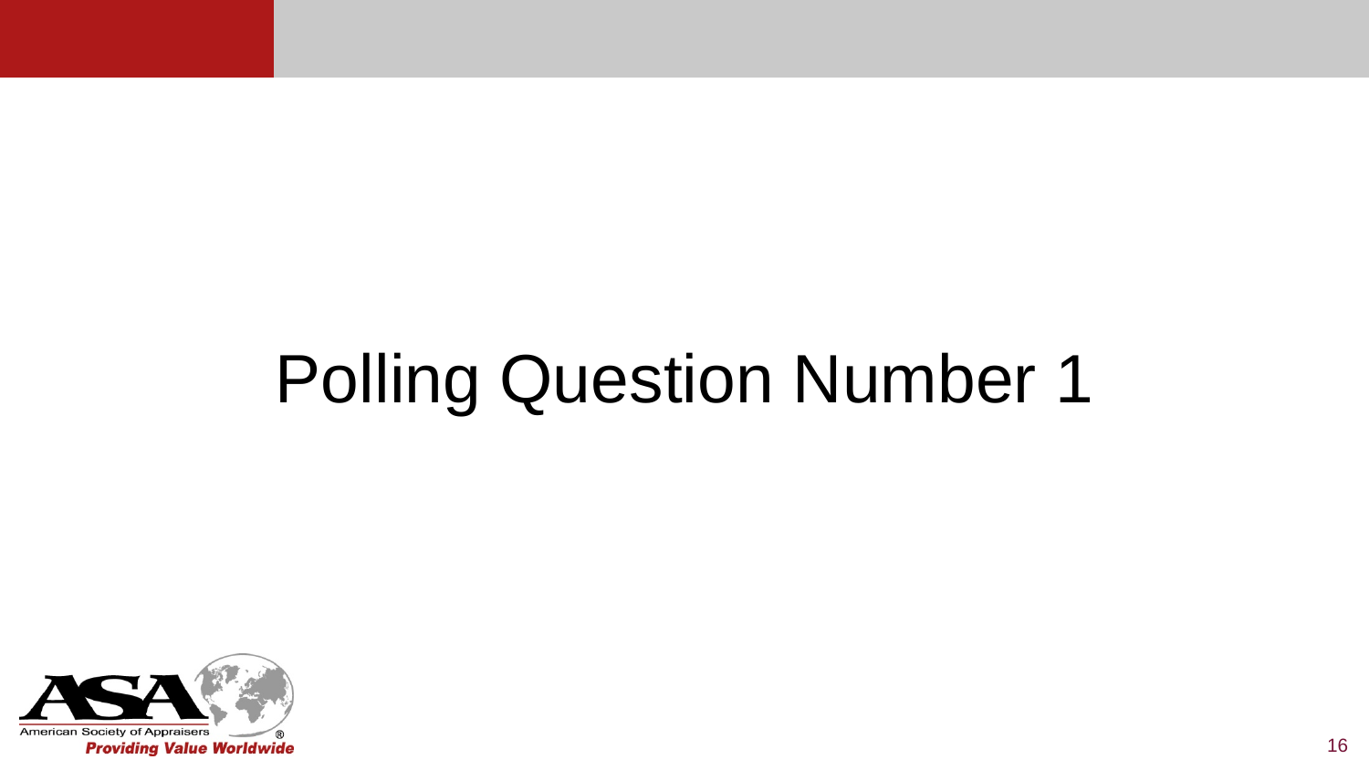# Polling Question Number 1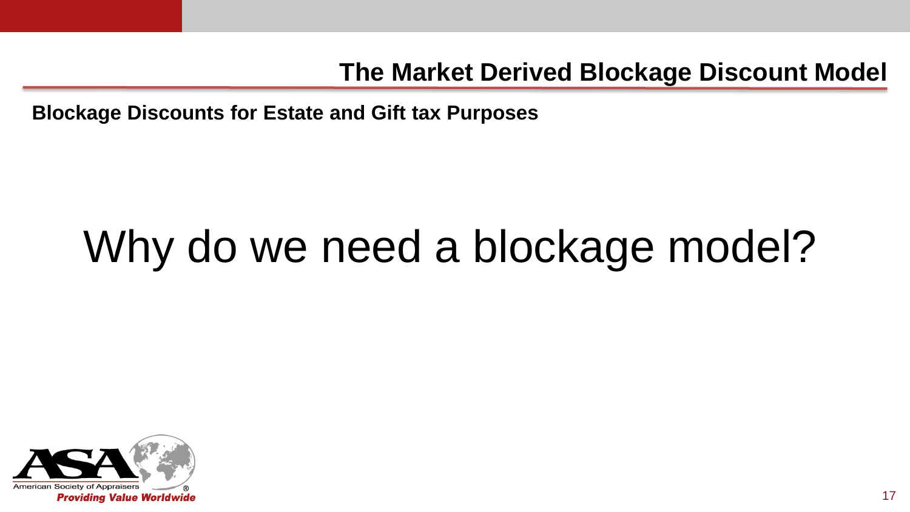## The Market Derived Blockage Discount Model

**Blockage Discounts for Estate and Gift tax Purposes**

# Why do we need a blockage model?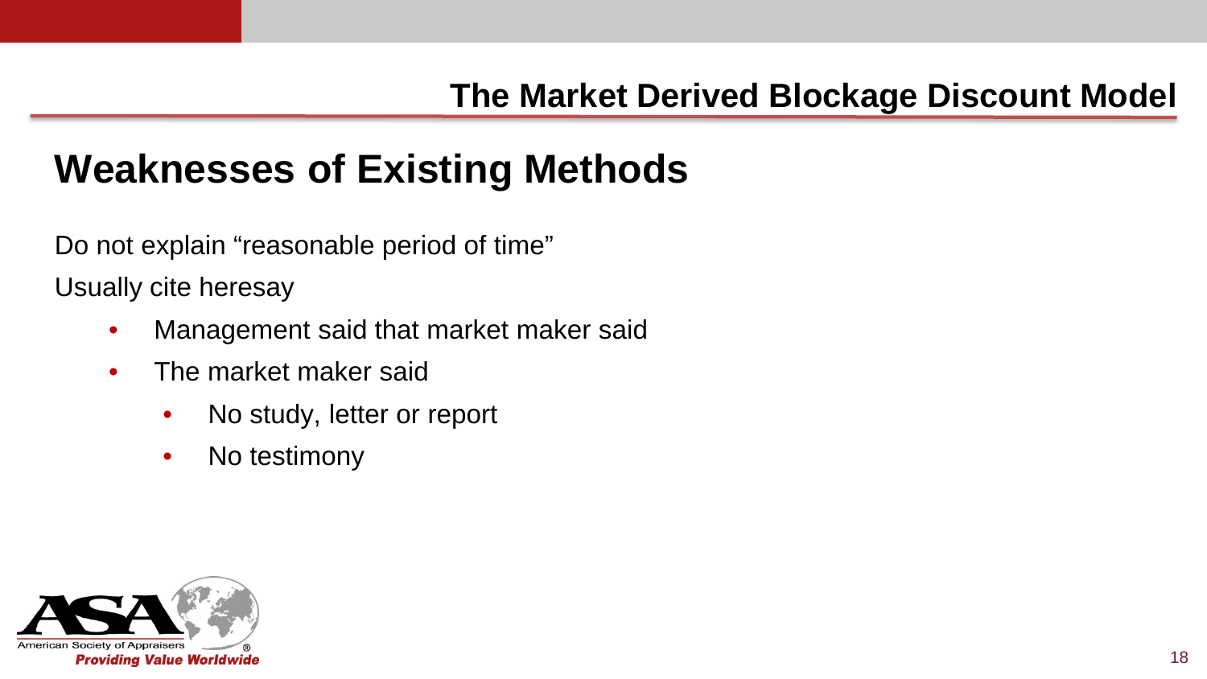# Weaknesses of Existing Methods

Do not explain "reasonable period of time"

Usually cite heresay

- Management said that market maker said
- The market maker said
  - No study, letter or report
  - No testimony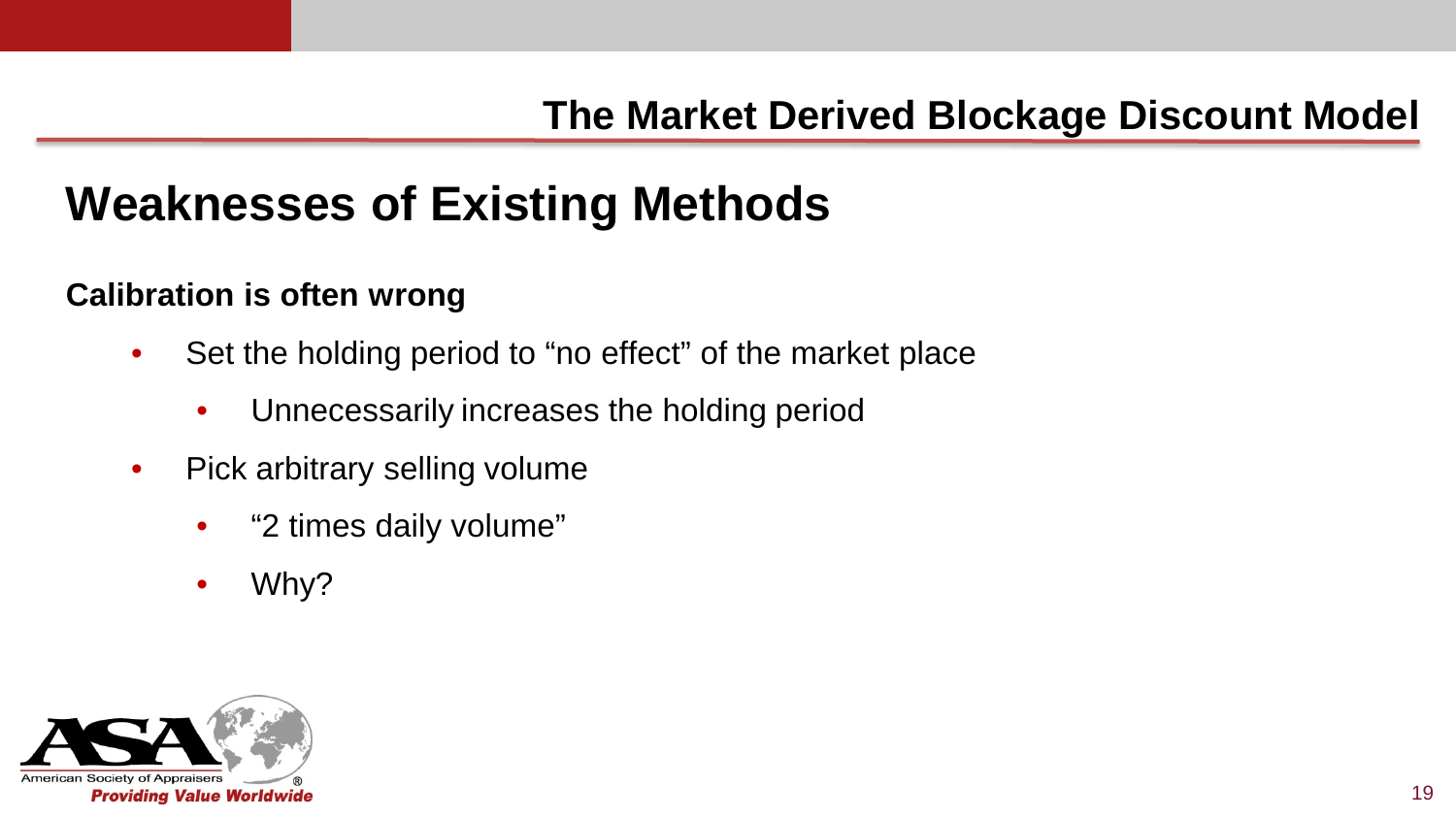## Weaknesses of Existing Methods

**Calibration is often wrong**

- Set the holding period to “no effect” of the market place
  - Unnecessarily increases the holding period
- Pick arbitrary selling volume
  - “2 times daily volume”
  - Why?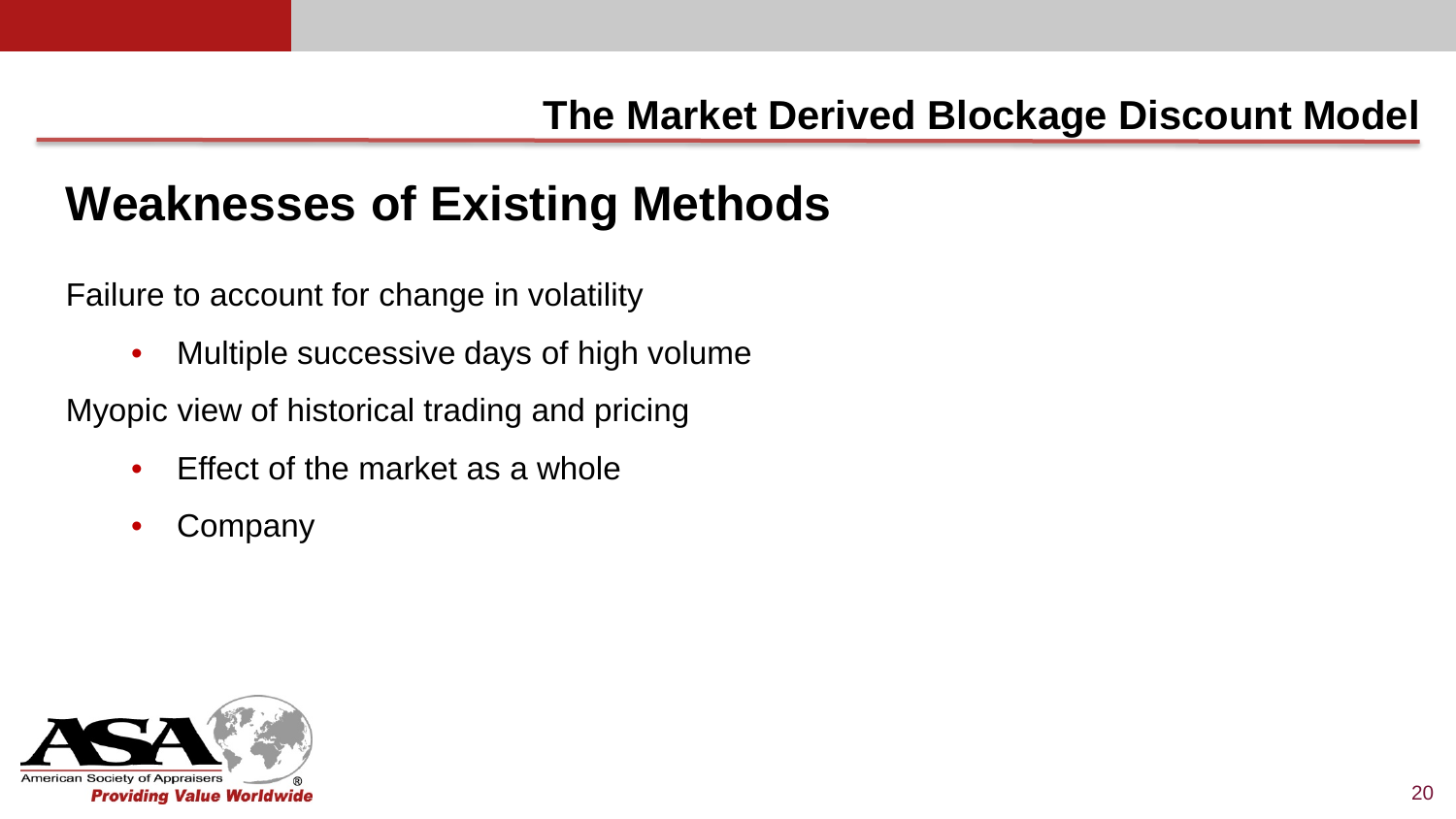# Weaknesses of Existing Methods

Failure to account for change in volatility

- Multiple successive days of high volume

Myopic view of historical trading and pricing

- Effect of the market as a whole
- Company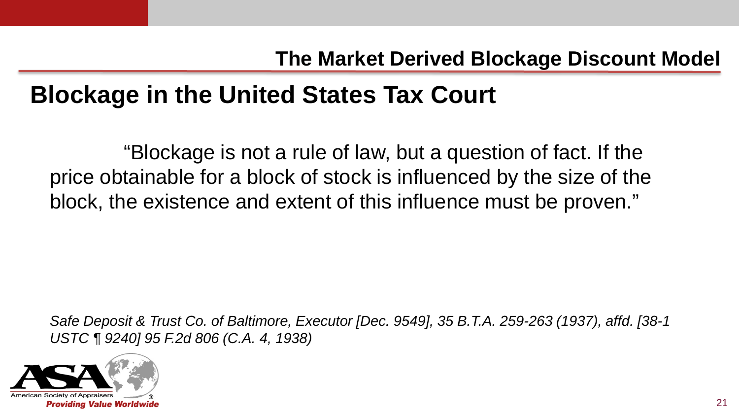## The Market Derived Blockage Discount Model

# Blockage in the United States Tax Court

"Blockage is not a rule of law, but a question of fact. If the price obtainable for a block of stock is influenced by the size of the block, the existence and extent of this influence must be proven."

*Safe Deposit & Trust Co. of Baltimore, Executor [Dec. 9549], 35 B.T.A. 259-263 (1937), affd. [38-1 USTC ¶ 9240] 95 F.2d 806 (C.A. 4, 1938)*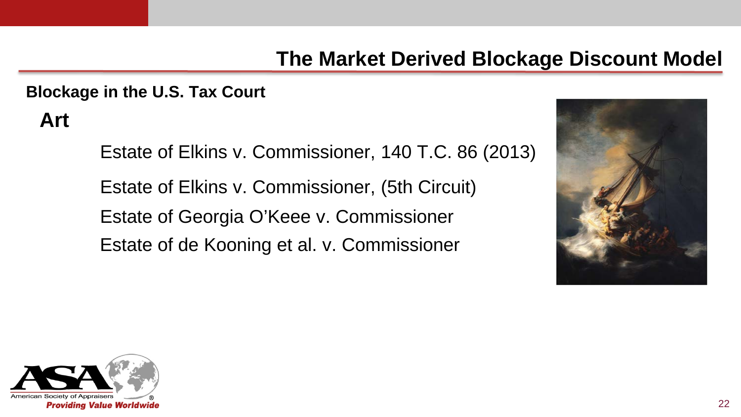# The Market Derived Blockage Discount Model

## Blockage in the U.S. Tax Court

### Art

Estate of Elkins v. Commissioner, 140 T.C. 86 (2013)

Estate of Elkins v. Commissioner, (5th Circuit)

Estate of Georgia O'Keee v. Commissioner

Estate of de Kooning et al. v. Commissioner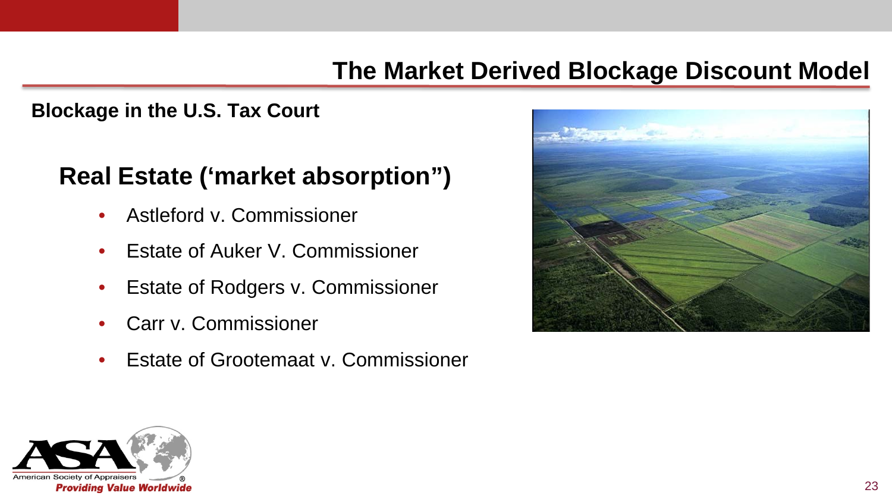# The Market Derived Blockage Discount Model

**Blockage in the U.S. Tax Court**

## Real Estate ('market absorption")

- Astleford v. Commissioner
- Estate of Auker V. Commissioner
- Estate of Rodgers v. Commissioner
- Carr v. Commissioner
- Estate of Grootemaat v. Commissioner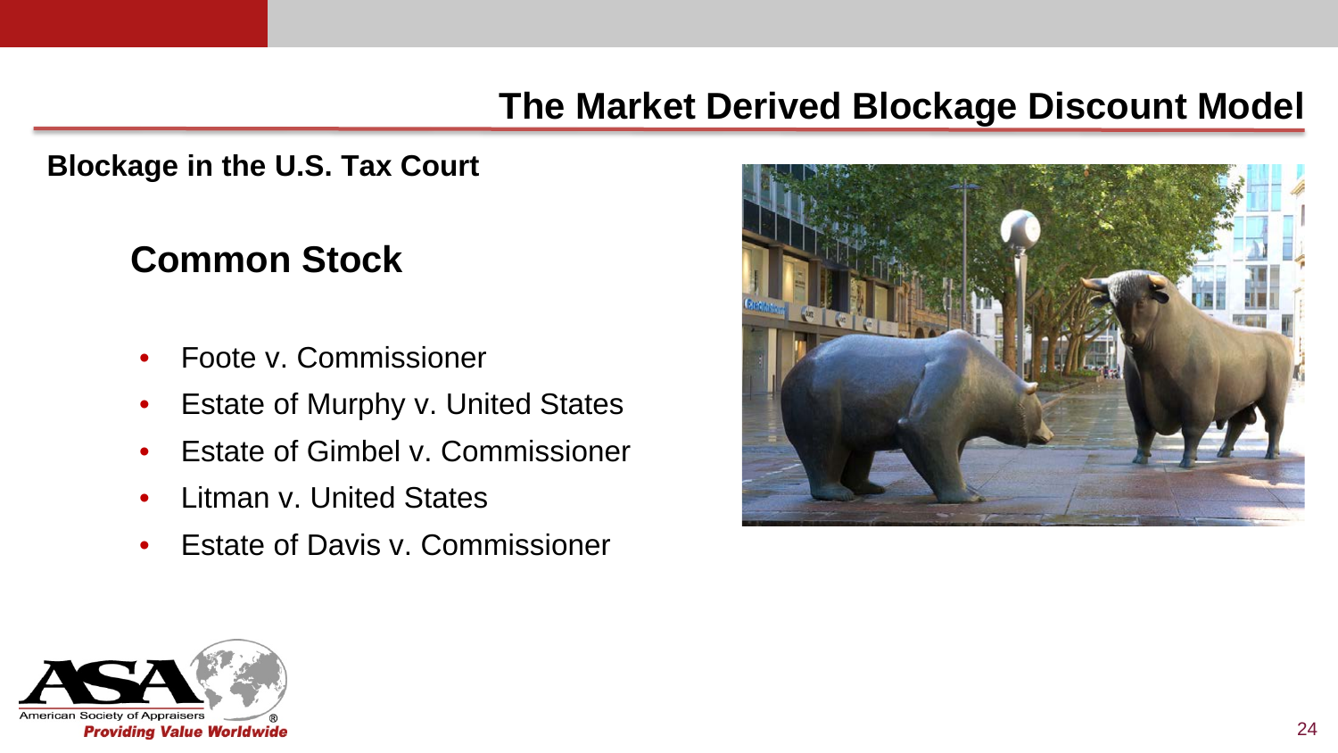# The Market Derived Blockage Discount Model

## Blockage in the U.S. Tax Court

### Common Stock

- Foote v. Commissioner
- Estate of Murphy v. United States
- Estate of Gimbel v. Commissioner
- Litman v. United States
- Estate of Davis v. Commissioner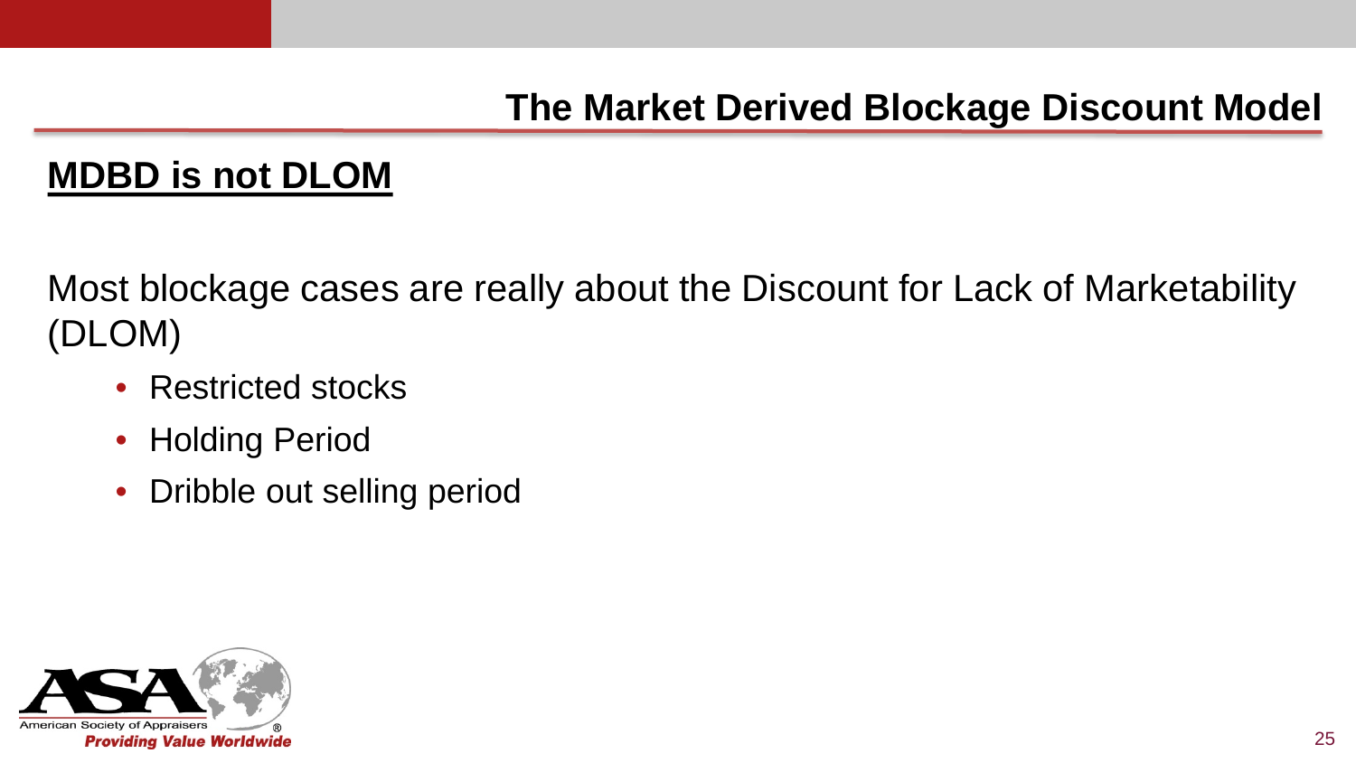# The Market Derived Blockage Discount Model

## MDBD is not DLOM

Most blockage cases are really about the Discount for Lack of Marketability (DLOM)

- Restricted stocks
- Holding Period
- Dribble out selling period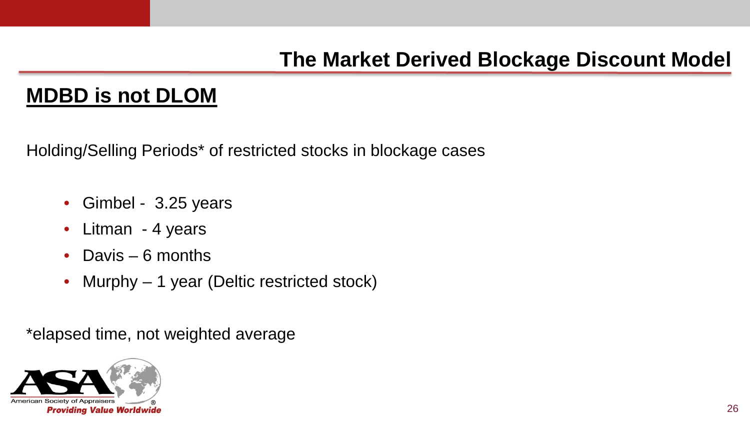## The Market Derived Blockage Discount Model

### MDBD is not DLOM

Holding/Selling Periods* of restricted stocks in blockage cases

- Gimbel - 3.25 years
- Litman - 4 years
- Davis – 6 months
- Murphy – 1 year (Deltic restricted stock)

*elapsed time, not weighted average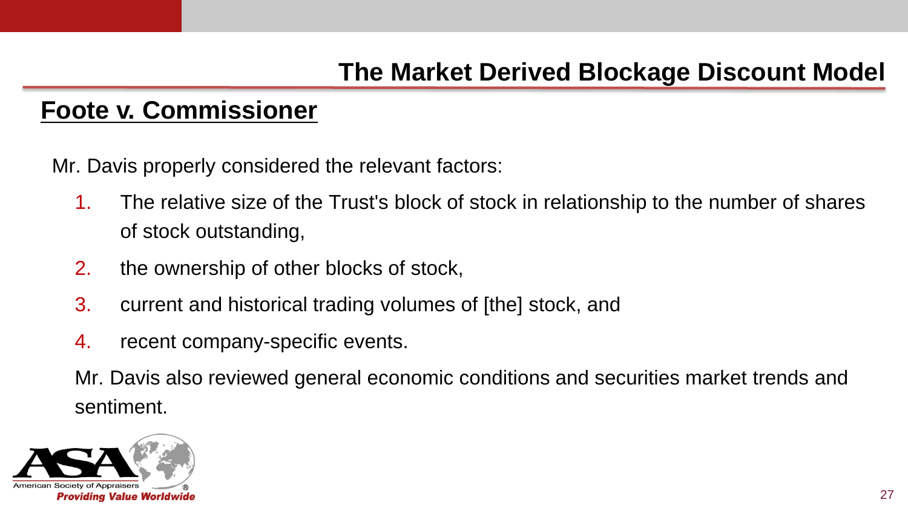## The Market Derived Blockage Discount Model

### Foote v. Commissioner

Mr. Davis properly considered the relevant factors:

1. The relative size of the Trust's block of stock in relationship to the number of shares of stock outstanding,
2. the ownership of other blocks of stock,
3. current and historical trading volumes of [the] stock, and
4. recent company-specific events.

Mr. Davis also reviewed general economic conditions and securities market trends and sentiment.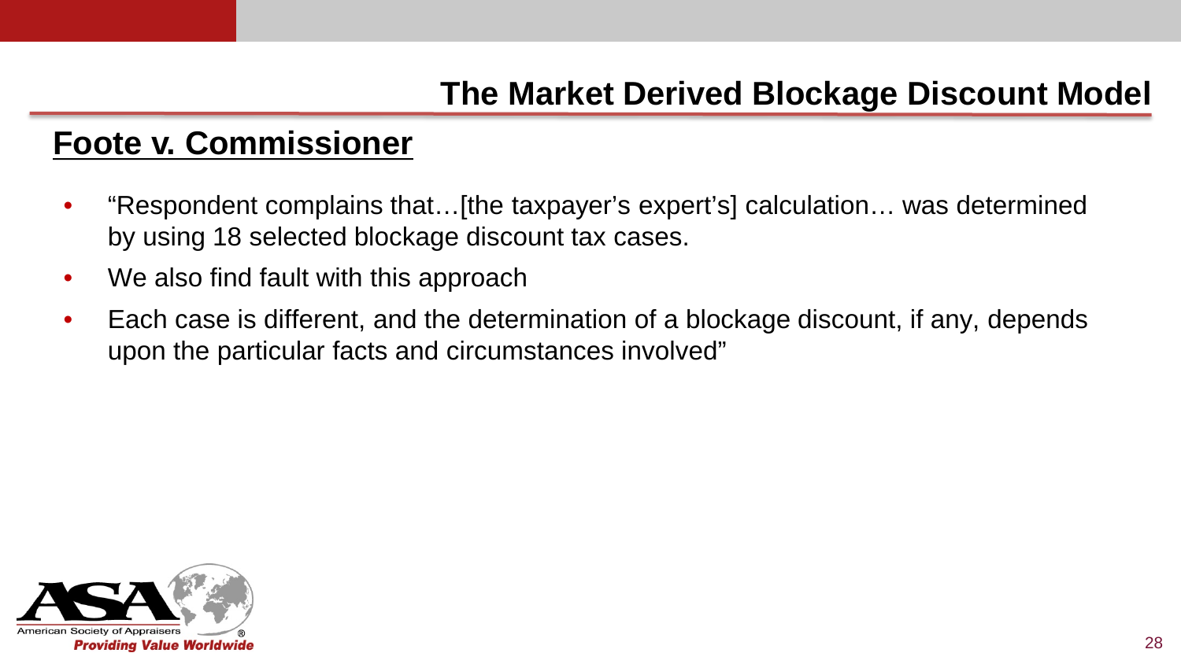## The Market Derived Blockage Discount Model

### Foote v. Commissioner

- "Respondent complains that…[the taxpayer's expert's] calculation… was determined by using 18 selected blockage discount tax cases.
- We also find fault with this approach
- Each case is different, and the determination of a blockage discount, if any, depends upon the particular facts and circumstances involved"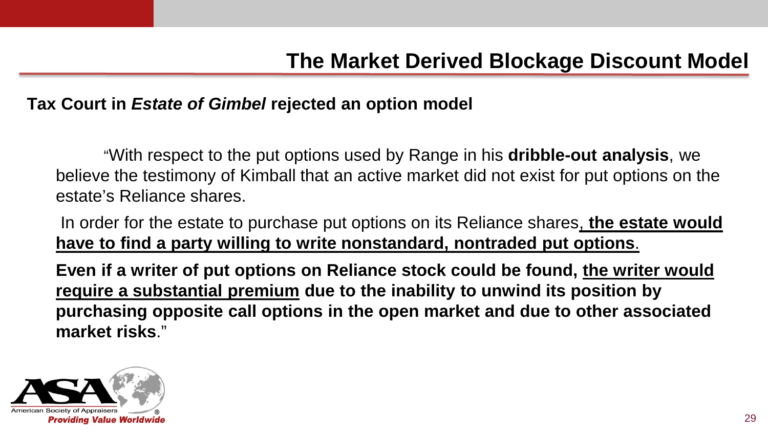# The Market Derived Blockage Discount Model

**Tax Court in *Estate of Gimbel* rejected an option model**

"With respect to the put options used by Range in his **dribble-out analysis**, we believe the testimony of Kimball that an active market did not exist for put options on the estate's Reliance shares.

In order for the estate to purchase put options on its Reliance shares, **the estate would have to find a party willing to write nonstandard, nontraded put options**.

**Even if a writer of put options on Reliance stock could be found, the writer would require a substantial premium due to the inability to unwind its position by purchasing opposite call options in the open market and due to other associated market risks**."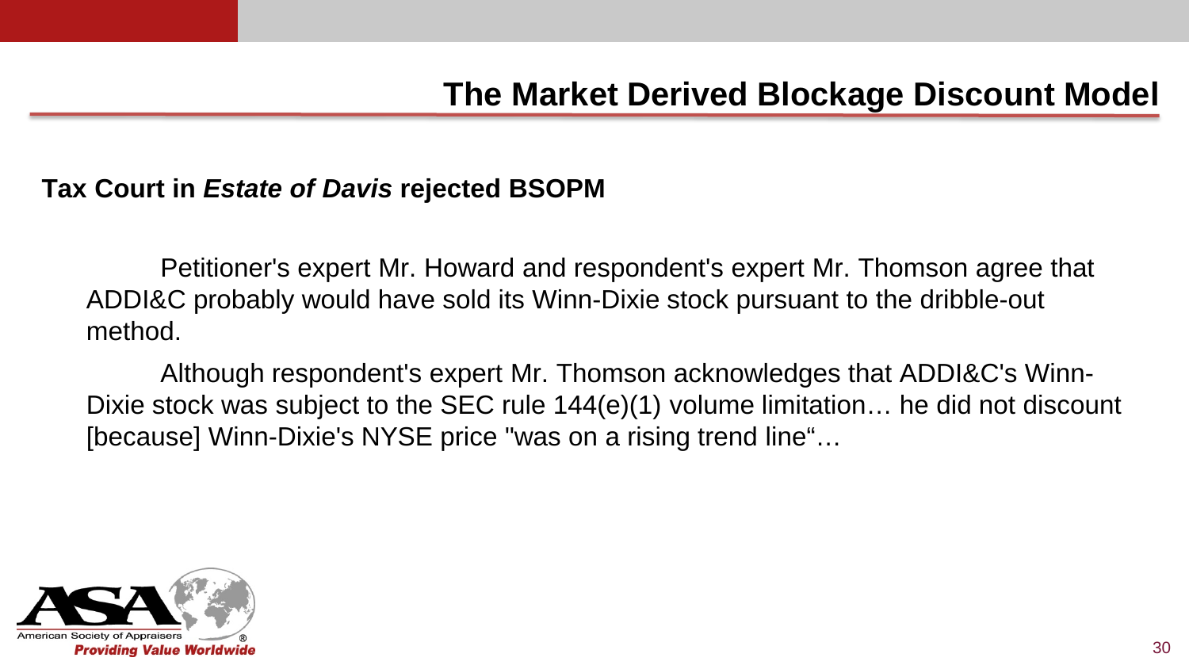## The Market Derived Blockage Discount Model

**Tax Court in *Estate of Davis* rejected BSOPM**

Petitioner's expert Mr. Howard and respondent's expert Mr. Thomson agree that ADDI&C probably would have sold its Winn-Dixie stock pursuant to the dribble-out method.

Although respondent's expert Mr. Thomson acknowledges that ADDI&C's Winn-Dixie stock was subject to the SEC rule 144(e)(1) volume limitation… he did not discount [because] Winn-Dixie's NYSE price "was on a rising trend line"…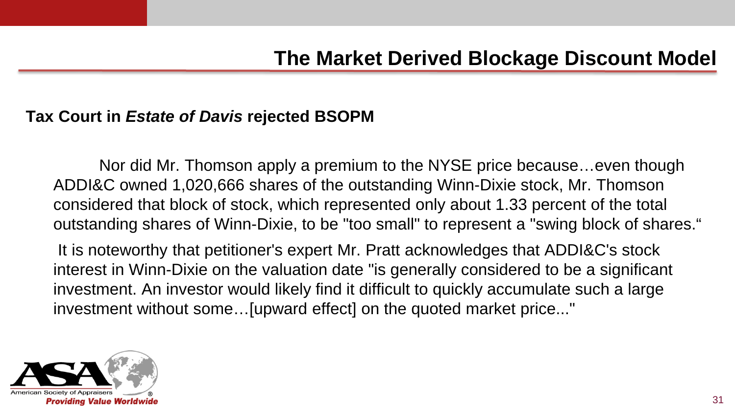# The Market Derived Blockage Discount Model

**Tax Court in *Estate of Davis* rejected BSOPM**

Nor did Mr. Thomson apply a premium to the NYSE price because…even though ADDI&C owned 1,020,666 shares of the outstanding Winn-Dixie stock, Mr. Thomson considered that block of stock, which represented only about 1.33 percent of the total outstanding shares of Winn-Dixie, to be "too small" to represent a "swing block of shares."

It is noteworthy that petitioner's expert Mr. Pratt acknowledges that ADDI&C's stock interest in Winn-Dixie on the valuation date "is generally considered to be a significant investment. An investor would likely find it difficult to quickly accumulate such a large investment without some…[upward effect] on the quoted market price..."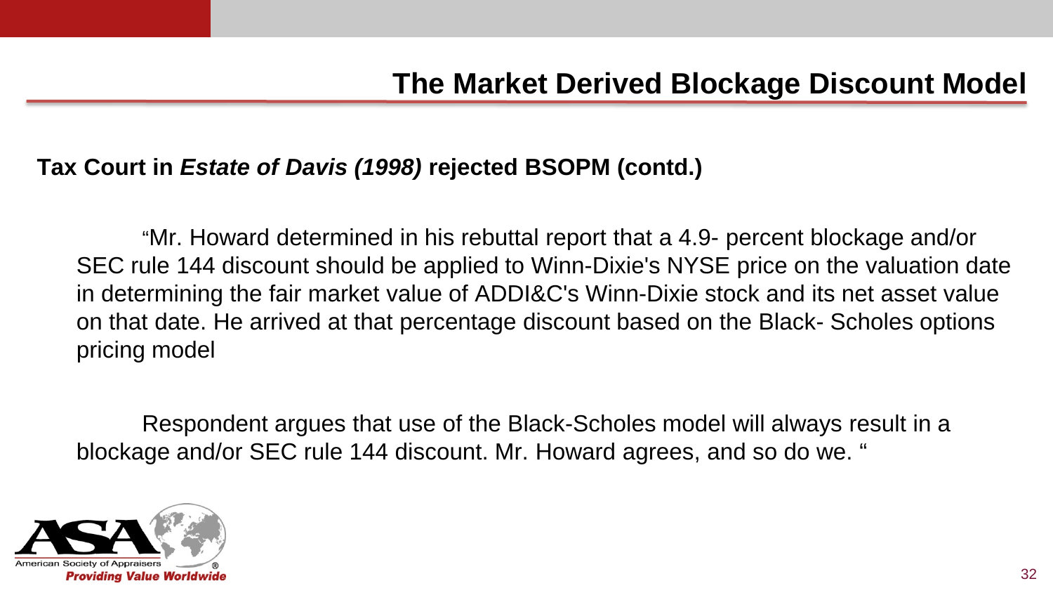# The Market Derived Blockage Discount Model

**Tax Court in *Estate of Davis (1998)* rejected BSOPM (contd.)**

"Mr. Howard determined in his rebuttal report that a 4.9- percent blockage and/or SEC rule 144 discount should be applied to Winn-Dixie's NYSE price on the valuation date in determining the fair market value of ADDI&C's Winn-Dixie stock and its net asset value on that date. He arrived at that percentage discount based on the Black- Scholes options pricing model

Respondent argues that use of the Black-Scholes model will always result in a blockage and/or SEC rule 144 discount. Mr. Howard agrees, and so do we. "

American Society of Appraisers®
*Providing Value Worldwide*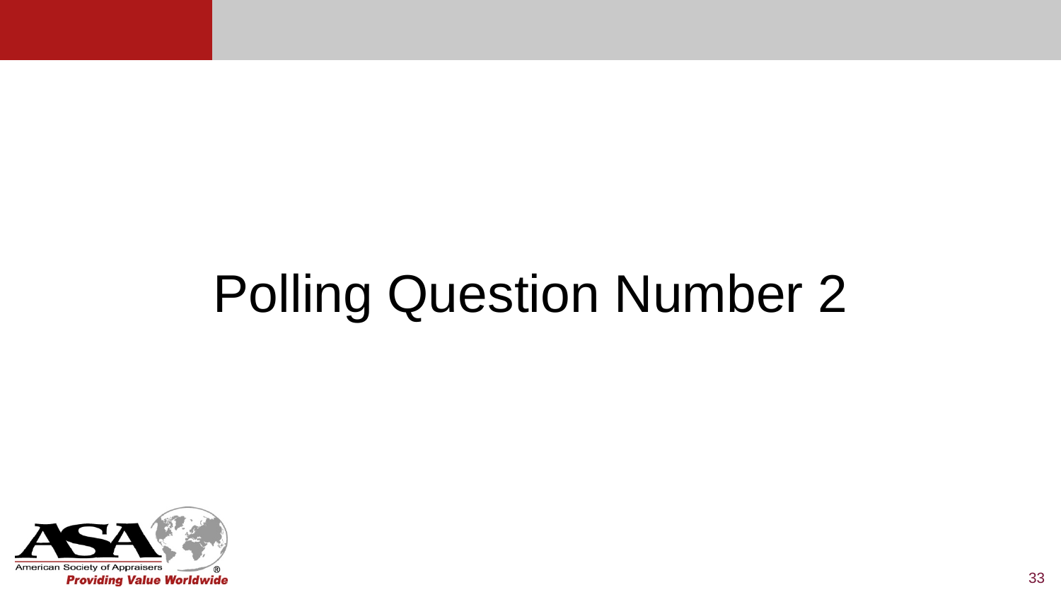# Polling Question Number 2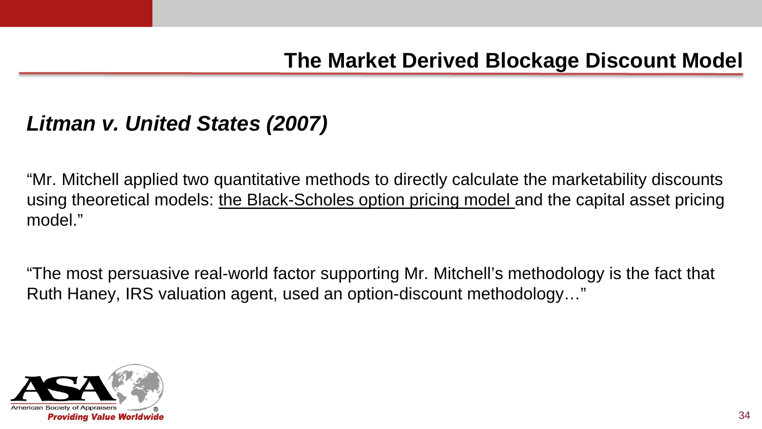# The Market Derived Blockage Discount Model

## *Litman v. United States (2007)*

"Mr. Mitchell applied two quantitative methods to directly calculate the marketability discounts using theoretical models: <u>the Black-Scholes option pricing model</u> and the capital asset pricing model."

"The most persuasive real-world factor supporting Mr. Mitchell's methodology is the fact that Ruth Haney, IRS valuation agent, used an option-discount methodology…"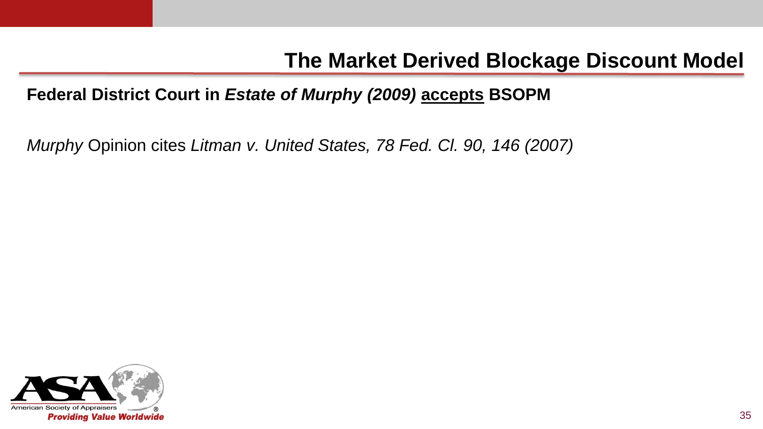# The Market Derived Blockage Discount Model

**Federal District Court in *Estate of Murphy (2009)* <u>accepts</u> BSOPM**

*Murphy* Opinion cites *Litman v. United States, 78 Fed. Cl. 90, 146 (2007)*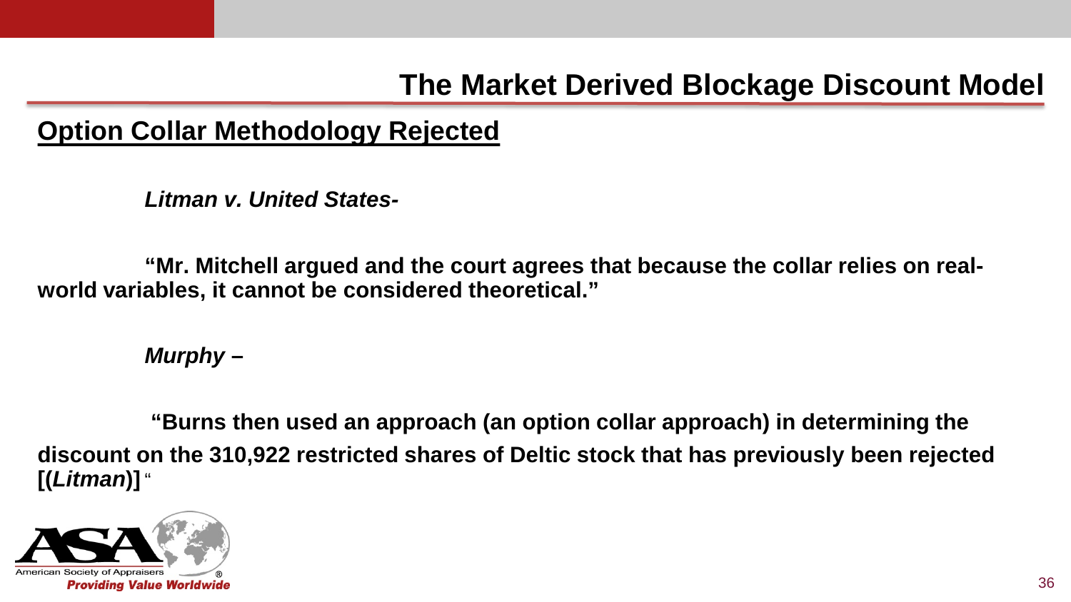# The Market Derived Blockage Discount Model

## Option Collar Methodology Rejected

***Litman v. United States-***

**"Mr. Mitchell argued and the court agrees that because the collar relies on real-world variables, it cannot be considered theoretical."**

***Murphy –***

**"Burns then used an approach (an option collar approach) in determining the discount on the 310,922 restricted shares of Deltic stock that has previously been rejected [(*Litman*)]** "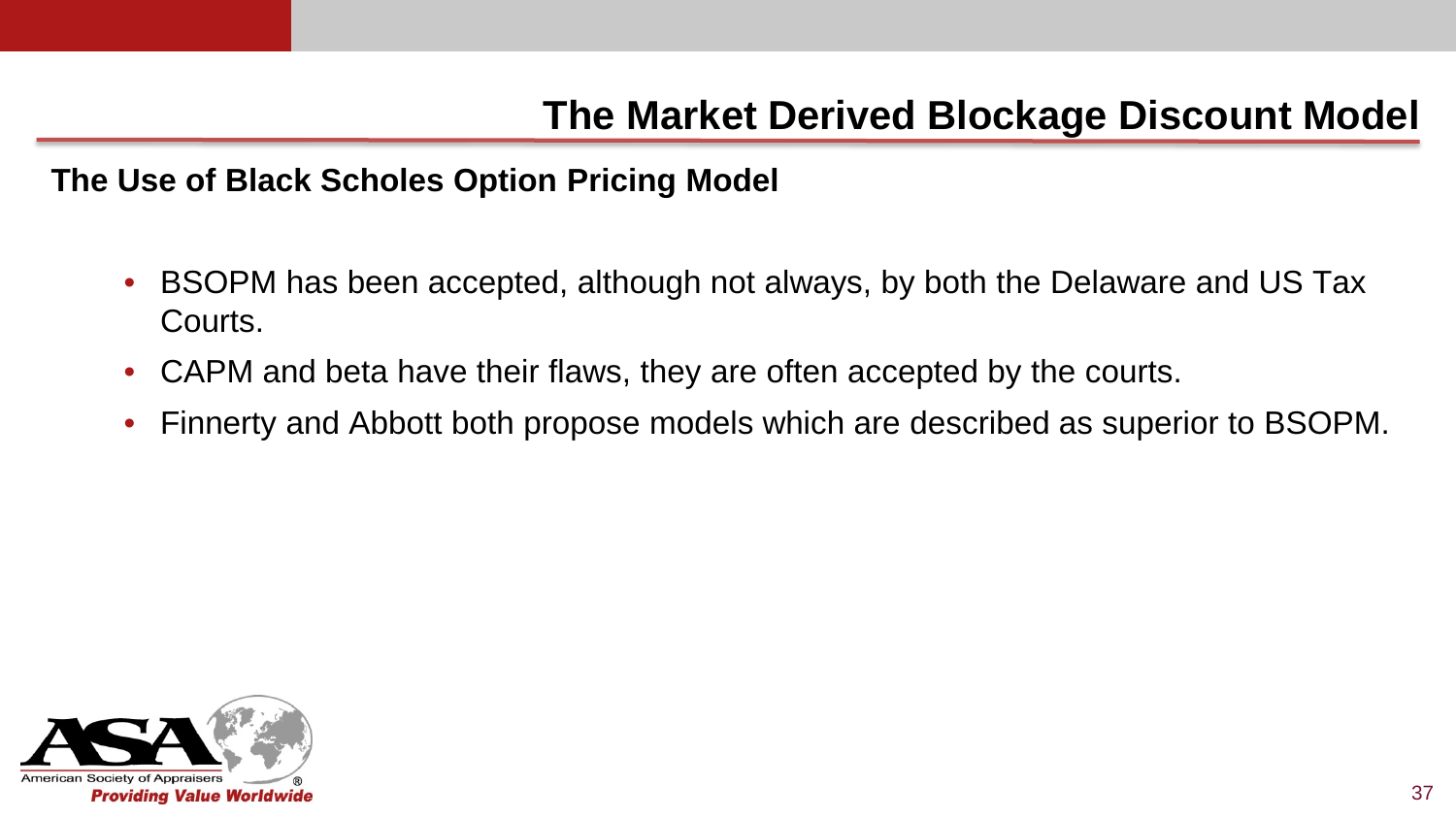# The Market Derived Blockage Discount Model

## The Use of Black Scholes Option Pricing Model

- BSOPM has been accepted, although not always, by both the Delaware and US Tax Courts.
- CAPM and beta have their flaws, they are often accepted by the courts.
- Finnerty and Abbott both propose models which are described as superior to BSOPM.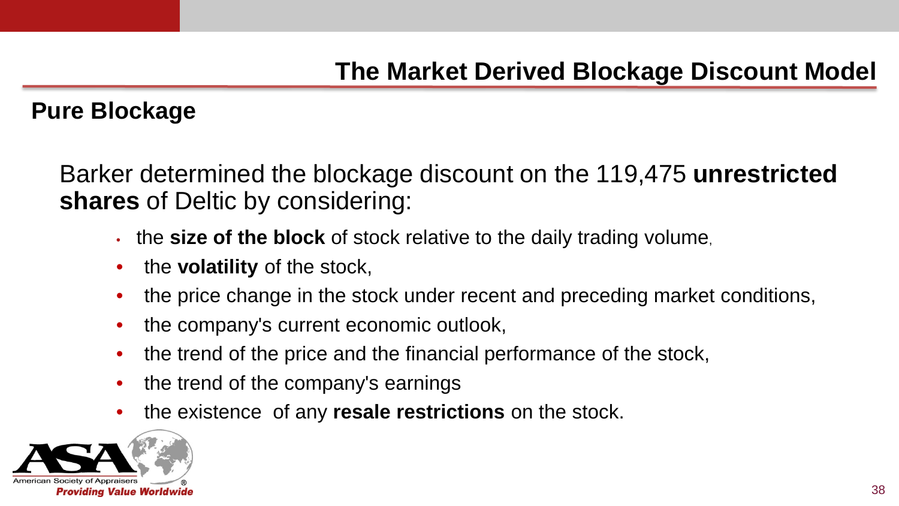# The Market Derived Blockage Discount Model

## Pure Blockage

Barker determined the blockage discount on the 119,475 **unrestricted shares** of Deltic by considering:

- the **size of the block** of stock relative to the daily trading volume,
- the **volatility** of the stock,
- the price change in the stock under recent and preceding market conditions,
- the company's current economic outlook,
- the trend of the price and the financial performance of the stock,
- the trend of the company's earnings
- the existence of any **resale restrictions** on the stock.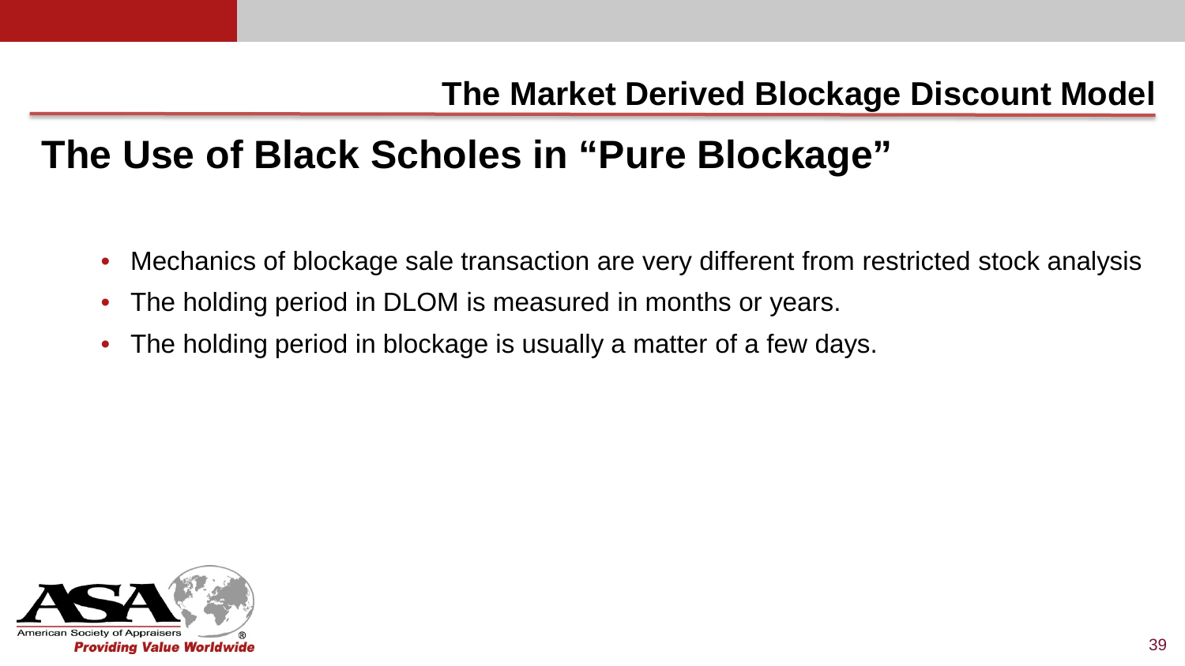## The Market Derived Blockage Discount Model

# The Use of Black Scholes in "Pure Blockage"

- Mechanics of blockage sale transaction are very different from restricted stock analysis
- The holding period in DLOM is measured in months or years.
- The holding period in blockage is usually a matter of a few days.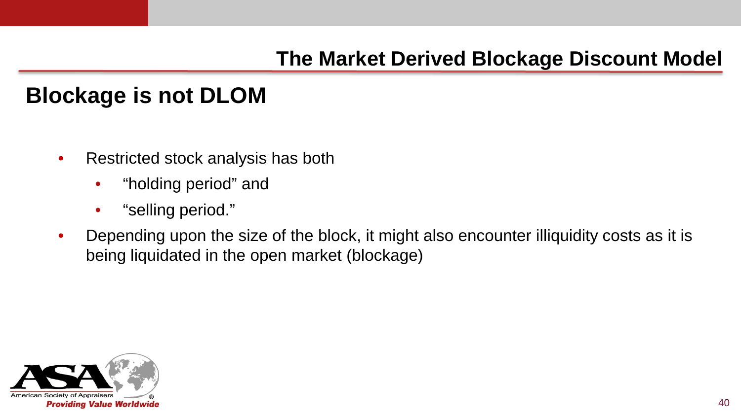## The Market Derived Blockage Discount Model

# Blockage is not DLOM

- Restricted stock analysis has both
  - “holding period” and
  - “selling period.”
- Depending upon the size of the block, it might also encounter illiquidity costs as it is being liquidated in the open market (blockage)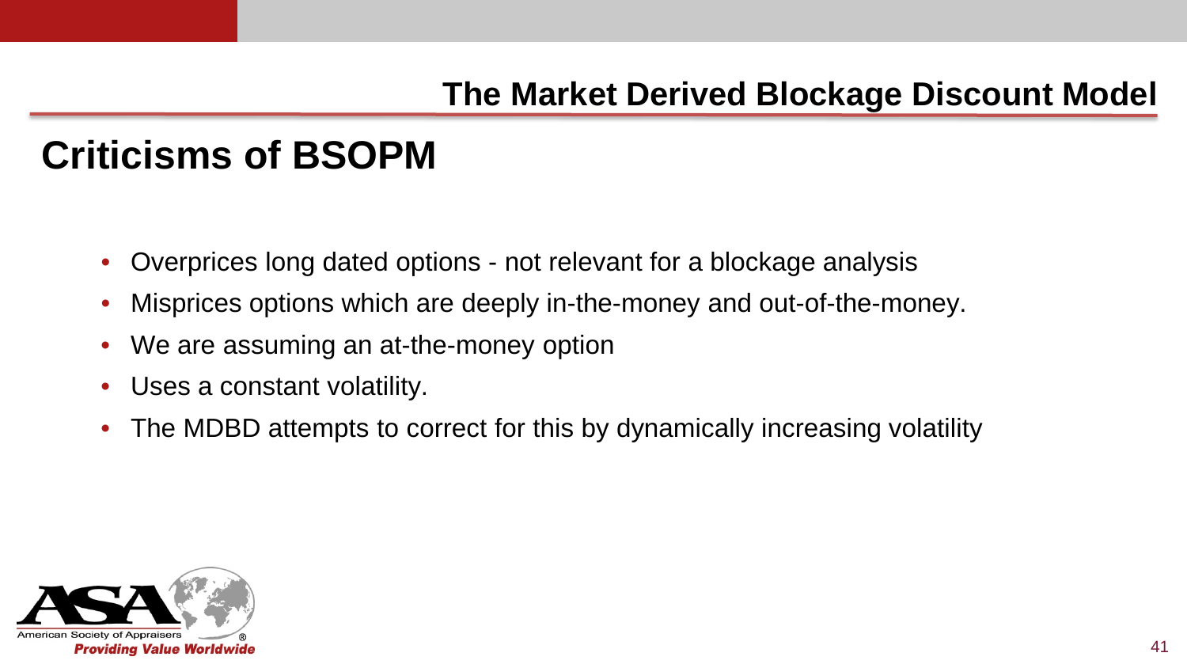## Criticisms of BSOPM

- Overprices long dated options - not relevant for a blockage analysis
- Misprices options which are deeply in-the-money and out-of-the-money.
- We are assuming an at-the-money option
- Uses a constant volatility.
- The MDBD attempts to correct for this by dynamically increasing volatility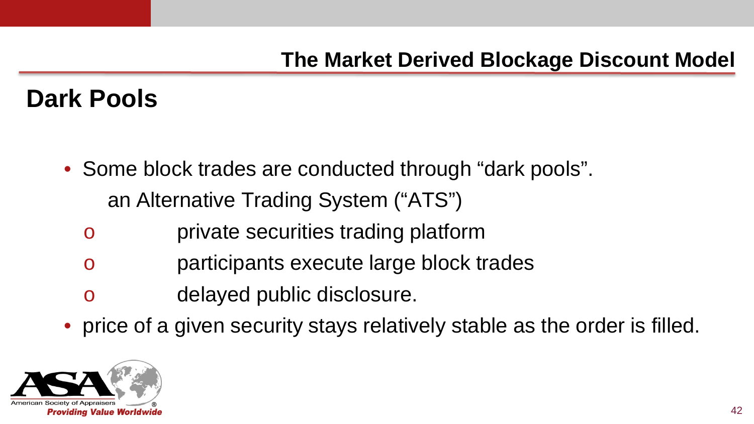## Dark Pools

- Some block trades are conducted through “dark pools”.
  an Alternative Trading System (“ATS”)
  - private securities trading platform
  - participants execute large block trades
  - delayed public disclosure.
- price of a given security stays relatively stable as the order is filled.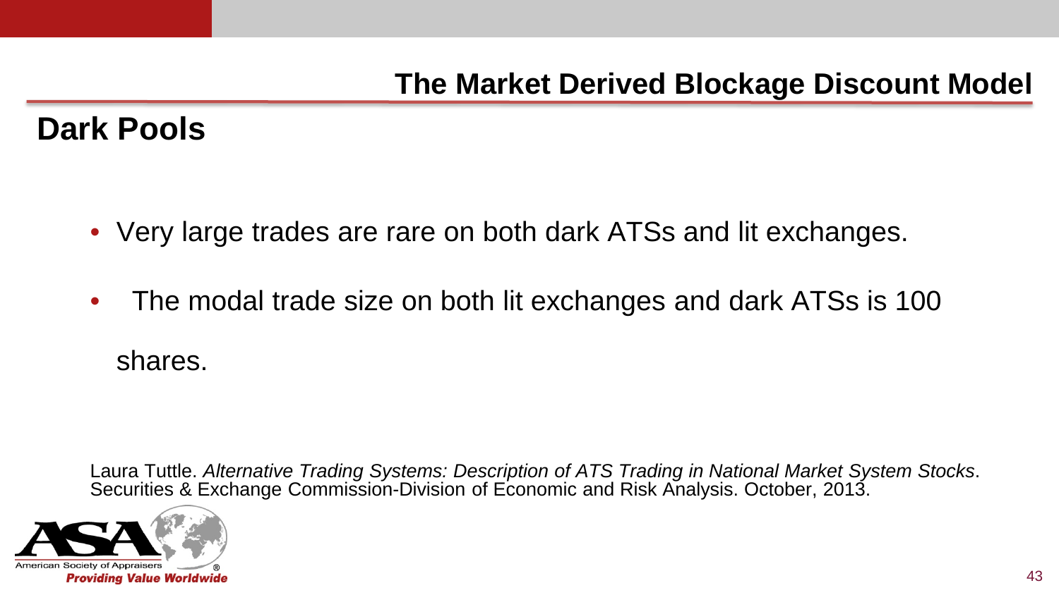## The Market Derived Blockage Discount Model

# Dark Pools

- Very large trades are rare on both dark ATSs and lit exchanges.
- The modal trade size on both lit exchanges and dark ATSs is 100 shares.

Laura Tuttle. *Alternative Trading Systems: Description of ATS Trading in National Market System Stocks*. Securities & Exchange Commission-Division of Economic and Risk Analysis. October, 2013.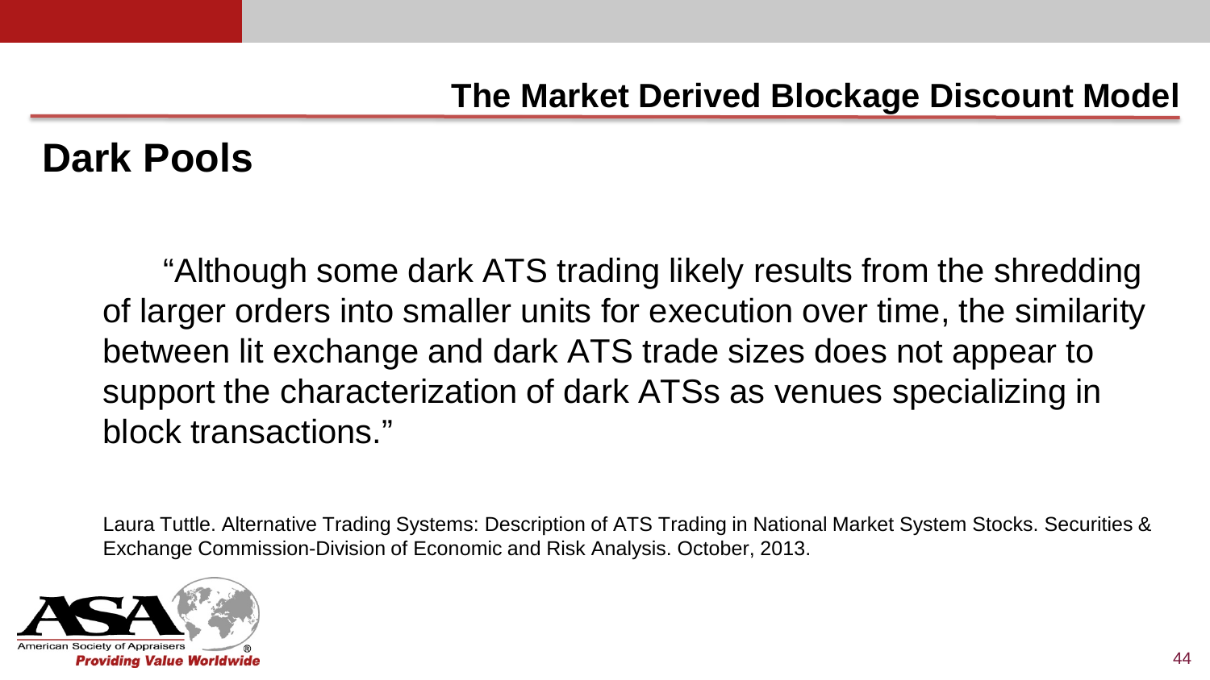## The Market Derived Blockage Discount Model

# Dark Pools

"Although some dark ATS trading likely results from the shredding of larger orders into smaller units for execution over time, the similarity between lit exchange and dark ATS trade sizes does not appear to support the characterization of dark ATSs as venues specializing in block transactions."

Laura Tuttle. Alternative Trading Systems: Description of ATS Trading in National Market System Stocks. Securities & Exchange Commission-Division of Economic and Risk Analysis. October, 2013.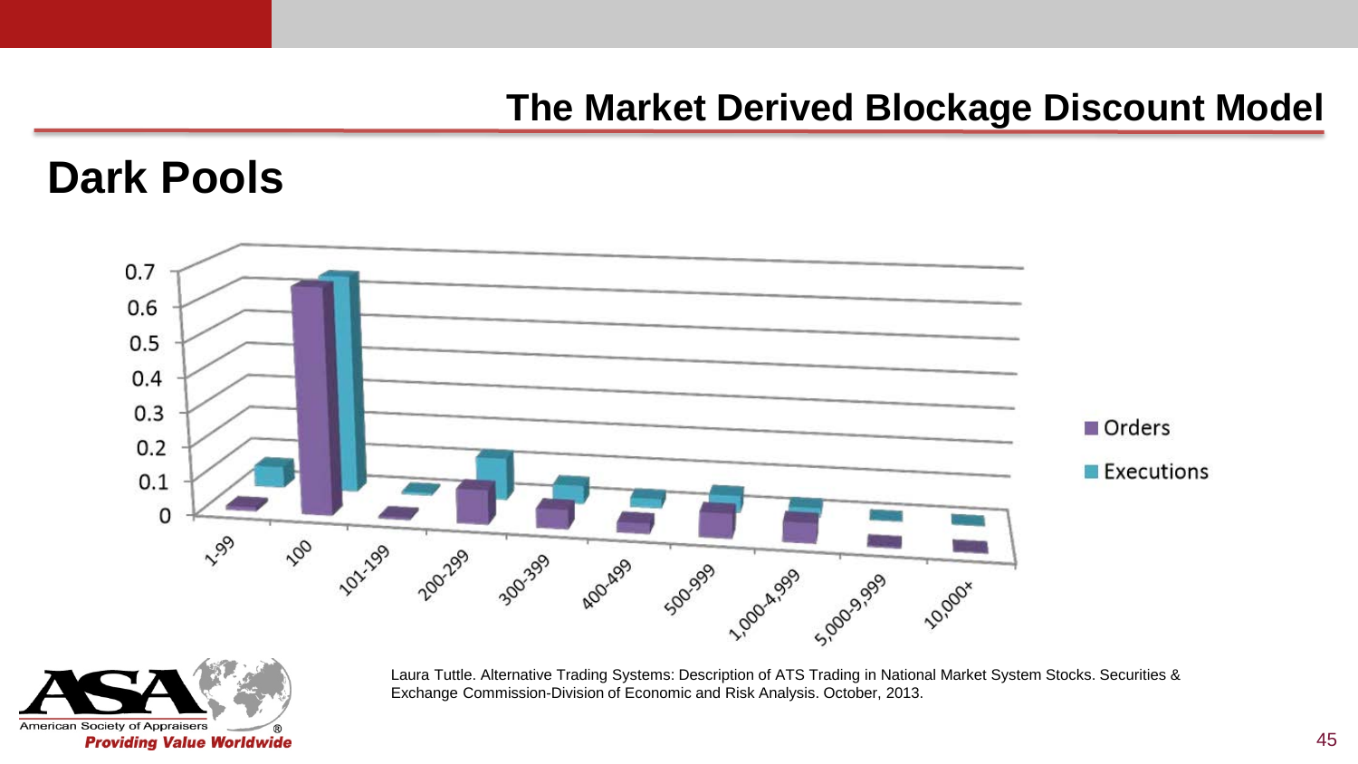# The Market Derived Blockage Discount Model

## Dark Pools

Laura Tuttle. Alternative Trading Systems: Description of ATS Trading in National Market System Stocks. Securities & Exchange Commission-Division of Economic and Risk Analysis. October, 2013.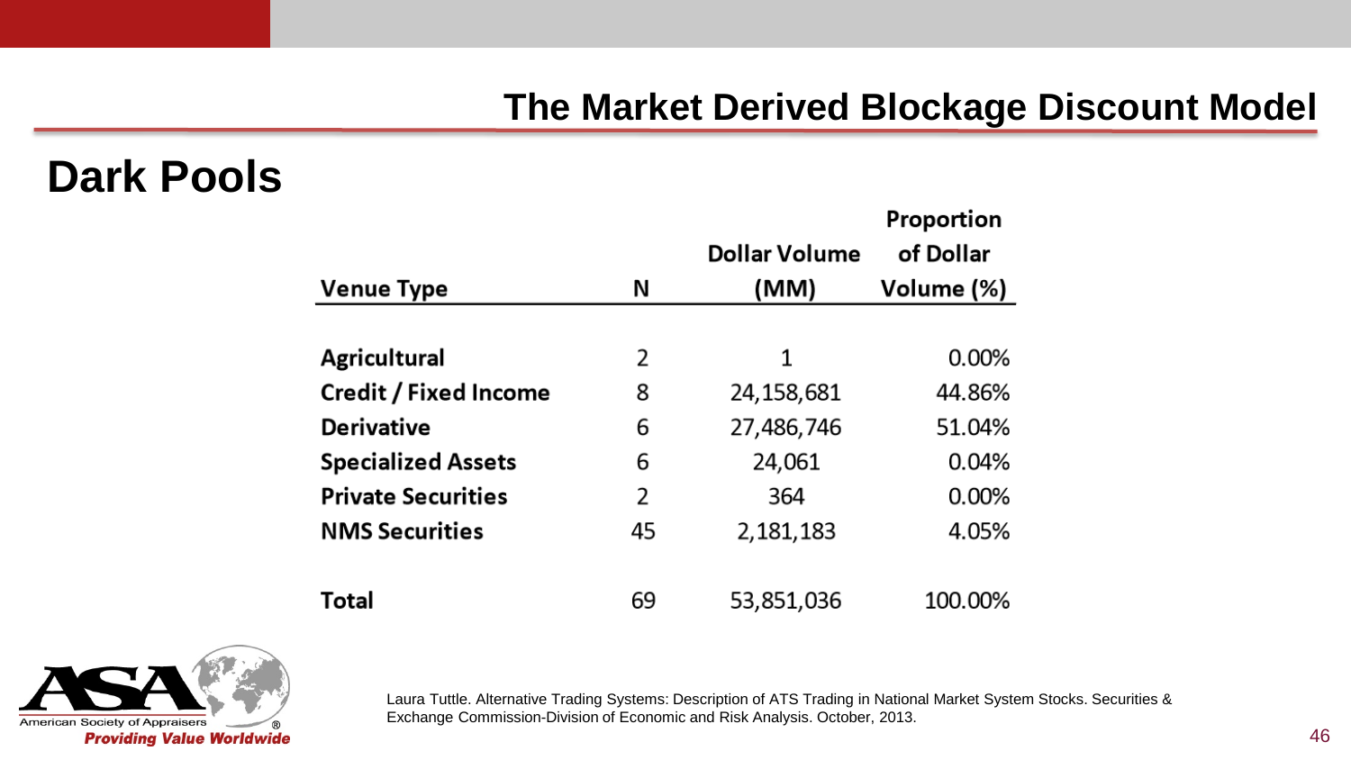## The Market Derived Blockage Discount Model

# Dark Pools

| Venue Type | N | Dollar Volume (MM) | Proportion of Dollar Volume (%) |
|---|---|---|---|
| **Agricultural** | 2 | 1 | 0.00% |
| **Credit / Fixed Income** | 8 | 24,158,681 | 44.86% |
| **Derivative** | 6 | 27,486,746 | 51.04% |
| **Specialized Assets** | 6 | 24,061 | 0.04% |
| **Private Securities** | 2 | 364 | 0.00% |
| **NMS Securities** | 45 | 2,181,183 | 4.05% |
| **Total** | 69 | 53,851,036 | 100.00% |

Laura Tuttle. Alternative Trading Systems: Description of ATS Trading in National Market System Stocks. Securities & Exchange Commission-Division of Economic and Risk Analysis. October, 2013.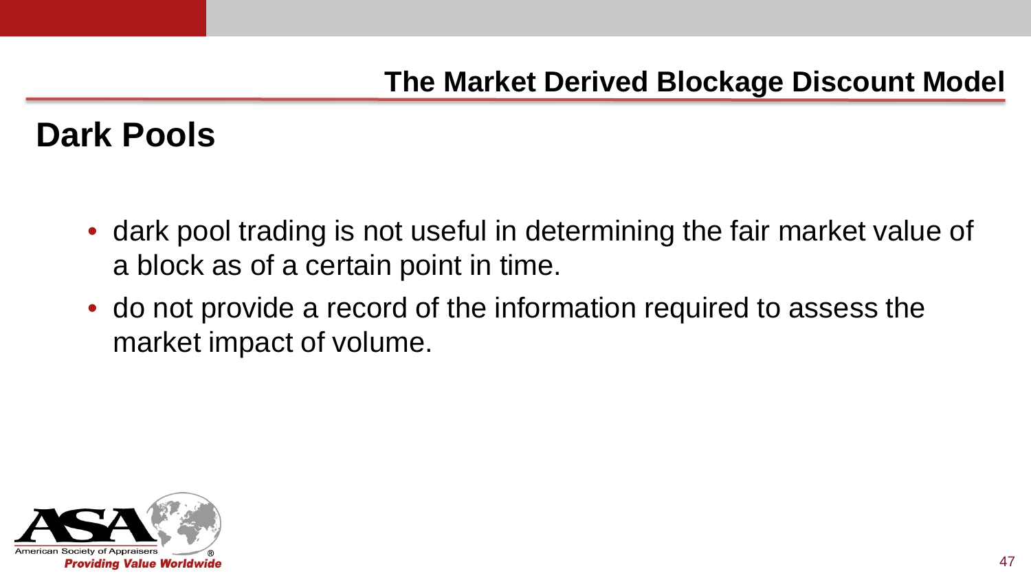## Dark Pools

- dark pool trading is not useful in determining the fair market value of a block as of a certain point in time.
- do not provide a record of the information required to assess the market impact of volume.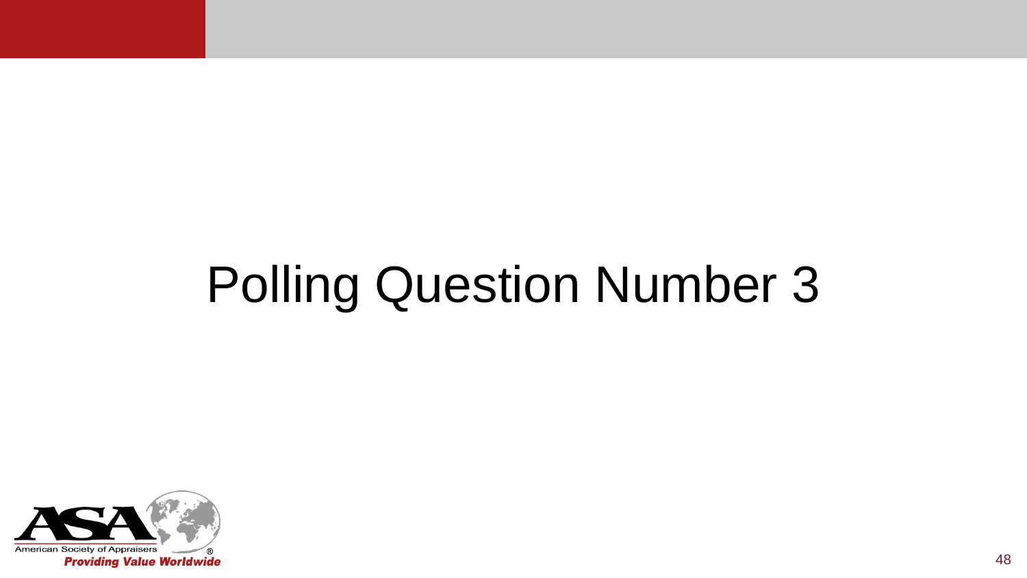# Polling Question Number 3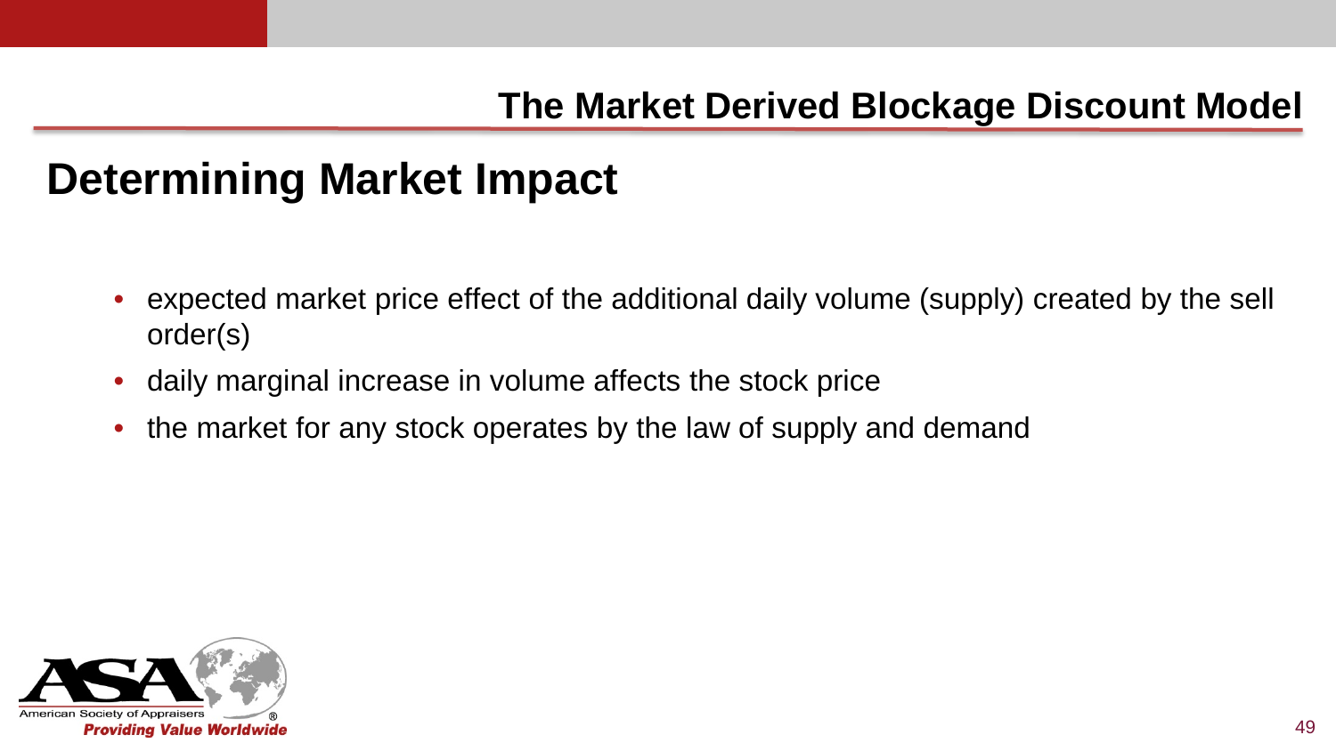## The Market Derived Blockage Discount Model

# Determining Market Impact

- expected market price effect of the additional daily volume (supply) created by the sell order(s)
- daily marginal increase in volume affects the stock price
- the market for any stock operates by the law of supply and demand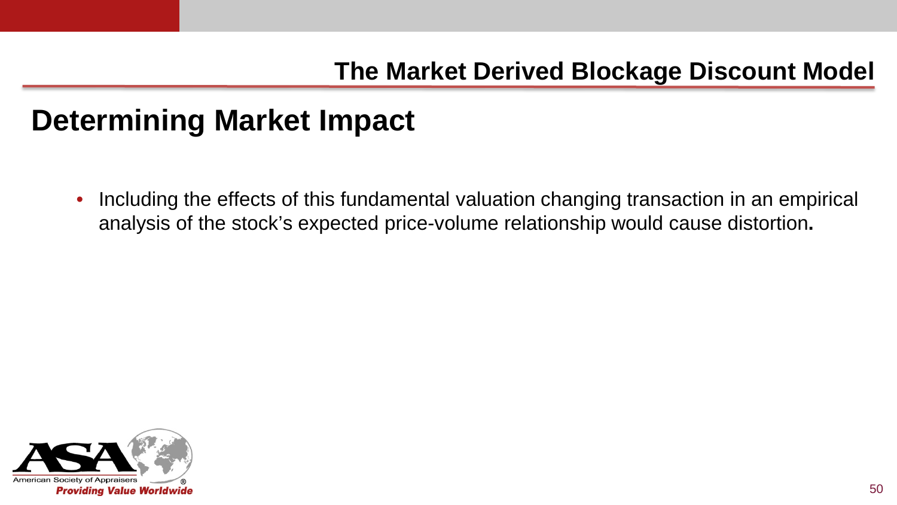## The Market Derived Blockage Discount Model

# Determining Market Impact

- Including the effects of this fundamental valuation changing transaction in an empirical analysis of the stock's expected price-volume relationship would cause distortion.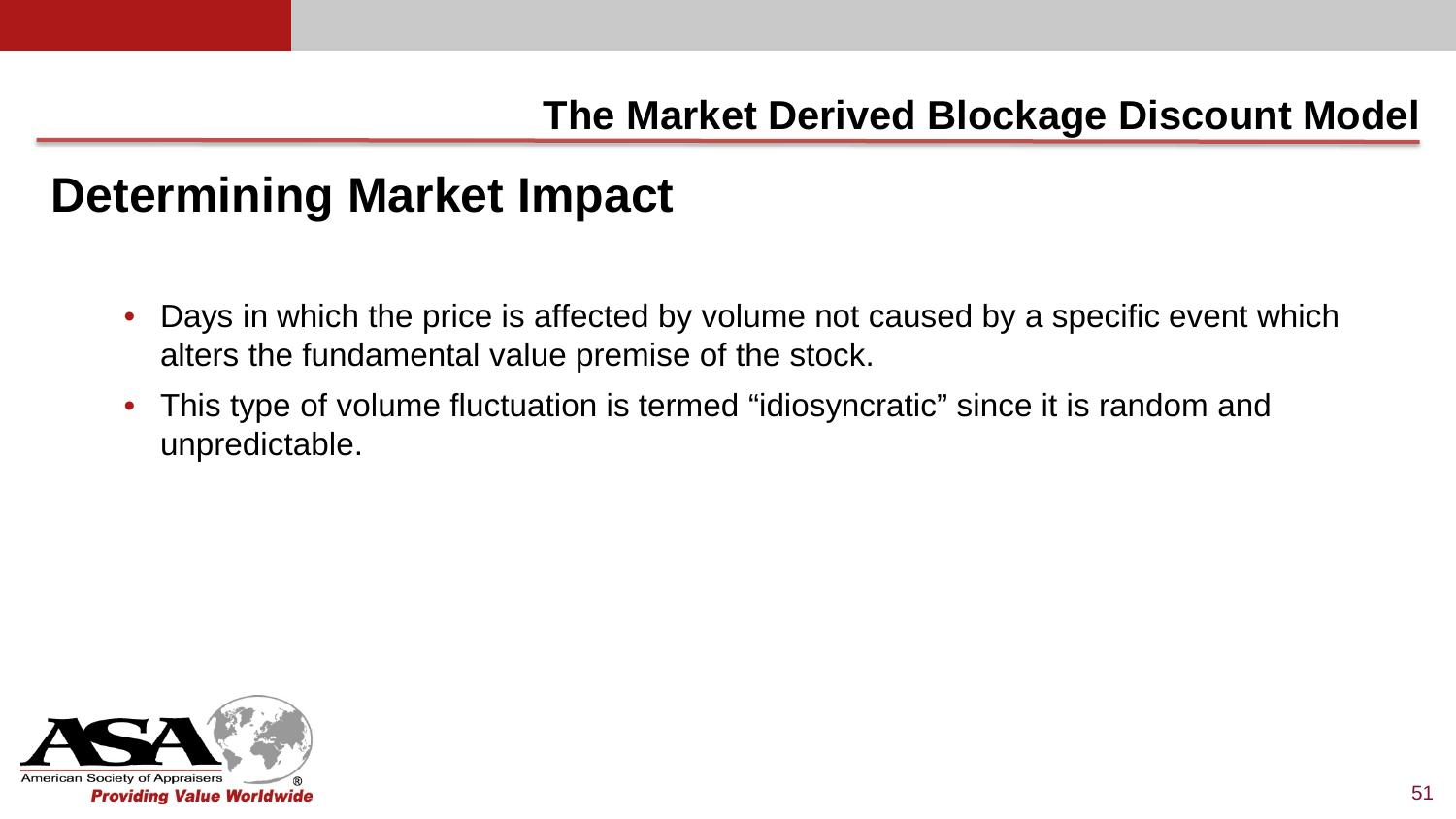## The Market Derived Blockage Discount Model

# Determining Market Impact

- Days in which the price is affected by volume not caused by a specific event which alters the fundamental value premise of the stock.
- This type of volume fluctuation is termed “idiosyncratic” since it is random and unpredictable.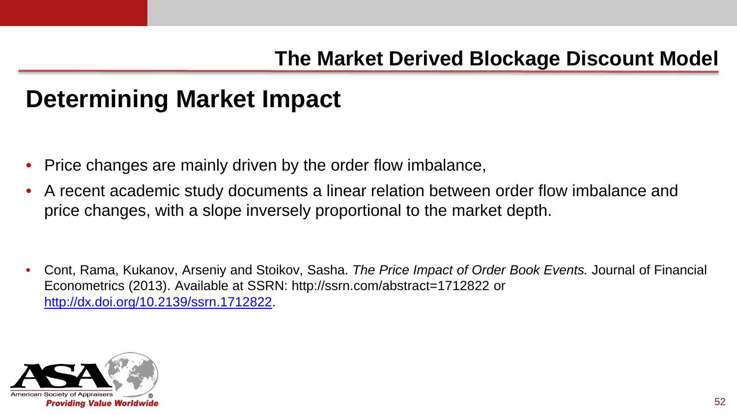## The Market Derived Blockage Discount Model

# Determining Market Impact

- Price changes are mainly driven by the order flow imbalance,
- A recent academic study documents a linear relation between order flow imbalance and price changes, with a slope inversely proportional to the market depth.

- Cont, Rama, Kukanov, Arseniy and Stoikov, Sasha. *The Price Impact of Order Book Events.* Journal of Financial Econometrics (2013). Available at SSRN: http://ssrn.com/abstract=1712822 or [http://dx.doi.org/10.2139/ssrn.1712822](http://dx.doi.org/10.2139/ssrn.1712822).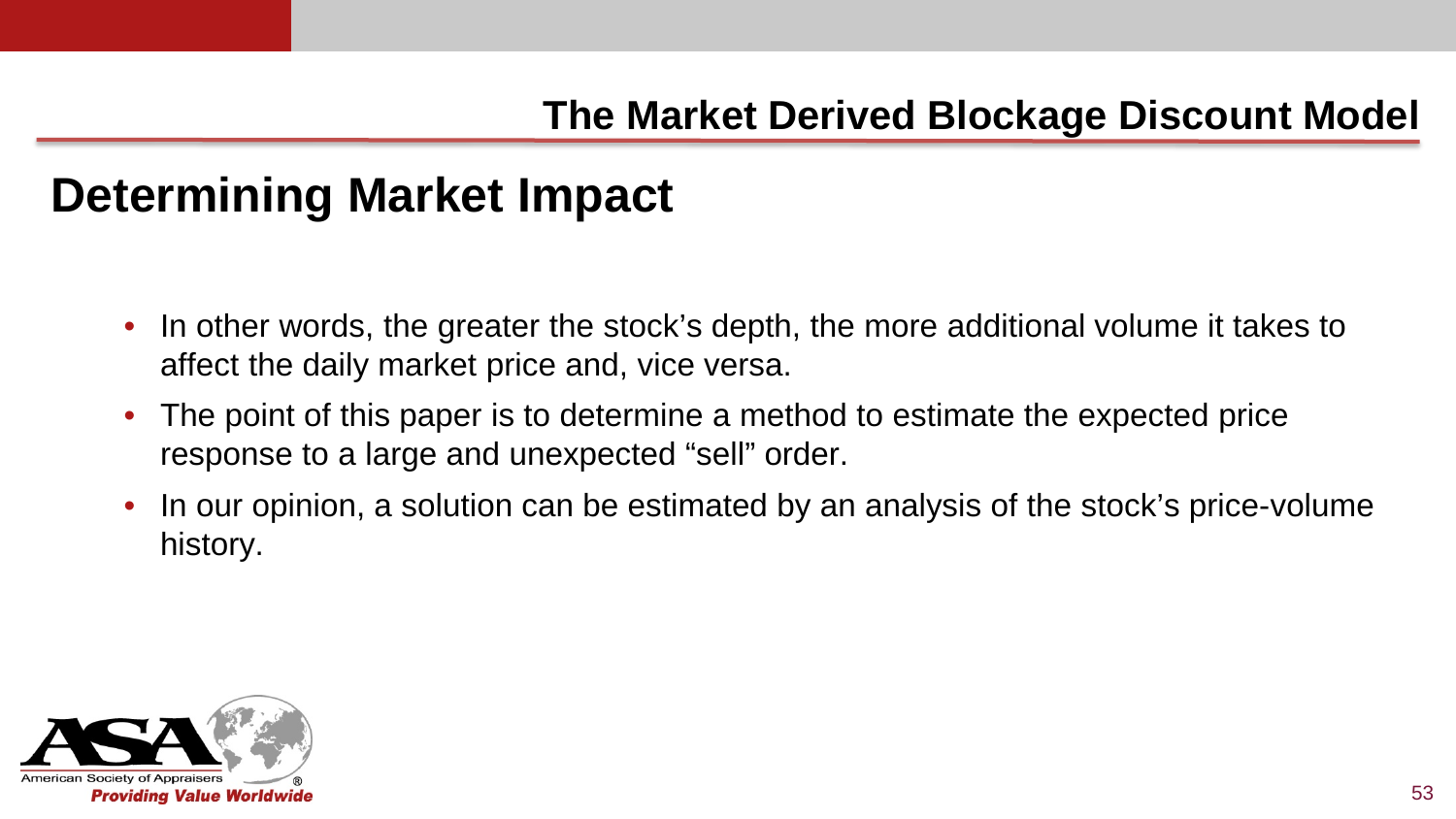## The Market Derived Blockage Discount Model

# Determining Market Impact

- In other words, the greater the stock's depth, the more additional volume it takes to affect the daily market price and, vice versa.
- The point of this paper is to determine a method to estimate the expected price response to a large and unexpected "sell" order.
- In our opinion, a solution can be estimated by an analysis of the stock's price-volume history.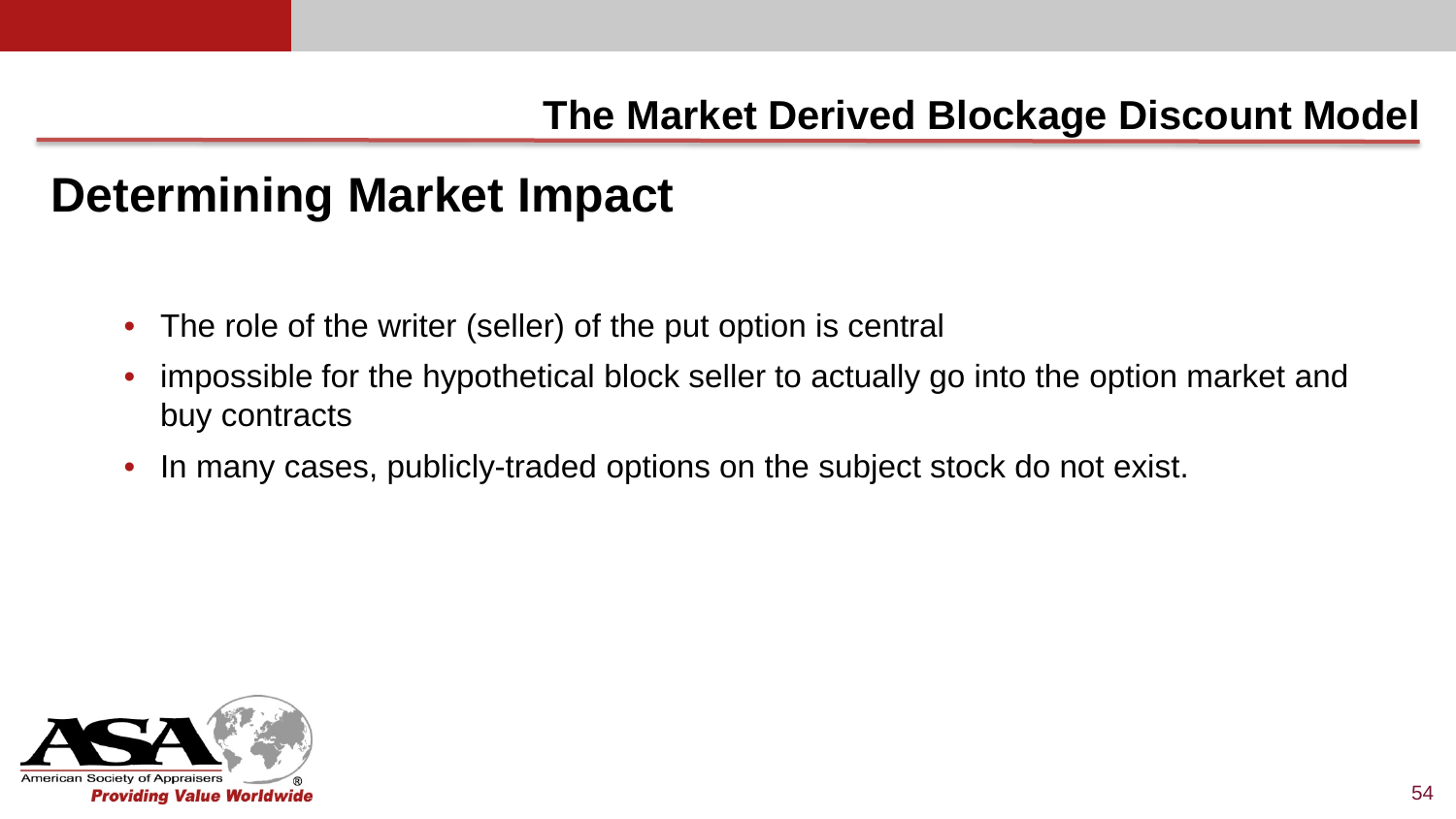## The Market Derived Blockage Discount Model

# Determining Market Impact

- The role of the writer (seller) of the put option is central
- impossible for the hypothetical block seller to actually go into the option market and buy contracts
- In many cases, publicly-traded options on the subject stock do not exist.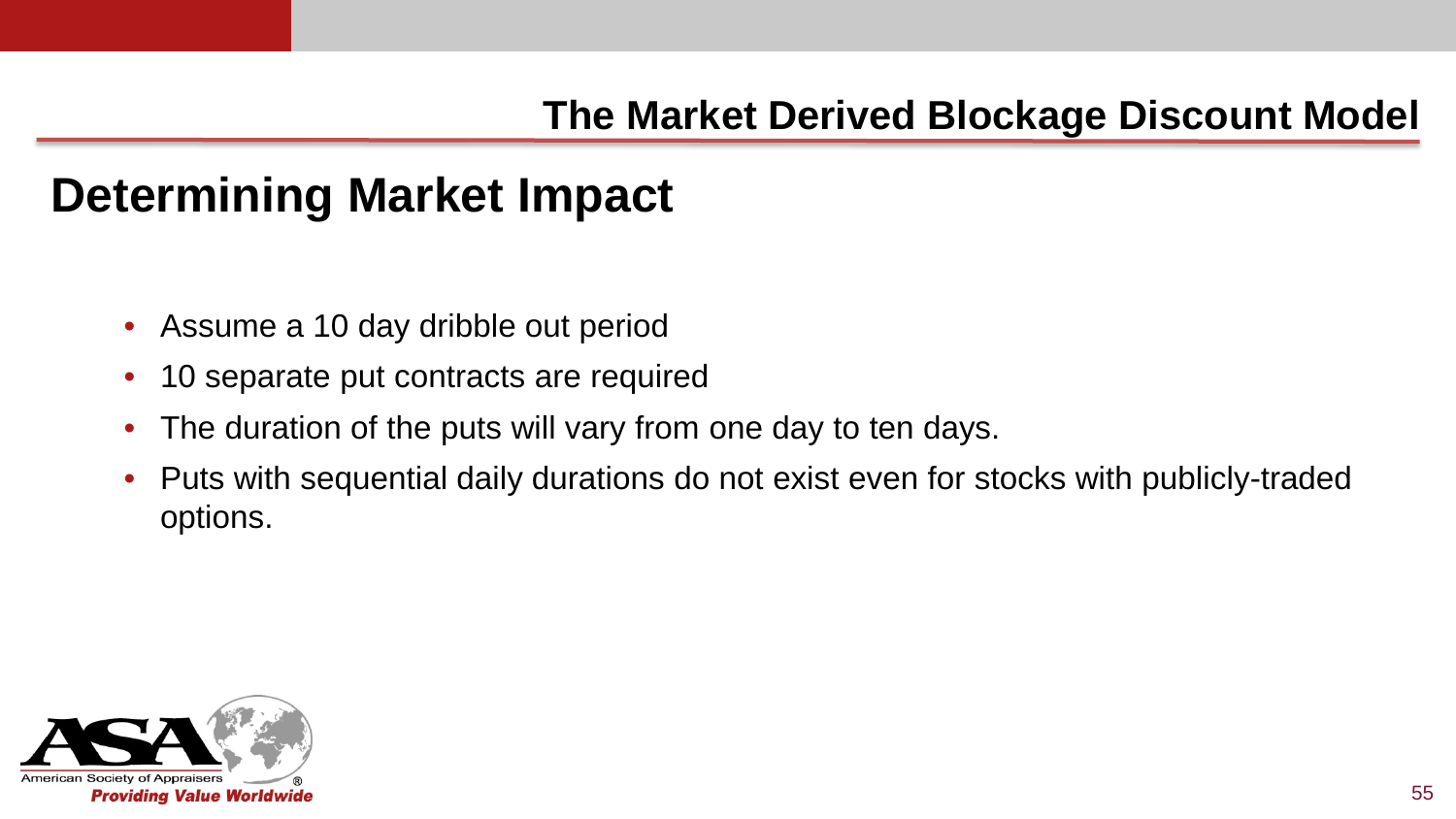## The Market Derived Blockage Discount Model

# Determining Market Impact

- Assume a 10 day dribble out period
- 10 separate put contracts are required
- The duration of the puts will vary from one day to ten days.
- Puts with sequential daily durations do not exist even for stocks with publicly-traded options.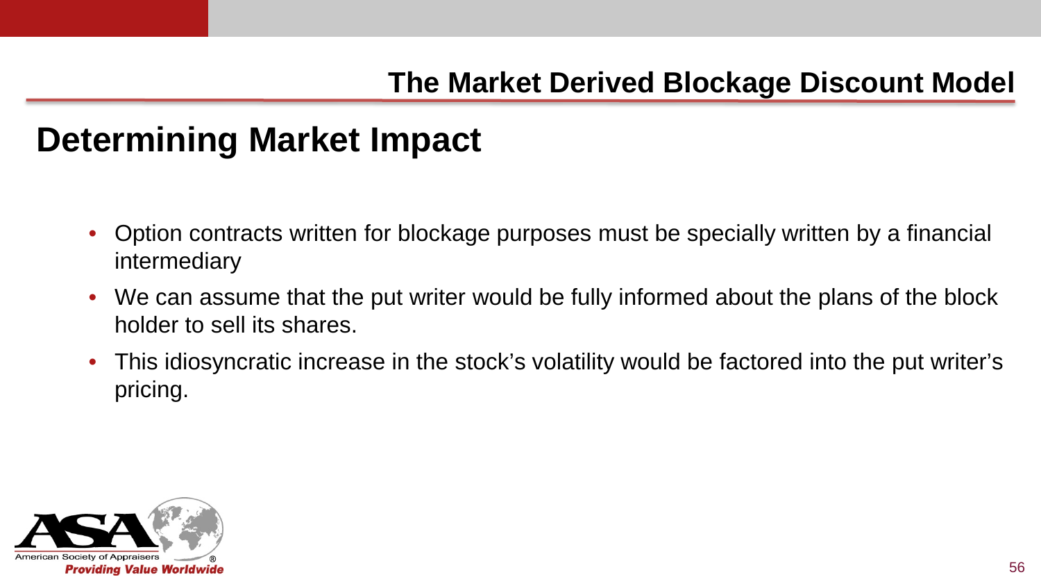## Determining Market Impact

- Option contracts written for blockage purposes must be specially written by a financial intermediary
- We can assume that the put writer would be fully informed about the plans of the block holder to sell its shares.
- This idiosyncratic increase in the stock's volatility would be factored into the put writer's pricing.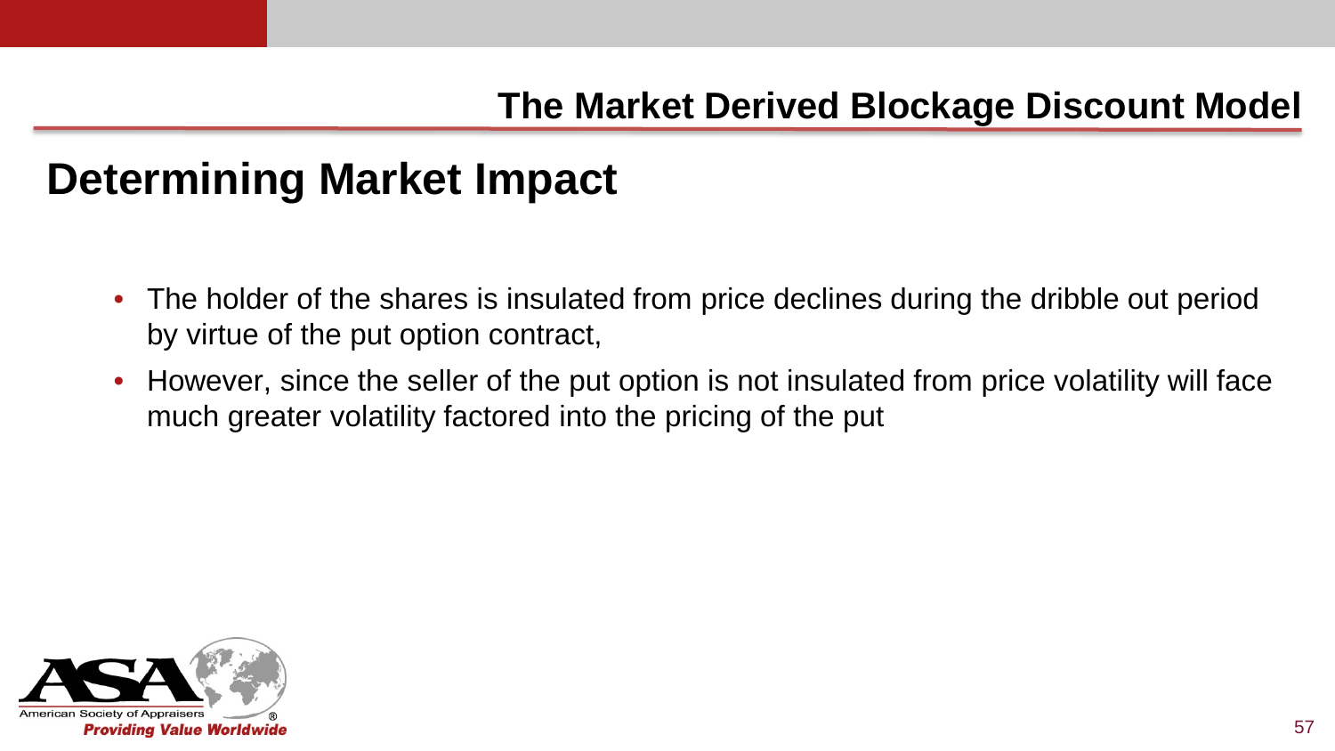## The Market Derived Blockage Discount Model

# Determining Market Impact

- The holder of the shares is insulated from price declines during the dribble out period by virtue of the put option contract,
- However, since the seller of the put option is not insulated from price volatility will face much greater volatility factored into the pricing of the put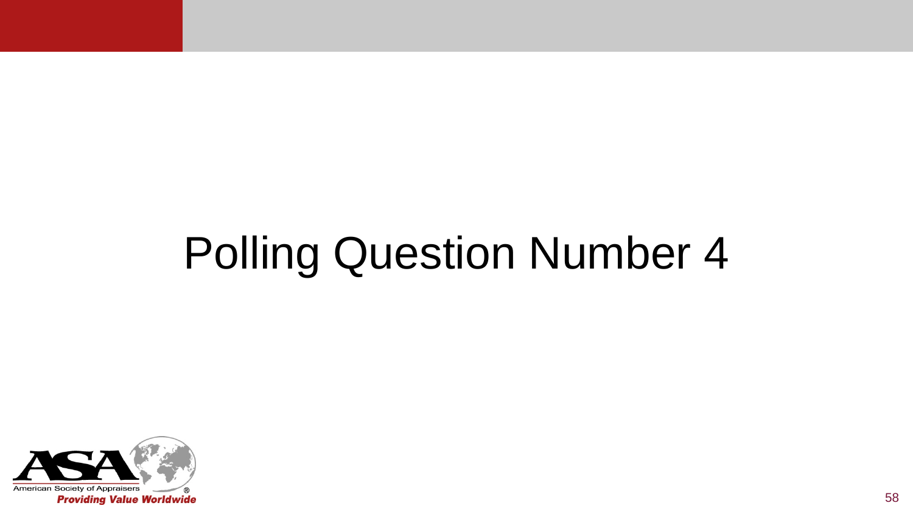# Polling Question Number 4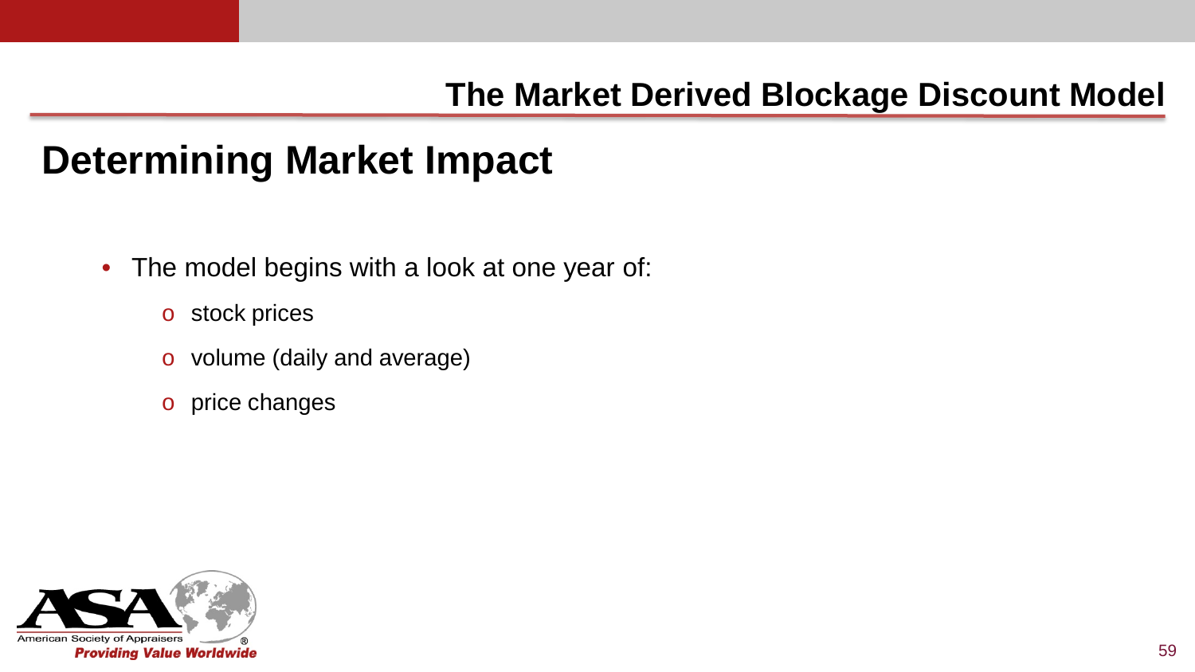## The Market Derived Blockage Discount Model

# Determining Market Impact

- The model begins with a look at one year of:
  - stock prices
  - volume (daily and average)
  - price changes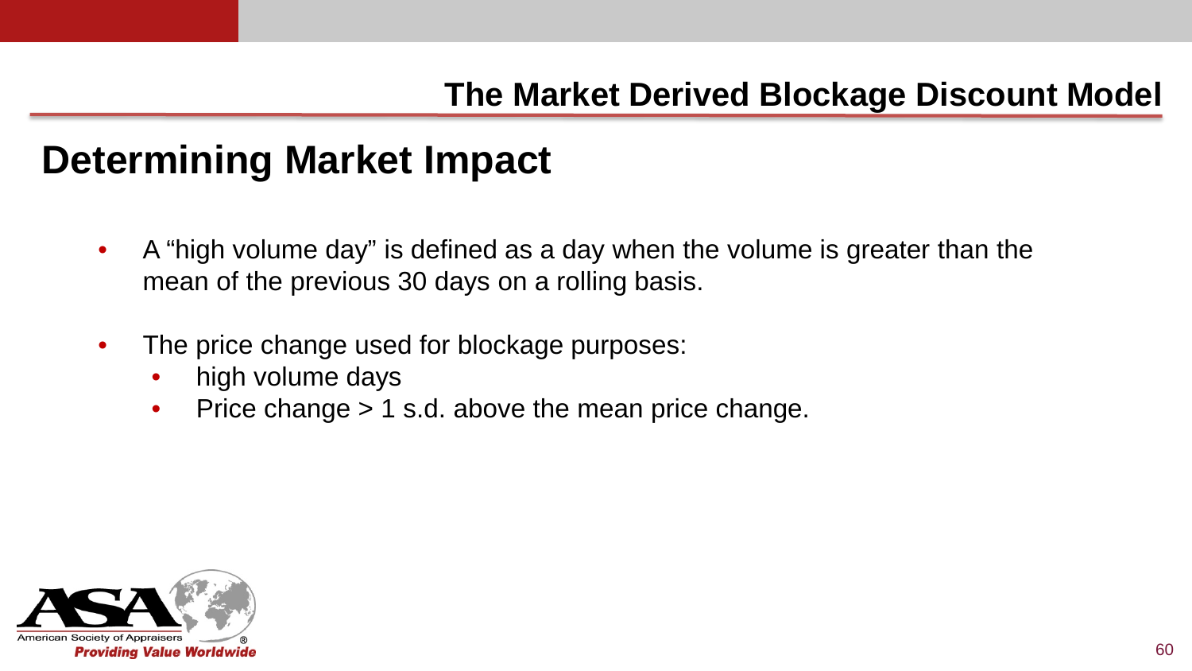## The Market Derived Blockage Discount Model

# Determining Market Impact

- A "high volume day" is defined as a day when the volume is greater than the mean of the previous 30 days on a rolling basis.
- The price change used for blockage purposes:
  - high volume days
  - Price change > 1 s.d. above the mean price change.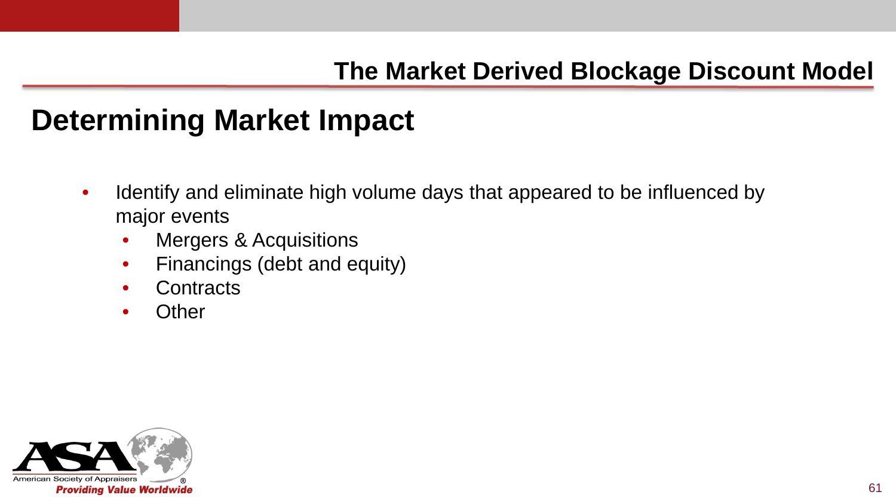## The Market Derived Blockage Discount Model

# Determining Market Impact

- Identify and eliminate high volume days that appeared to be influenced by major events
  - Mergers & Acquisitions
  - Financings (debt and equity)
  - Contracts
  - Other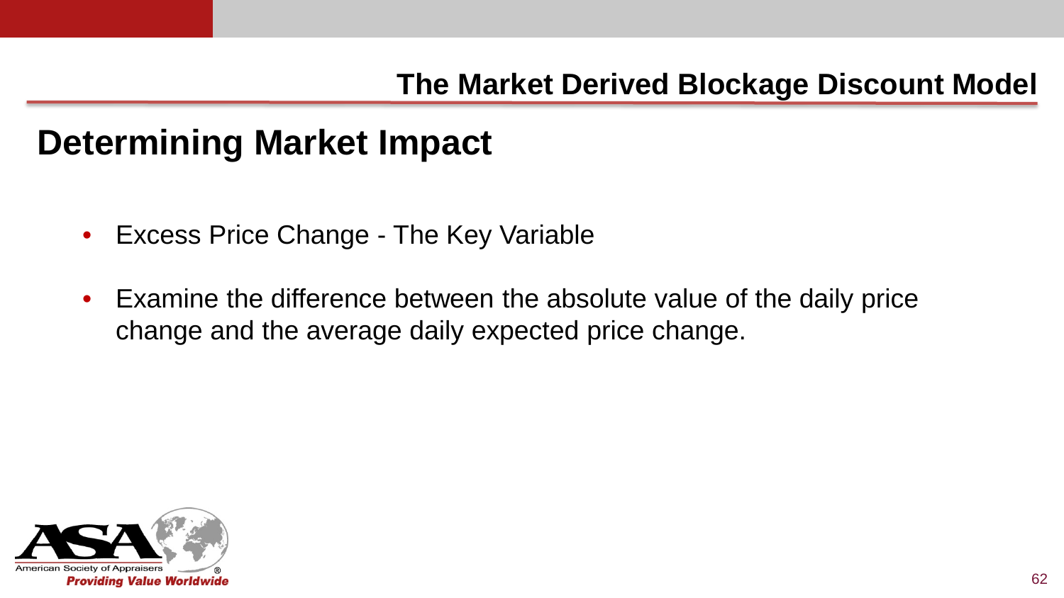## The Market Derived Blockage Discount Model

# Determining Market Impact

- Excess Price Change - The Key Variable
- Examine the difference between the absolute value of the daily price change and the average daily expected price change.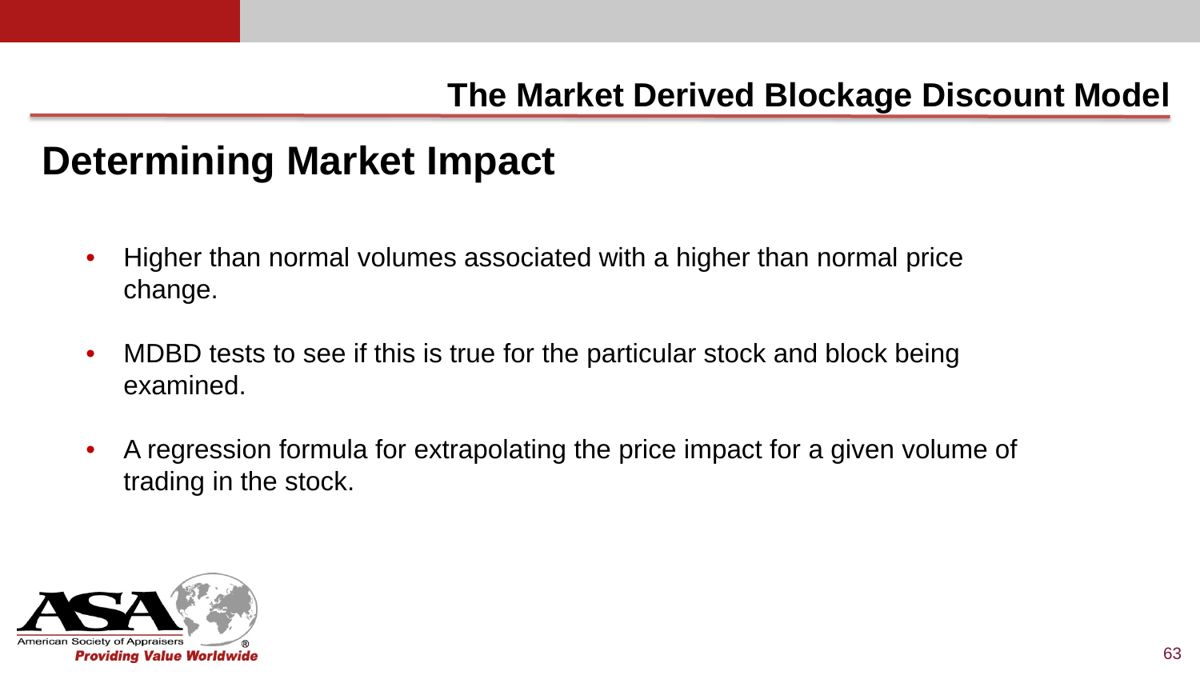## The Market Derived Blockage Discount Model

# Determining Market Impact

- Higher than normal volumes associated with a higher than normal price change.
- MDBD tests to see if this is true for the particular stock and block being examined.
- A regression formula for extrapolating the price impact for a given volume of trading in the stock.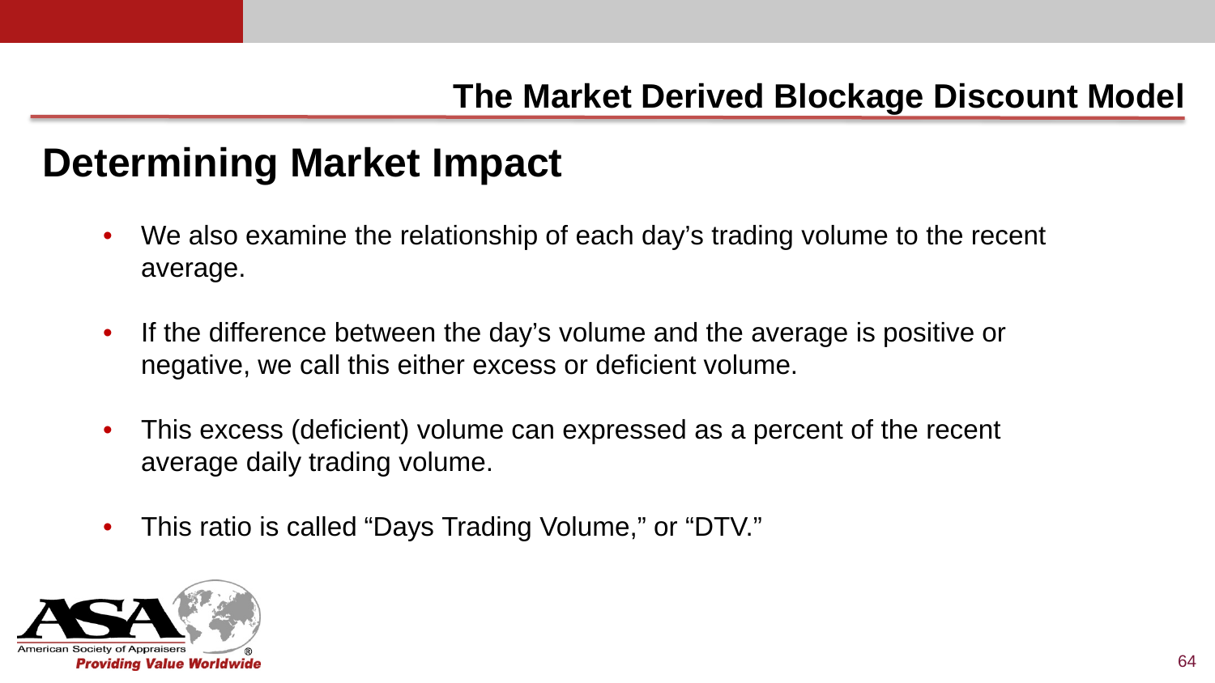## The Market Derived Blockage Discount Model

# Determining Market Impact

- We also examine the relationship of each day's trading volume to the recent average.
- If the difference between the day's volume and the average is positive or negative, we call this either excess or deficient volume.
- This excess (deficient) volume can expressed as a percent of the recent average daily trading volume.
- This ratio is called "Days Trading Volume," or "DTV."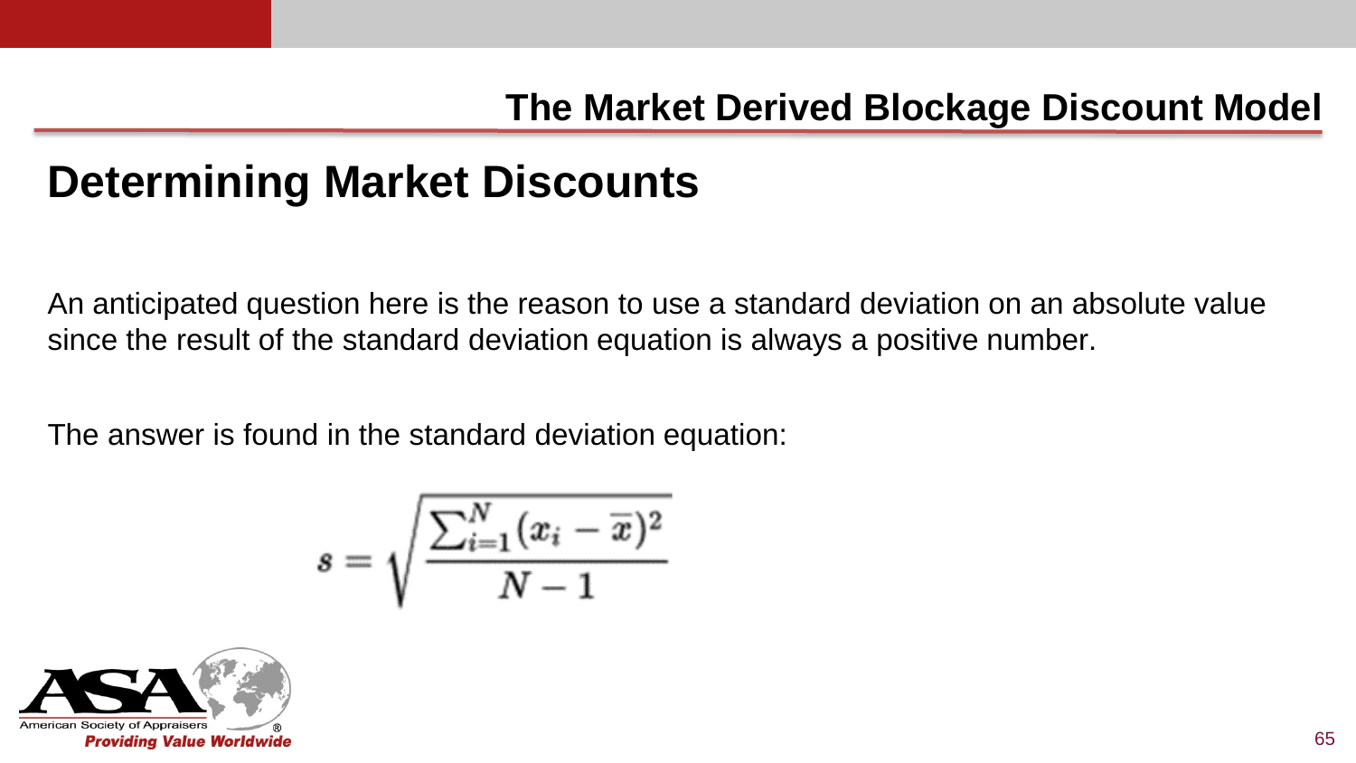## Determining Market Discounts

An anticipated question here is the reason to use a standard deviation on an absolute value since the result of the standard deviation equation is always a positive number.

The answer is found in the standard deviation equation:

$$s = \sqrt{\frac{\sum_{i=1}^{N}(x_i - \overline{x})^2}{N-1}}$$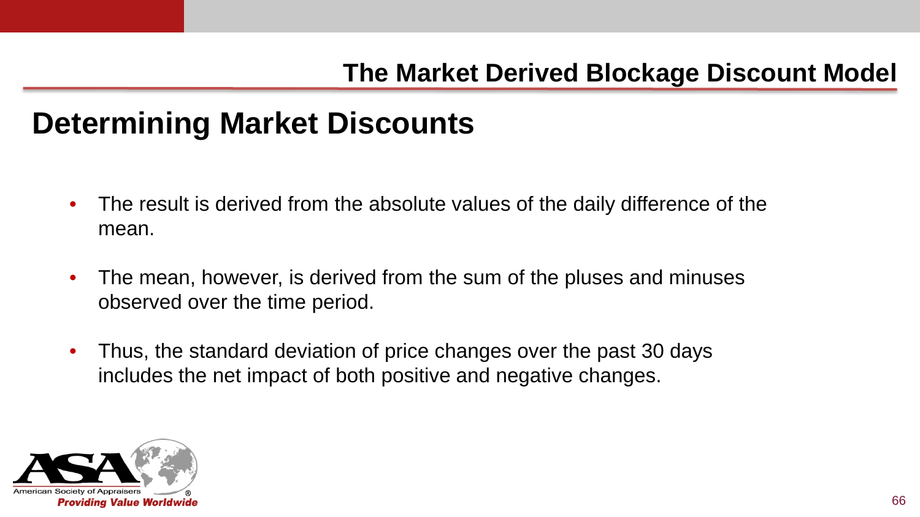## The Market Derived Blockage Discount Model

# Determining Market Discounts

- The result is derived from the absolute values of the daily difference of the mean.
- The mean, however, is derived from the sum of the pluses and minuses observed over the time period.
- Thus, the standard deviation of price changes over the past 30 days includes the net impact of both positive and negative changes.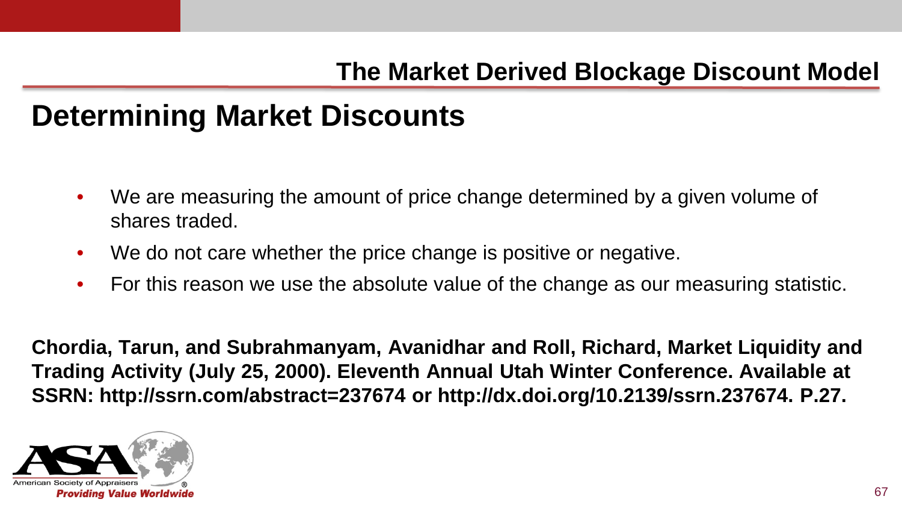## The Market Derived Blockage Discount Model

# Determining Market Discounts

- We are measuring the amount of price change determined by a given volume of shares traded.
- We do not care whether the price change is positive or negative.
- For this reason we use the absolute value of the change as our measuring statistic.

**Chordia, Tarun, and Subrahmanyam, Avanidhar and Roll, Richard, Market Liquidity and Trading Activity (July 25, 2000). Eleventh Annual Utah Winter Conference. Available at SSRN: http://ssrn.com/abstract=237674 or http://dx.doi.org/10.2139/ssrn.237674. P.27.**

American Society of Appraisers

*Providing Value Worldwide*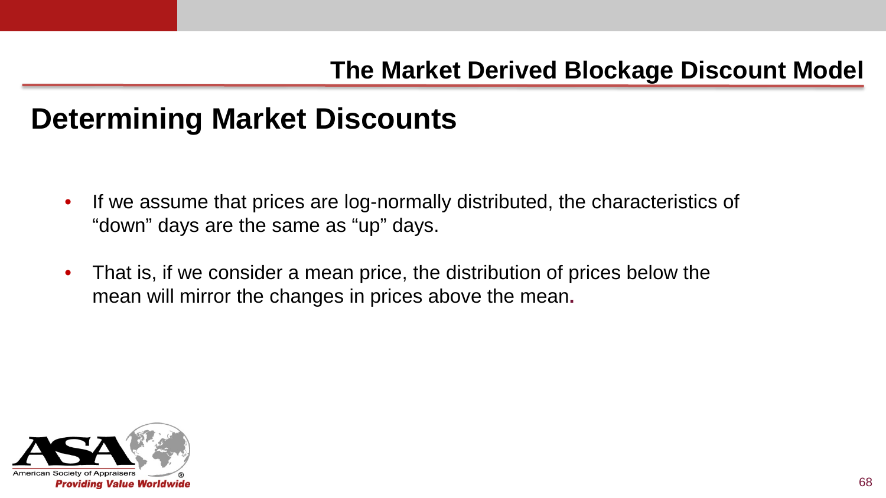## The Market Derived Blockage Discount Model

# Determining Market Discounts

- If we assume that prices are log-normally distributed, the characteristics of “down” days are the same as “up” days.
- That is, if we consider a mean price, the distribution of prices below the mean will mirror the changes in prices above the mean.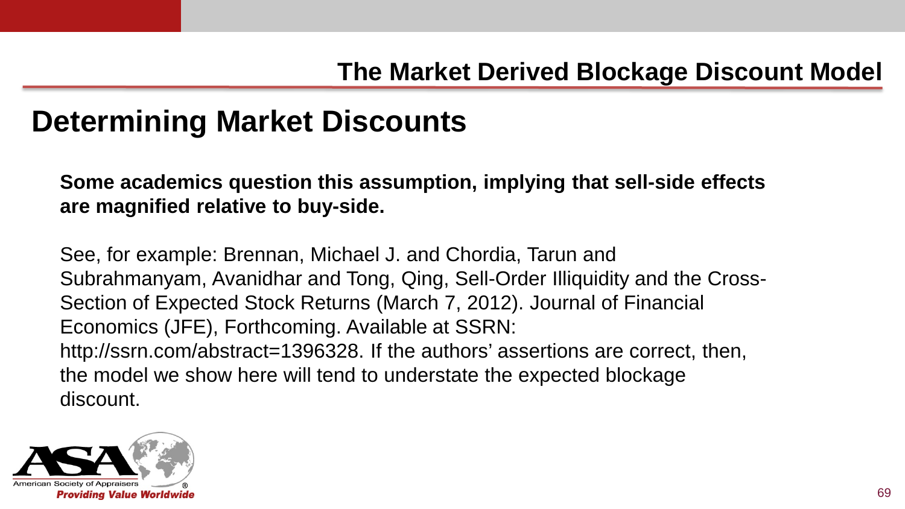## Determining Market Discounts

**Some academics question this assumption, implying that sell-side effects are magnified relative to buy-side.**

See, for example: Brennan, Michael J. and Chordia, Tarun and Subrahmanyam, Avanidhar and Tong, Qing, Sell-Order Illiquidity and the Cross-Section of Expected Stock Returns (March 7, 2012). Journal of Financial Economics (JFE), Forthcoming. Available at SSRN: http://ssrn.com/abstract=1396328. If the authors' assertions are correct, then, the model we show here will tend to understate the expected blockage discount.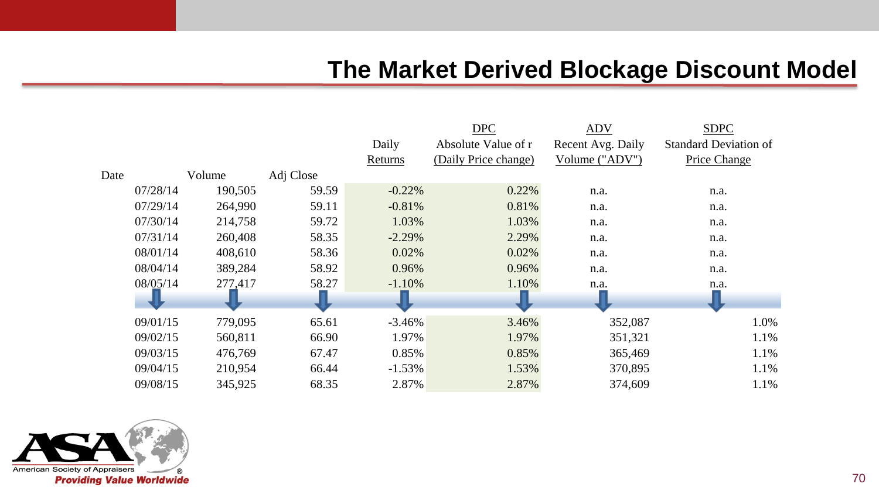# The Market Derived Blockage Discount Model

| Date | Volume | Adj Close | Daily Returns | DPC<br>Absolute Value of r<br>(Daily Price change) | ADV<br>Recent Avg. Daily<br>Volume ("ADV") | SDPC<br>Standard Deviation of<br>Price Change |
|---|---|---|---|---|---|---|
| 07/28/14 | 190,505 | 59.59 | -0.22% | 0.22% | n.a. | n.a. |
| 07/29/14 | 264,990 | 59.11 | -0.81% | 0.81% | n.a. | n.a. |
| 07/30/14 | 214,758 | 59.72 | 1.03% | 1.03% | n.a. | n.a. |
| 07/31/14 | 260,408 | 58.35 | -2.29% | 2.29% | n.a. | n.a. |
| 08/01/14 | 408,610 | 58.36 | 0.02% | 0.02% | n.a. | n.a. |
| 08/04/14 | 389,284 | 58.92 | 0.96% | 0.96% | n.a. | n.a. |
| 08/05/14 | 277,417 | 58.27 | -1.10% | 1.10% | n.a. | n.a. |
| ⇓ | ⇓ | ⇓ | ⇓ | ⇓ | ⇓ | ⇓ |
| 09/01/15 | 779,095 | 65.61 | -3.46% | 3.46% | 352,087 | 1.0% |
| 09/02/15 | 560,811 | 66.90 | 1.97% | 1.97% | 351,321 | 1.1% |
| 09/03/15 | 476,769 | 67.47 | 0.85% | 0.85% | 365,469 | 1.1% |
| 09/04/15 | 210,954 | 66.44 | -1.53% | 1.53% | 370,895 | 1.1% |
| 09/08/15 | 345,925 | 68.35 | 2.87% | 2.87% | 374,609 | 1.1% |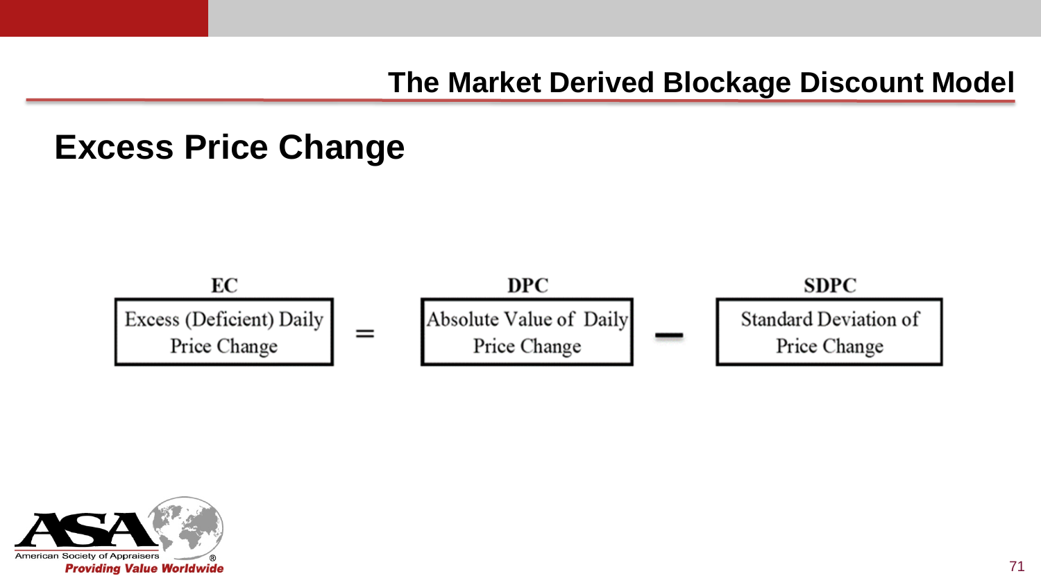## Excess Price Change

$$\underset{\text{Excess (Deficient) Daily Price Change}}{EC} = \underset{\text{Absolute Value of Daily Price Change}}{DPC} - \underset{\text{Standard Deviation of Price Change}}{SDPC}$$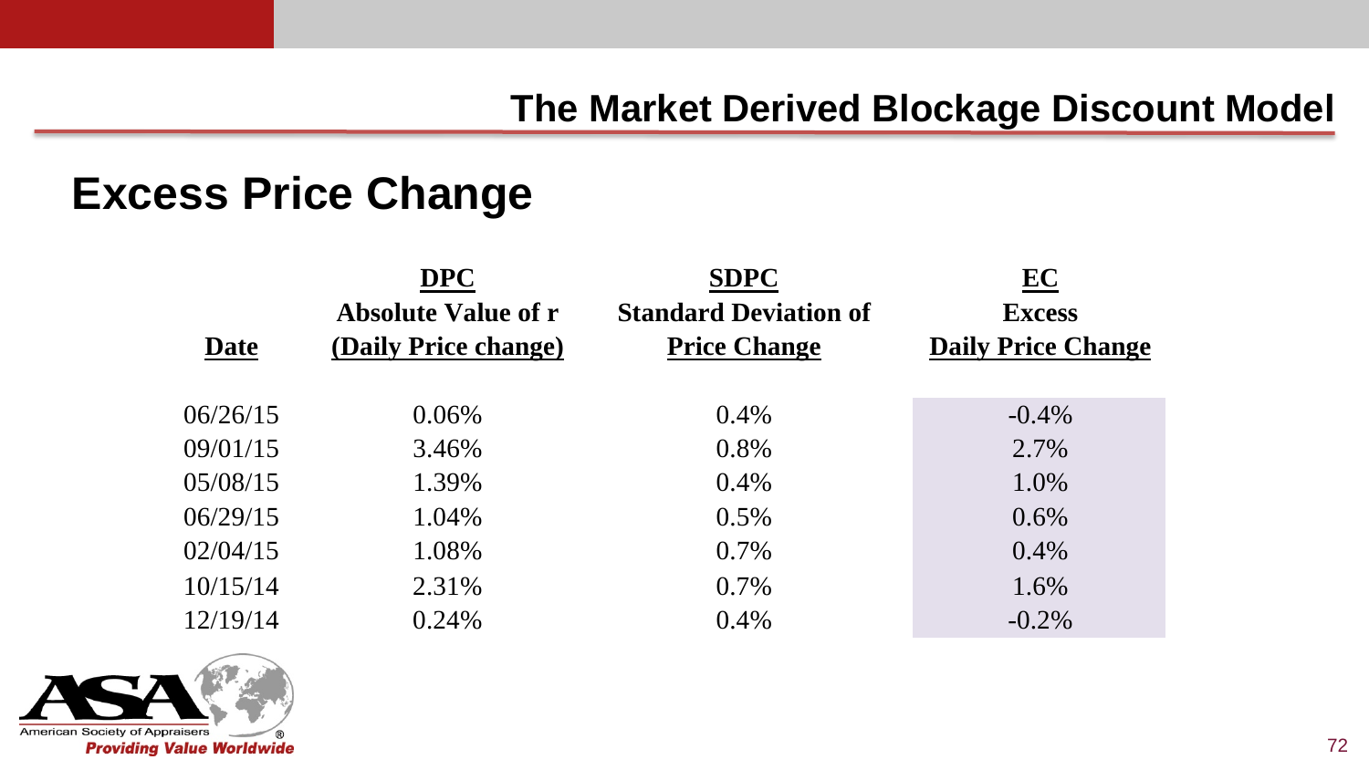## The Market Derived Blockage Discount Model

# Excess Price Change

| Date | DPC<br>Absolute Value of r<br>(Daily Price change) | SDPC<br>Standard Deviation of<br>Price Change | EC<br>Excess<br>Daily Price Change |
|---|---|---|---|
| 06/26/15 | 0.06% | 0.4% | -0.4% |
| 09/01/15 | 3.46% | 0.8% | 2.7% |
| 05/08/15 | 1.39% | 0.4% | 1.0% |
| 06/29/15 | 1.04% | 0.5% | 0.6% |
| 02/04/15 | 1.08% | 0.7% | 0.4% |
| 10/15/14 | 2.31% | 0.7% | 1.6% |
| 12/19/14 | 0.24% | 0.4% | -0.2% |

American Society of Appraisers
*Providing Value Worldwide*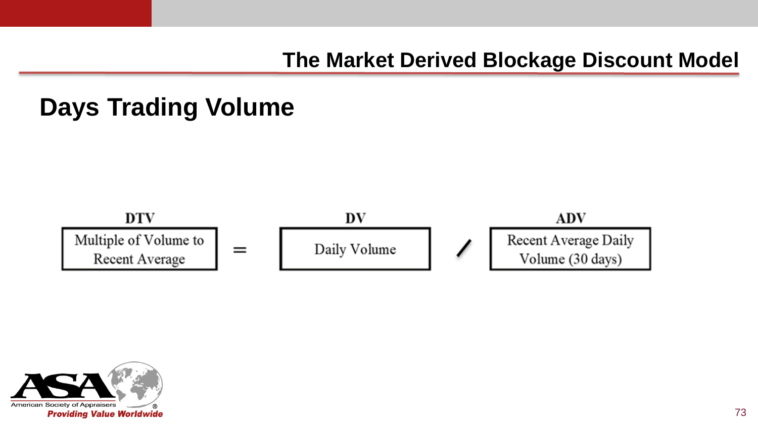## The Market Derived Blockage Discount Model

# Days Trading Volume

| DTV | | DV | | ADV |
|---|---|---|---|---|
| Multiple of Volume to Recent Average | = | Daily Volume | / | Recent Average Daily Volume (30 days) |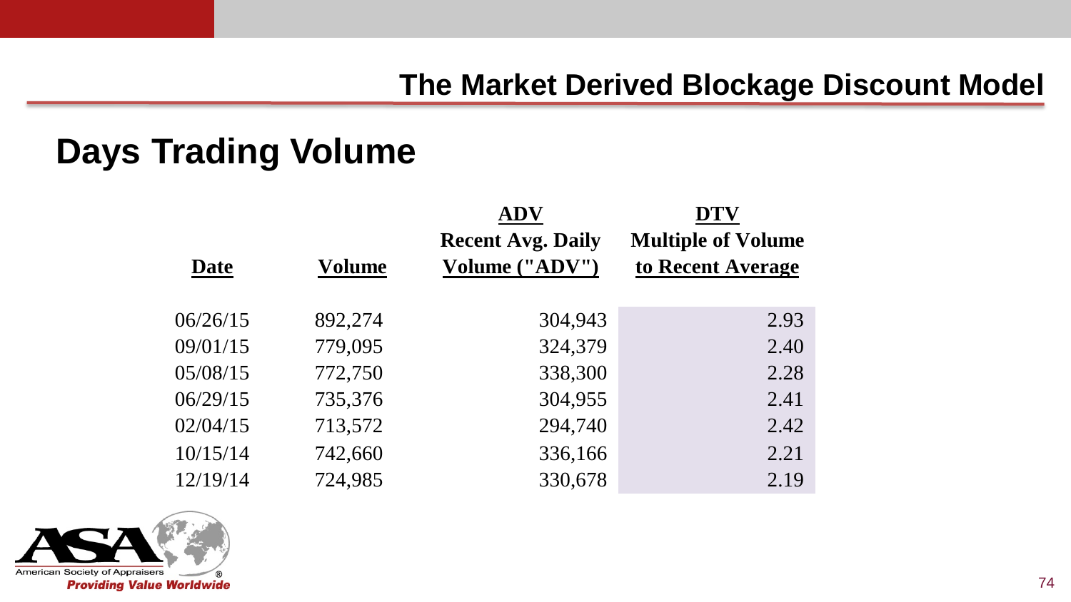## The Market Derived Blockage Discount Model

# Days Trading Volume

| Date | Volume | ADV<br>Recent Avg. Daily Volume ("ADV") | DTV<br>Multiple of Volume to Recent Average |
|---|---|---|---|
| 06/26/15 | 892,274 | 304,943 | 2.93 |
| 09/01/15 | 779,095 | 324,379 | 2.40 |
| 05/08/15 | 772,750 | 338,300 | 2.28 |
| 06/29/15 | 735,376 | 304,955 | 2.41 |
| 02/04/15 | 713,572 | 294,740 | 2.42 |
| 10/15/14 | 742,660 | 336,166 | 2.21 |
| 12/19/14 | 724,985 | 330,678 | 2.19 |

American Society of Appraisers®
*Providing Value Worldwide*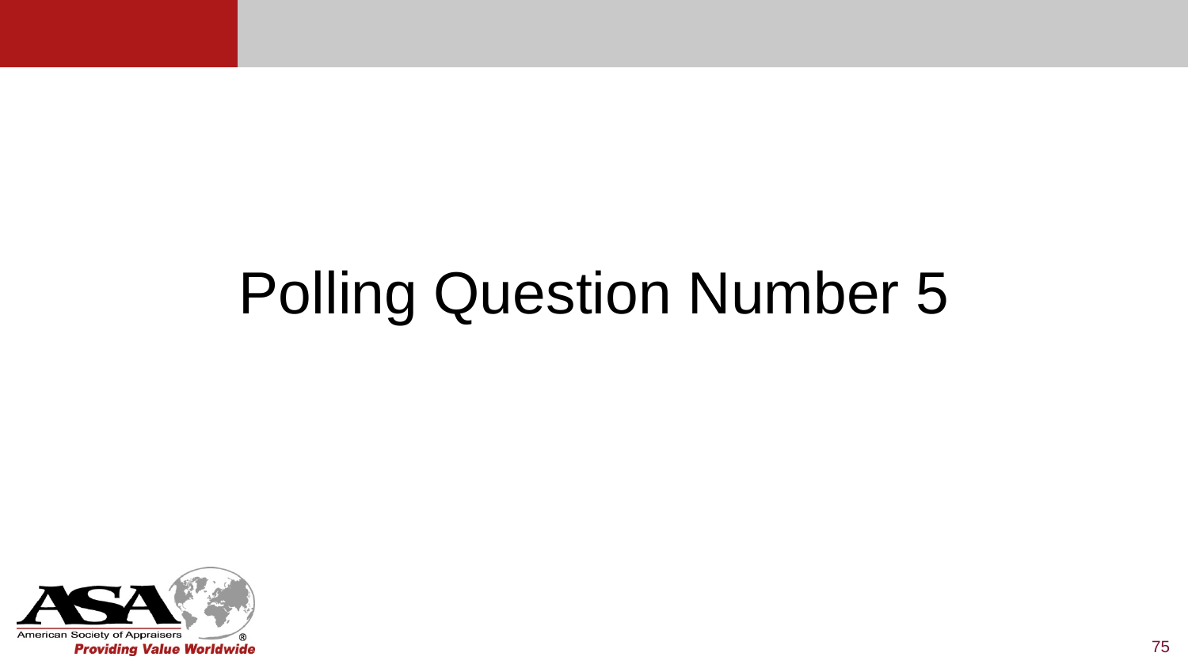# Polling Question Number 5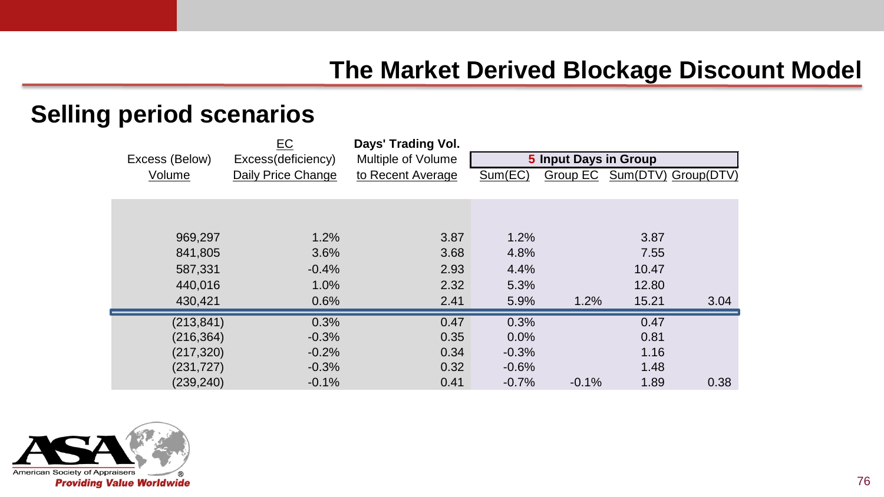# The Market Derived Blockage Discount Model

## Selling period scenarios

| Excess (Below) Volume | EC Excess(deficiency) Daily Price Change | Days' Trading Vol. Multiple of Volume to Recent Average | 5 Input Days in Group | | | |
|---|---|---|---|---|---|---|
| | | | Sum(EC) | Group EC | Sum(DTV) | Group(DTV) |
| 969,297 | 1.2% | 3.87 | 1.2% | | 3.87 | |
| 841,805 | 3.6% | 3.68 | 4.8% | | 7.55 | |
| 587,331 | -0.4% | 2.93 | 4.4% | | 10.47 | |
| 440,016 | 1.0% | 2.32 | 5.3% | | 12.80 | |
| 430,421 | 0.6% | 2.41 | 5.9% | 1.2% | 15.21 | 3.04 |
| (213,841) | 0.3% | 0.47 | 0.3% | | 0.47 | |
| (216,364) | -0.3% | 0.35 | 0.0% | | 0.81 | |
| (217,320) | -0.2% | 0.34 | -0.3% | | 1.16 | |
| (231,727) | -0.3% | 0.32 | -0.6% | | 1.48 | |
| (239,240) | -0.1% | 0.41 | -0.7% | -0.1% | 1.89 | 0.38 |

American Society of Appraisers
*Providing Value Worldwide*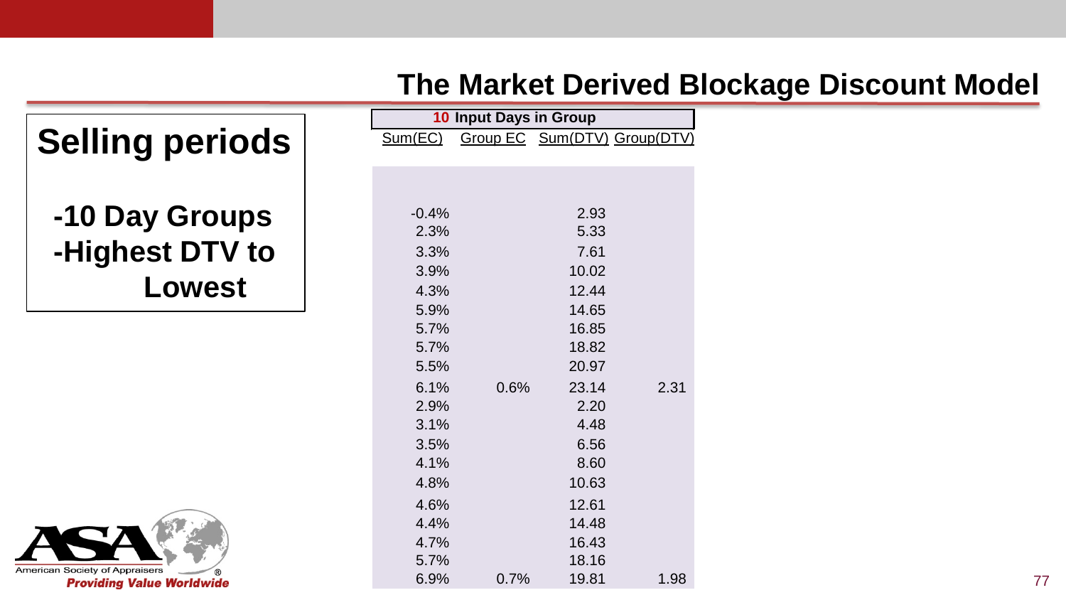## The Market Derived Blockage Discount Model

# Selling periods

**-10 Day Groups**
**-Highest DTV to Lowest**

| 10 Input Days in Group | | | |
|---|---|---|---|
| Sum(EC) | Group EC | Sum(DTV) | Group(DTV) |
| -0.4% | | 2.93 | |
| 2.3% | | 5.33 | |
| 3.3% | | 7.61 | |
| 3.9% | | 10.02 | |
| 4.3% | | 12.44 | |
| 5.9% | | 14.65 | |
| 5.7% | | 16.85 | |
| 5.7% | | 18.82 | |
| 5.5% | | 20.97 | |
| 6.1% | 0.6% | 23.14 | 2.31 |
| 2.9% | | 2.20 | |
| 3.1% | | 4.48 | |
| 3.5% | | 6.56 | |
| 4.1% | | 8.60 | |
| 4.8% | | 10.63 | |
| 4.6% | | 12.61 | |
| 4.4% | | 14.48 | |
| 4.7% | | 16.43 | |
| 5.7% | | 18.16 | |
| 6.9% | 0.7% | 19.81 | 1.98 |

American Society of Appraisers
*Providing Value Worldwide*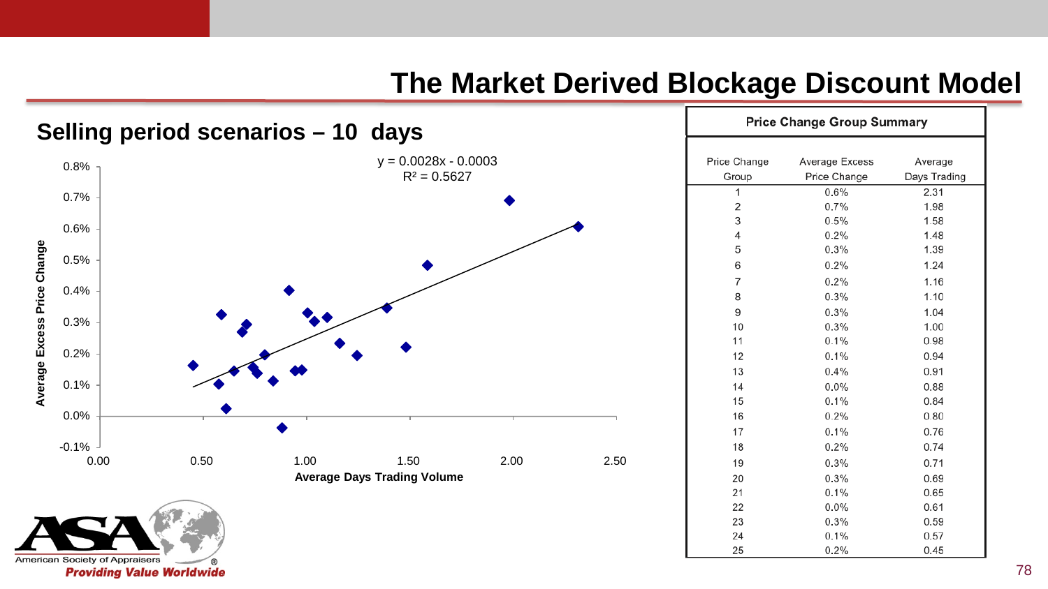# The Market Derived Blockage Discount Model

## Selling period scenarios – 10 days

$y = 0.0028x - 0.0003$
$R^2 = 0.5627$

Average Excess Price Change

Average Days Trading Volume

| Price Change Summary | | |
|---|---|---|
| Price Change Group | Average Excess Price Change | Average Days Trading |
| 1 | 0.6% | 2.31 |
| 2 | 0.7% | 1.98 |
| 3 | 0.5% | 1.58 |
| 4 | 0.2% | 1.48 |
| 5 | 0.3% | 1.39 |
| 6 | 0.2% | 1.24 |
| 7 | 0.2% | 1.16 |
| 8 | 0.3% | 1.10 |
| 9 | 0.3% | 1.04 |
| 10 | 0.3% | 1.00 |
| 11 | 0.1% | 0.98 |
| 12 | 0.1% | 0.94 |
| 13 | 0.4% | 0.91 |
| 14 | 0.0% | 0.88 |
| 15 | 0.1% | 0.84 |
| 16 | 0.2% | 0.80 |
| 17 | 0.1% | 0.76 |
| 18 | 0.2% | 0.74 |
| 19 | 0.3% | 0.71 |
| 20 | 0.3% | 0.69 |
| 21 | 0.1% | 0.65 |
| 22 | 0.0% | 0.61 |
| 23 | 0.3% | 0.59 |
| 24 | 0.1% | 0.57 |
| 25 | 0.2% | 0.45 |

American Society of Appraisers
*Providing Value Worldwide*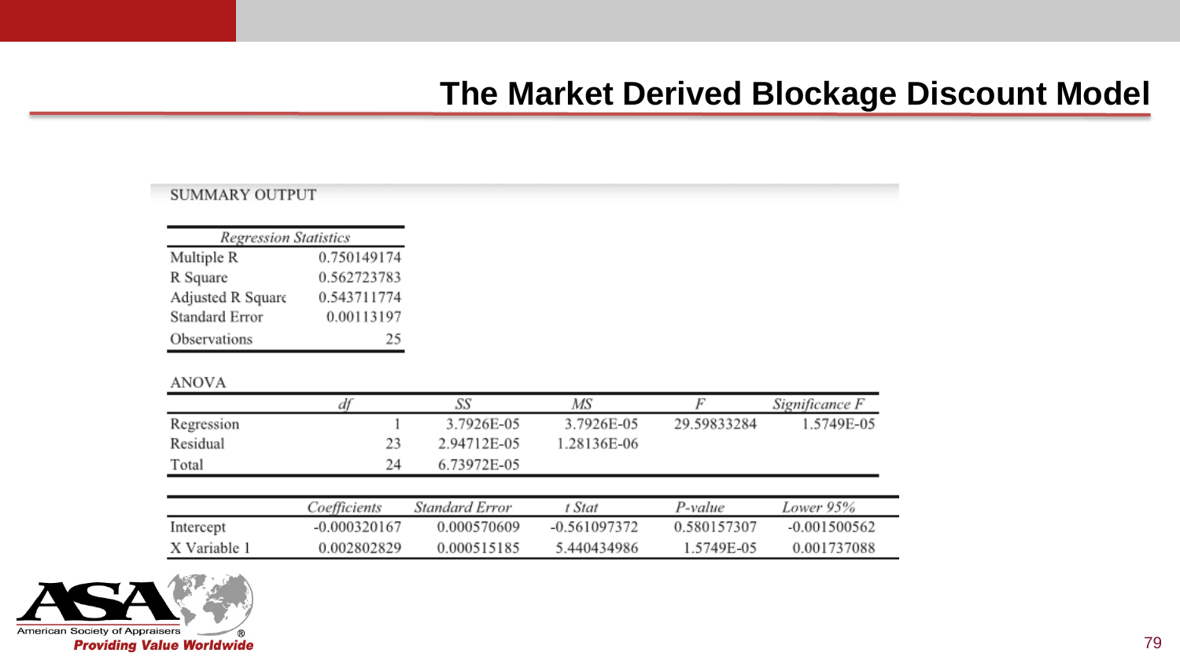# The Market Derived Blockage Discount Model

SUMMARY OUTPUT

| *Regression Statistics* | |
|---|---|
| Multiple R | 0.750149174 |
| R Square | 0.562723783 |
| Adjusted R Square | 0.543711774 |
| Standard Error | 0.00113197 |
| Observations | 25 |

ANOVA

| | *df* | *SS* | *MS* | *F* | *Significance F* |
|---|---|---|---|---|---|
| Regression | 1 | 3.7926E-05 | 3.7926E-05 | 29.59833284 | 1.5749E-05 |
| Residual | 23 | 2.94712E-05 | 1.28136E-06 | | |
| Total | 24 | 6.73972E-05 | | | |

| | *Coefficients* | *Standard Error* | *t Stat* | *P-value* | *Lower 95%* |
|---|---|---|---|---|---|
| Intercept | -0.000320167 | 0.000570609 | -0.561097372 | 0.580157307 | -0.001500562 |
| X Variable 1 | 0.002802829 | 0.000515185 | 5.440434986 | 1.5749E-05 | 0.001737088 |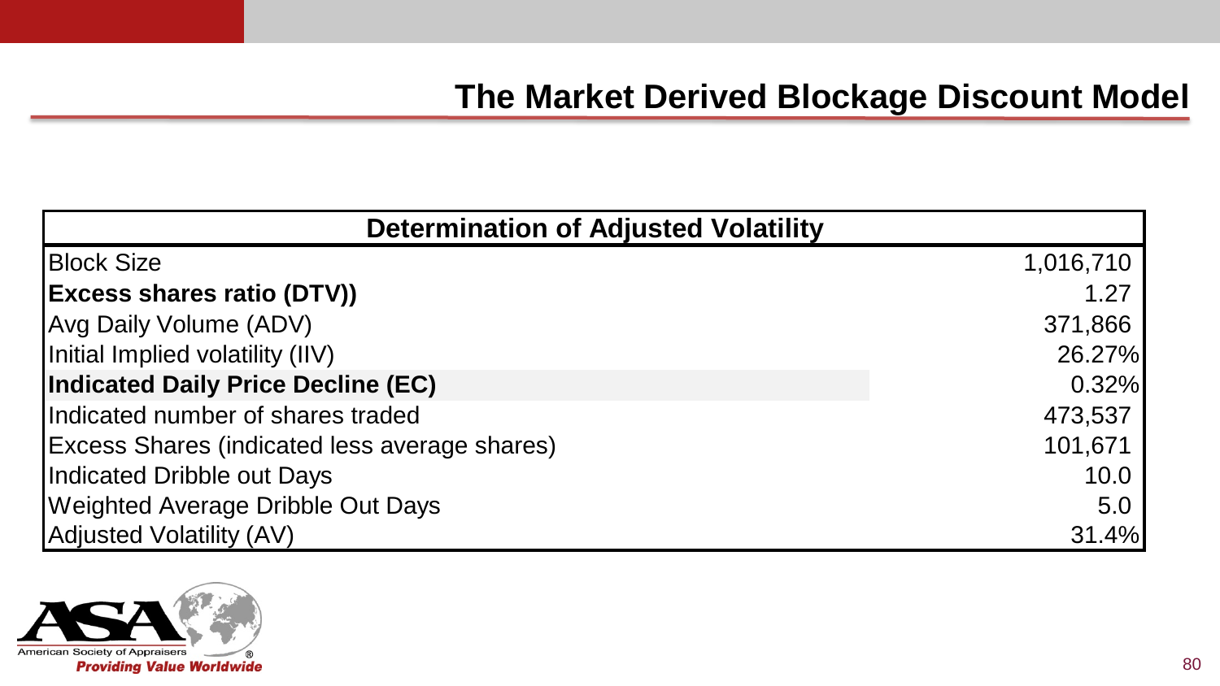# The Market Derived Blockage Discount Model

| Determination of Adjusted Volatility | |
|---|---|
| Block Size | 1,016,710 |
| **Excess shares ratio (DTV))** | 1.27 |
| Avg Daily Volume (ADV) | 371,866 |
| Initial Implied volatility (IIV) | 26.27% |
| **Indicated Daily Price Decline (EC)** | 0.32% |
| Indicated number of shares traded | 473,537 |
| Excess Shares (indicated less average shares) | 101,671 |
| Indicated Dribble out Days | 10.0 |
| Weighted Average Dribble Out Days | 5.0 |
| Adjusted Volatility (AV) | 31.4% |

American Society of Appraisers®
*Providing Value Worldwide*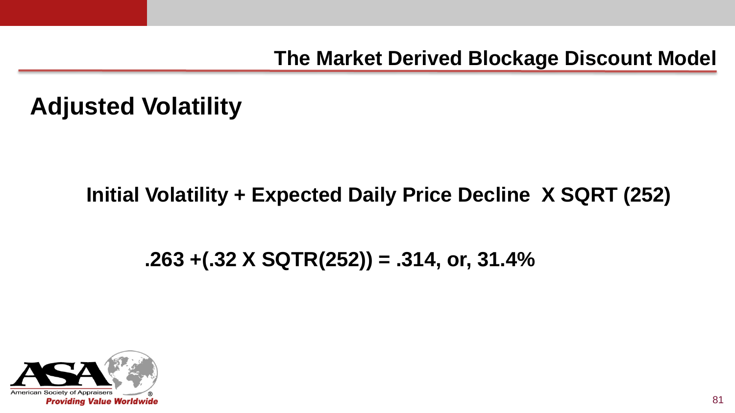## The Market Derived Blockage Discount Model

# Adjusted Volatility

**Initial Volatility + Expected Daily Price Decline X SQRT (252)**

**.263 +(.32 X SQTR(252)) = .314, or, 31.4%**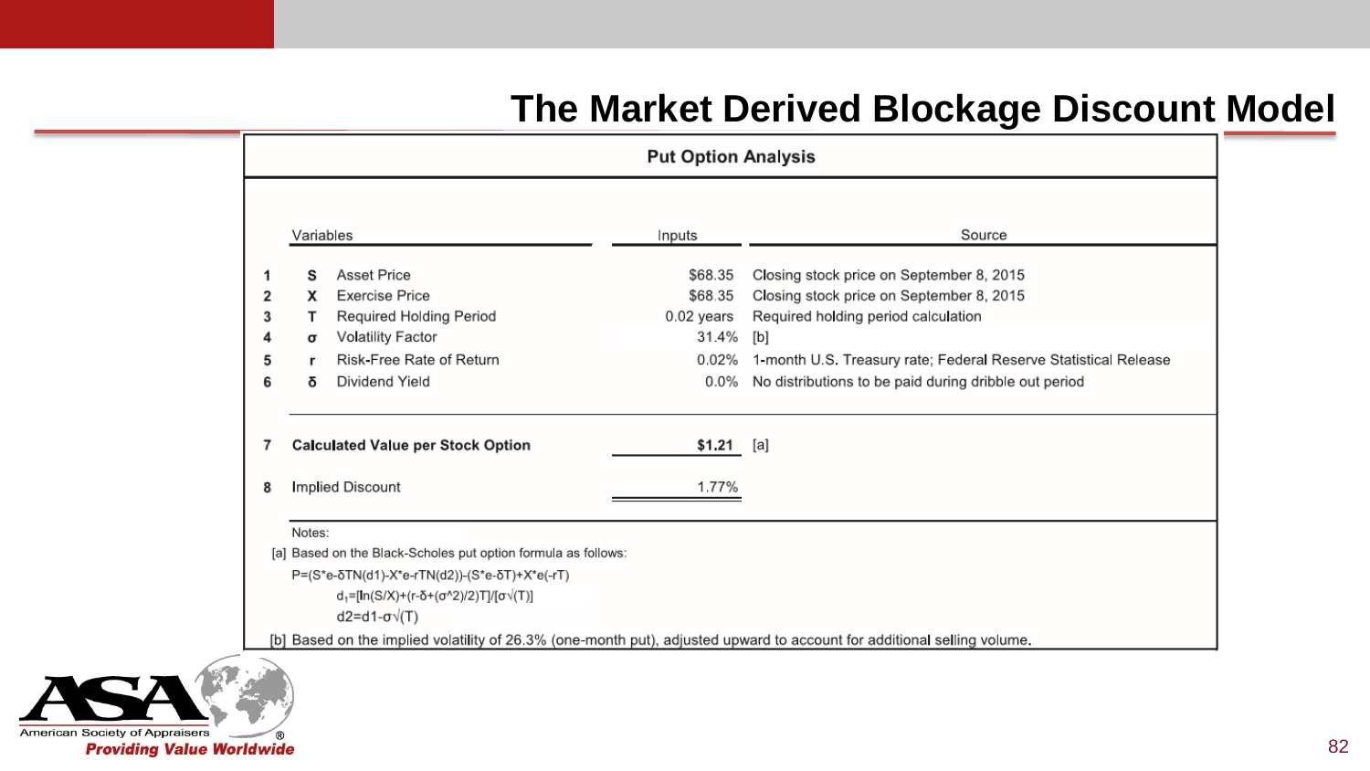# The Market Derived Blockage Discount Model

## Put Option Analysis

| | | Variables | | Inputs | Source |
|---|---|---|---|---|---|
| 1 | S | Asset Price | | $68.35 | Closing stock price on September 8, 2015 |
| 2 | X | Exercise Price | | $68.35 | Closing stock price on September 8, 2015 |
| 3 | T | Required Holding Period | | 0.02 years | Required holding period calculation |
| 4 | σ | Volatility Factor | | 31.4% | [b] |
| 5 | r | Risk-Free Rate of Return | | 0.02% | 1-month U.S. Treasury rate; Federal Reserve Statistical Release |
| 6 | δ | Dividend Yield | | 0.0% | No distributions to be paid during dribble out period |
| 7 | | **Calculated Value per Stock Option** | | **$1.21** | [a] |
| 8 | | Implied Discount | | 1.77% | |

Notes:

[a] Based on the Black-Scholes put option formula as follows:

P=(S*e-δTN(d1)-X*e-rTN(d2))-(S*e-δT)+X*e(-rT)

$d_1$=[ln(S/X)+(r-δ+(σ^2)/2)T]/[σ√(T)]

d2=d1-σ√(T)

[b] Based on the implied volatility of 26.3% (one-month put), adjusted upward to account for additional selling volume.

American Society of Appraisers®

*Providing Value Worldwide*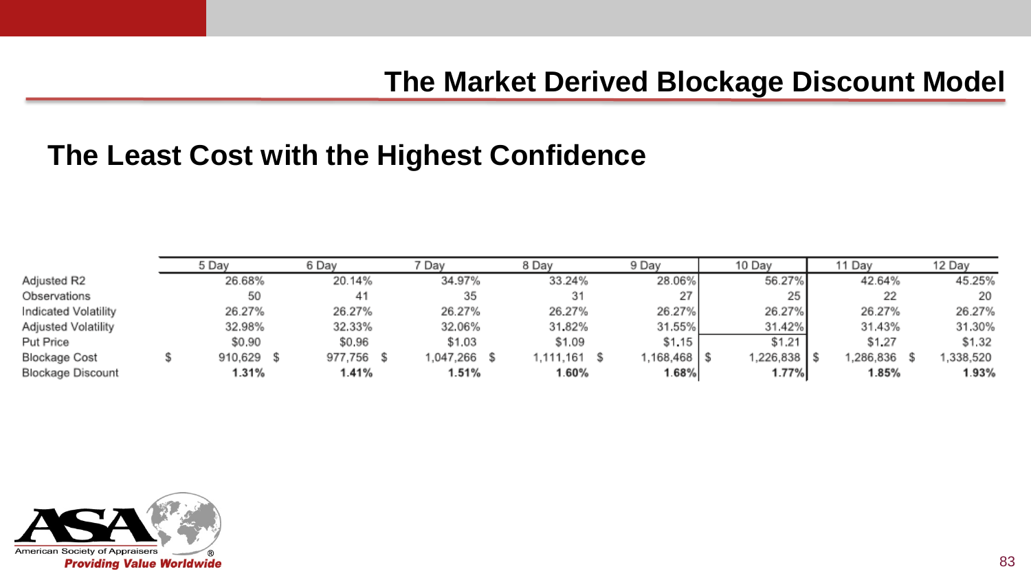# The Market Derived Blockage Discount Model

## The Least Cost with the Highest Confidence

| | 5 Day | 6 Day | 7 Day | 8 Day | 9 Day | 10 Day | 11 Day | 12 Day |
|---|---|---|---|---|---|---|---|---|
| Adjusted R2 | 26.68% | 20.14% | 34.97% | 33.24% | 28.06% | 56.27% | 42.64% | 45.25% |
| Observations | 50 | 41 | 35 | 31 | 27 | 25 | 22 | 20 |
| Indicated Volatility | 26.27% | 26.27% | 26.27% | 26.27% | 26.27% | 26.27% | 26.27% | 26.27% |
| Adjusted Volatility | 32.98% | 32.33% | 32.06% | 31.82% | 31.55% | 31.42% | 31.43% | 31.30% |
| Put Price | $0.90 | $0.96 | $1.03 | $1.09 | $1.15 | $1.21 | $1.27 | $1.32 |
| Blockage Cost | $ 910,629 | $ 977,756 | $ 1,047,266 | $ 1,111,161 | $ 1,168,468 | $ 1,226,838 | $ 1,286,836 | $ 1,338,520 |
| Blockage Discount | **1.31%** | **1.41%** | **1.51%** | **1.60%** | **1.68%** | **1.77%** | **1.85%** | **1.93%** |

American Society of Appraisers

*Providing Value Worldwide*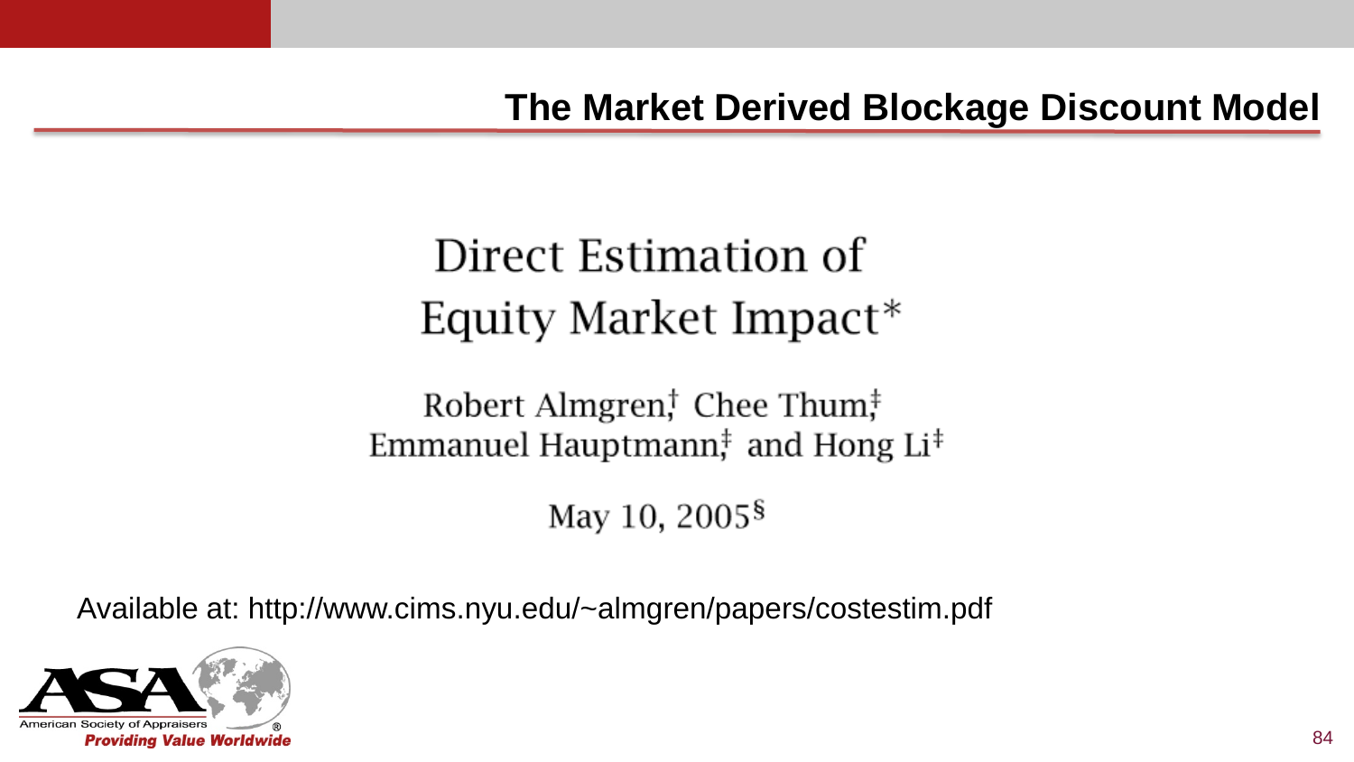# The Market Derived Blockage Discount Model

## Direct Estimation of Equity Market Impact*

Robert Almgren[†], Chee Thum[‡], Emmanuel Hauptmann[‡] and Hong Li[‡]

May 10, 2005[§]

Available at: http://www.cims.nyu.edu/~almgren/papers/costestim.pdf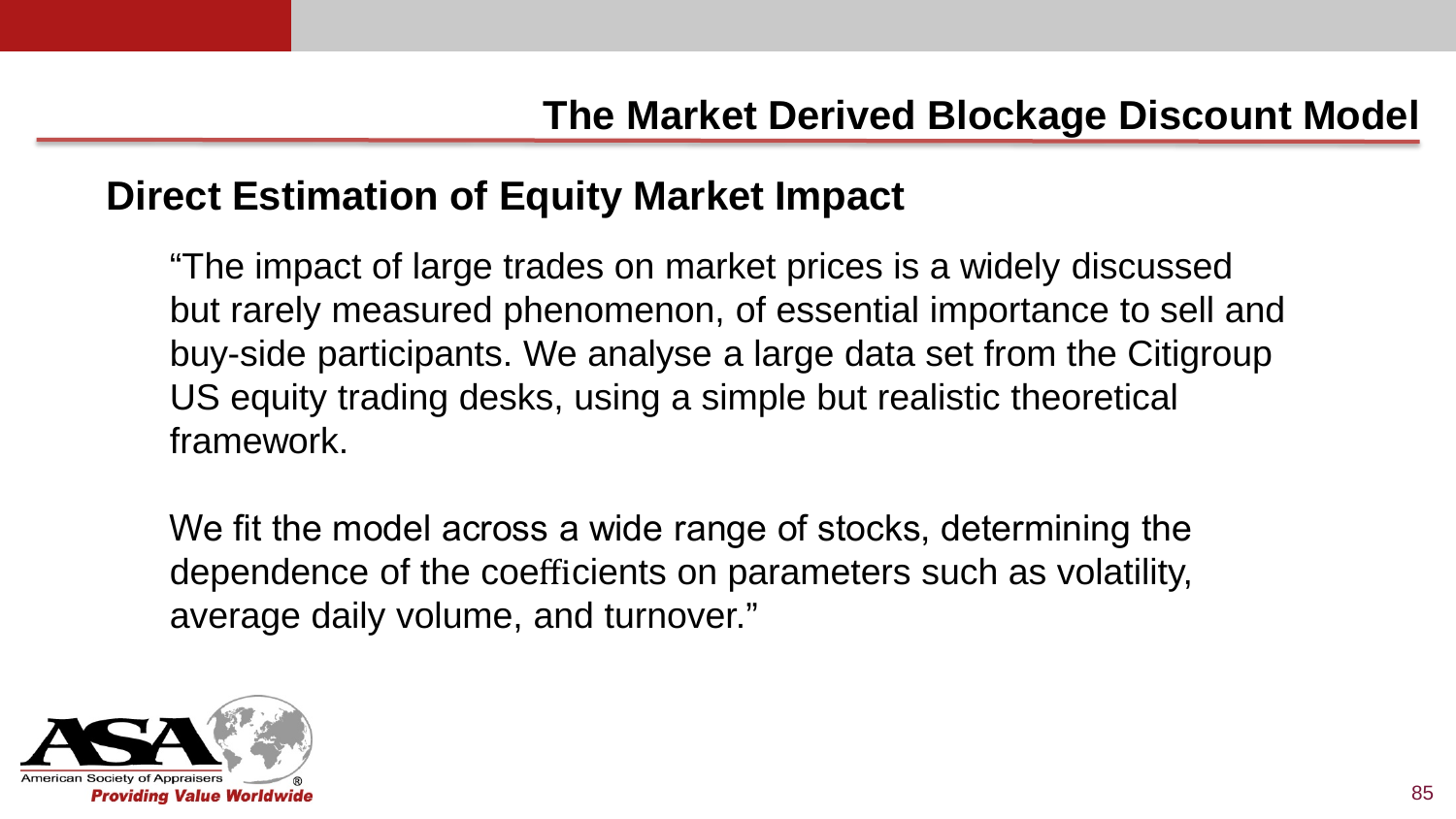## The Market Derived Blockage Discount Model

### Direct Estimation of Equity Market Impact

"The impact of large trades on market prices is a widely discussed but rarely measured phenomenon, of essential importance to sell and buy-side participants. We analyse a large data set from the Citigroup US equity trading desks, using a simple but realistic theoretical framework.

We fit the model across a wide range of stocks, determining the dependence of the coefficients on parameters such as volatility, average daily volume, and turnover."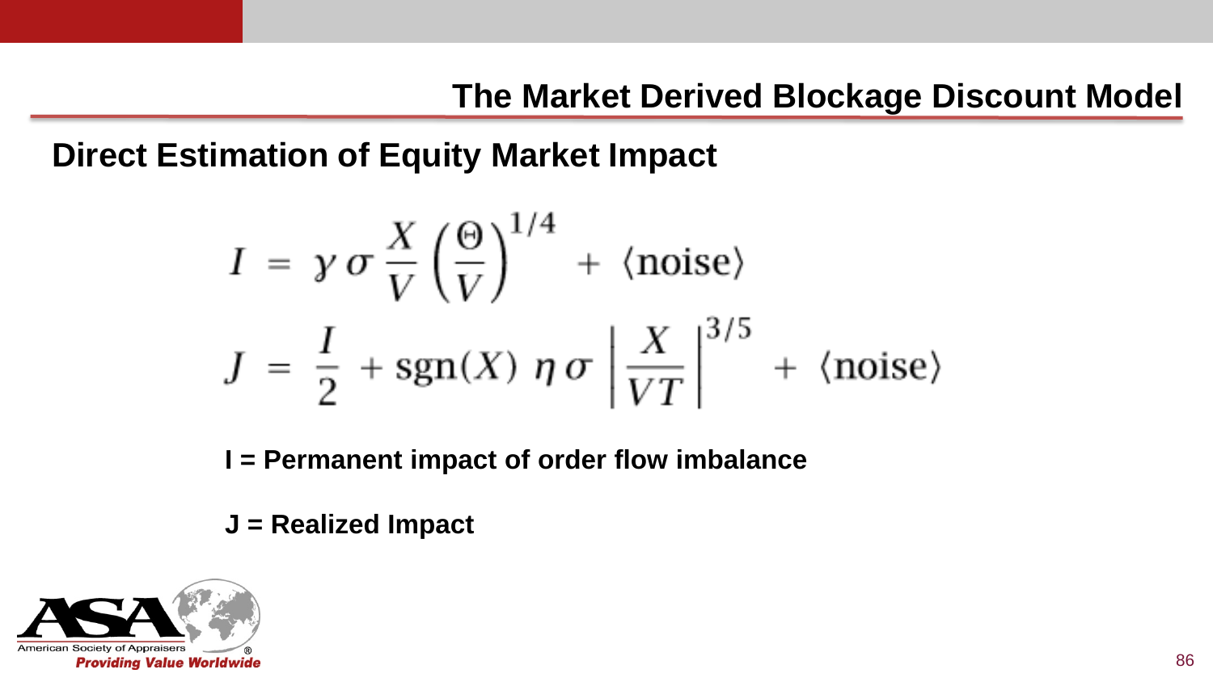# The Market Derived Blockage Discount Model

## Direct Estimation of Equity Market Impact

$$
\begin{aligned}
I &= \gamma\, \sigma\, \frac{X}{V} \left(\frac{\Theta}{V}\right)^{1/4} + \langle \text{noise} \rangle \\
J &= \frac{I}{2} + \operatorname{sgn}(X)\ \eta\, \sigma \left| \frac{X}{VT} \right|^{3/5} + \langle \text{noise} \rangle
\end{aligned}
$$

**I = Permanent impact of order flow imbalance**

**J = Realized Impact**

American Society of Appraisers

*Providing Value Worldwide*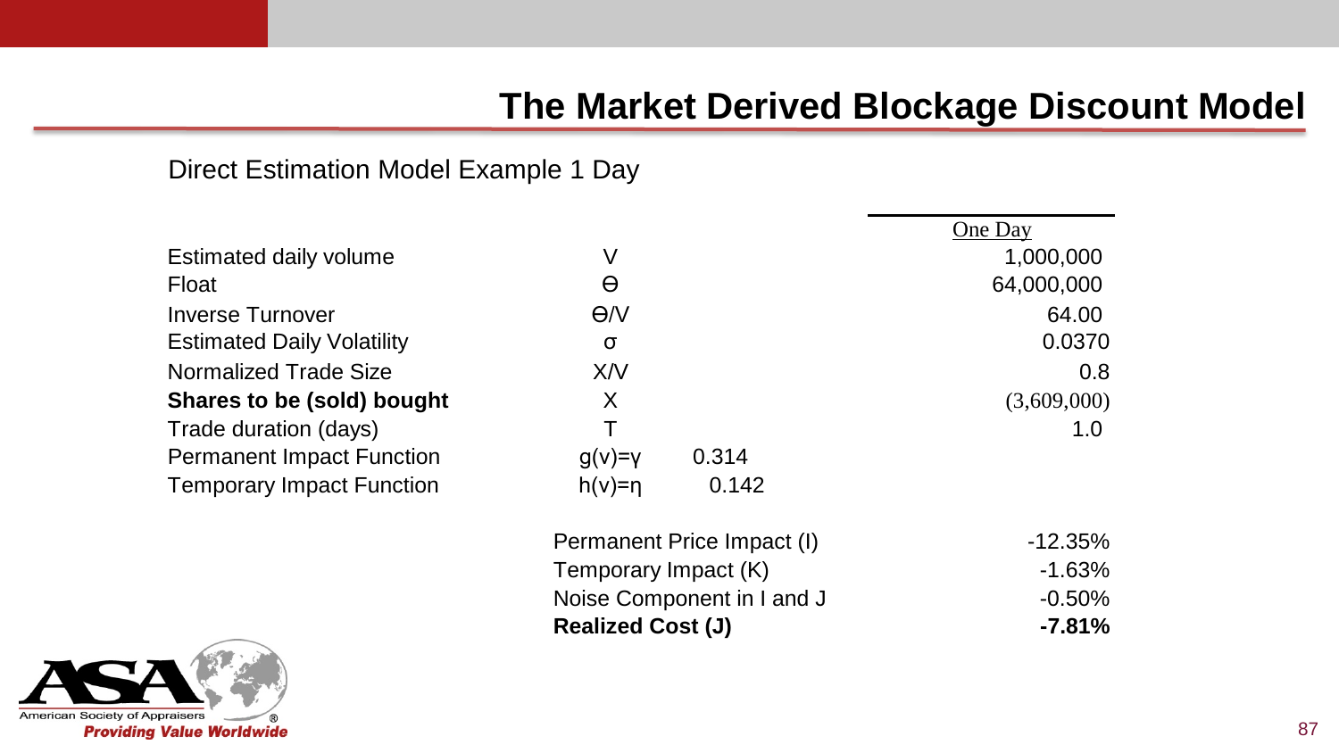# The Market Derived Blockage Discount Model

Direct Estimation Model Example 1 Day

| | | | One Day |
|---|---|---|---|
| Estimated daily volume | V | | 1,000,000 |
| Float | ϴ | | 64,000,000 |
| Inverse Turnover | ϴ/V | | 64.00 |
| Estimated Daily Volatility | σ | | 0.0370 |
| Normalized Trade Size | X/V | | 0.8 |
| **Shares to be (sold) bought** | X | | (3,609,000) |
| Trade duration (days) | T | | 1.0 |
| Permanent Impact Function | g(v)=γ | 0.314 | |
| Temporary Impact Function | h(v)=η | 0.142 | |

| | |
|---|---|
| Permanent Price Impact (I) | -12.35% |
| Temporary Impact (K) | -1.63% |
| Noise Component in I and J | -0.50% |
| **Realized Cost (J)** | **-7.81%** |

American Society of Appraisers
*Providing Value Worldwide*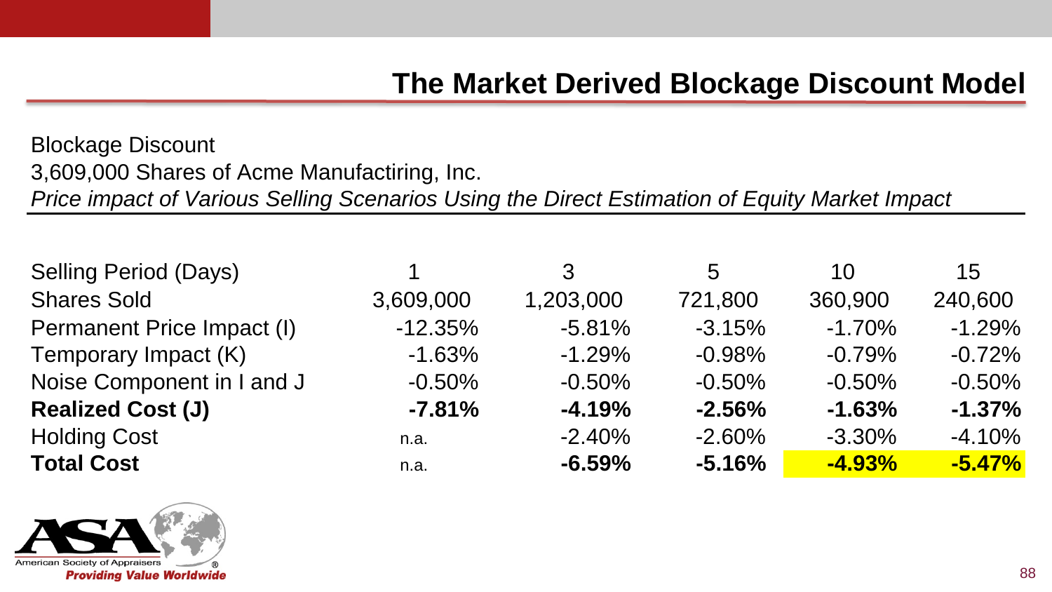# The Market Derived Blockage Discount Model

Blockage Discount
3,609,000 Shares of Acme Manufactiring, Inc.
*Price impact of Various Selling Scenarios Using the Direct Estimation of Equity Market Impact*

| Selling Period (Days) | 1 | 3 | 5 | 10 | 15 |
|---|---|---|---|---|---|
| Shares Sold | 3,609,000 | 1,203,000 | 721,800 | 360,900 | 240,600 |
| Permanent Price Impact (I) | -12.35% | -5.81% | -3.15% | -1.70% | -1.29% |
| Temporary Impact (K) | -1.63% | -1.29% | -0.98% | -0.79% | -0.72% |
| Noise Component in I and J | -0.50% | -0.50% | -0.50% | -0.50% | -0.50% |
| **Realized Cost (J)** | **-7.81%** | **-4.19%** | **-2.56%** | **-1.63%** | **-1.37%** |
| Holding Cost | n.a. | -2.40% | -2.60% | -3.30% | -4.10% |
| **Total Cost** | n.a. | **-6.59%** | **-5.16%** | **-4.93%** | **-5.47%** |

American Society of Appraisers
*Providing Value Worldwide*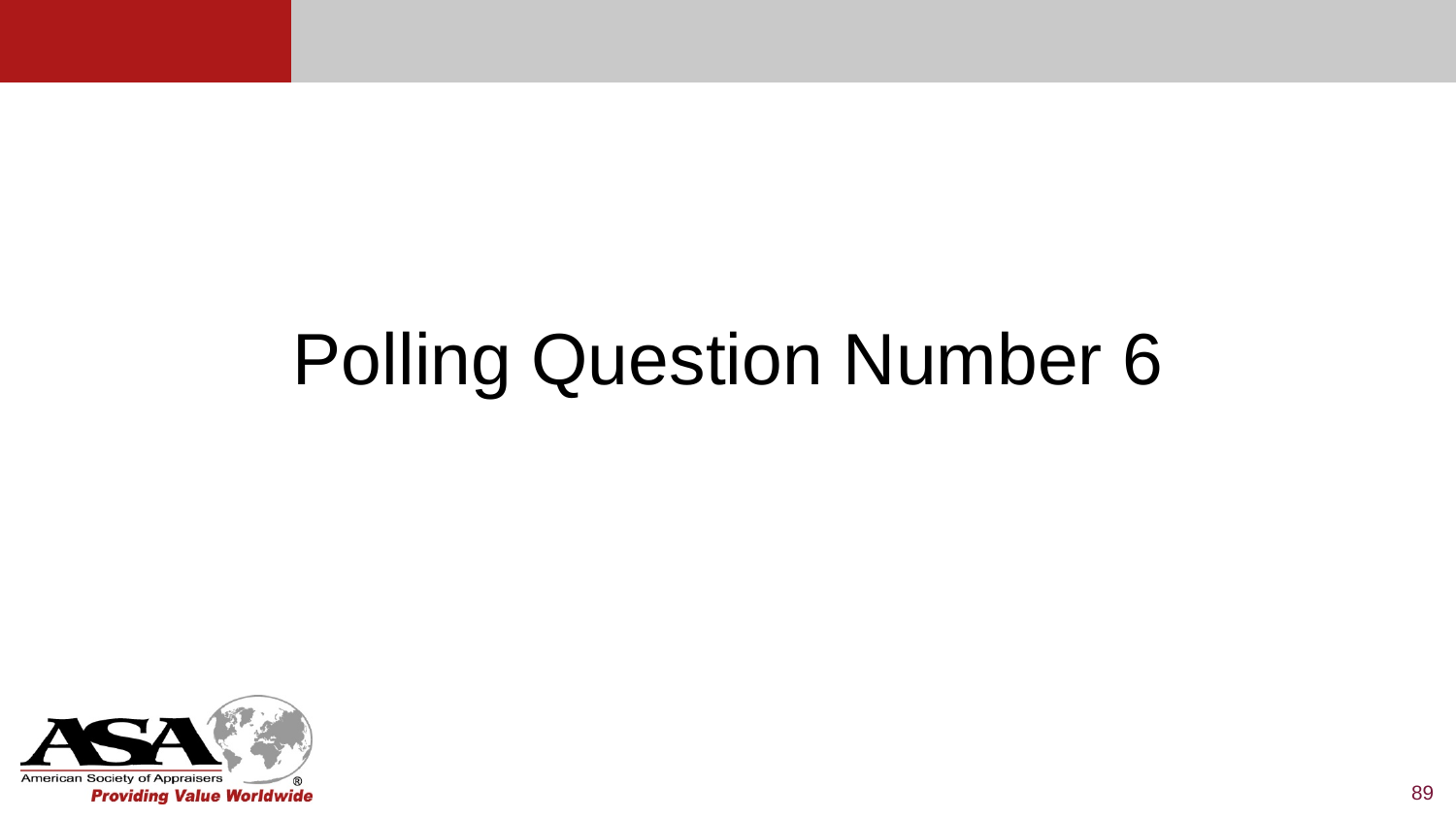# Polling Question Number 6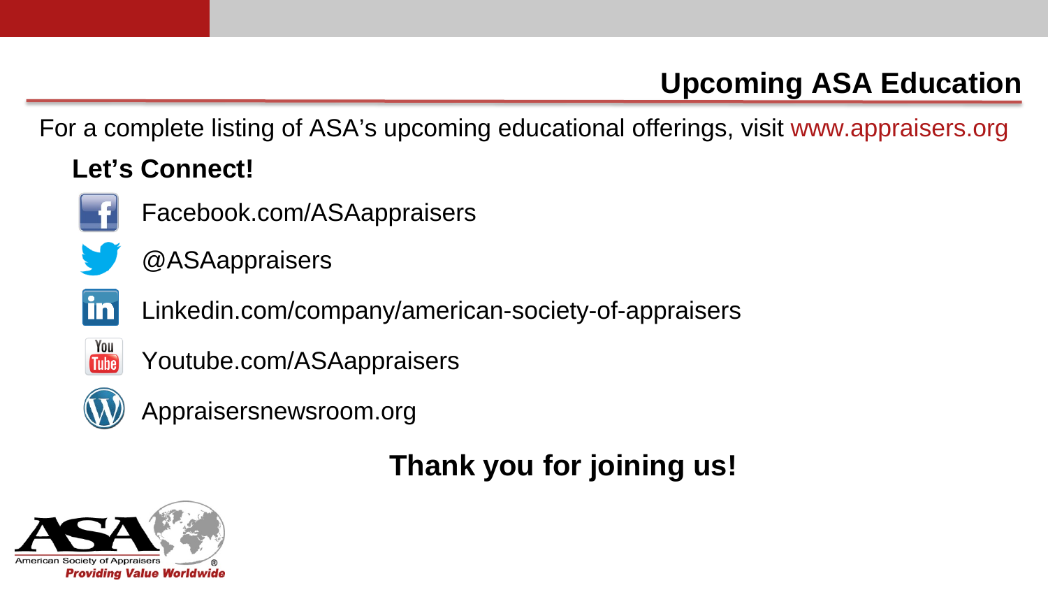# Upcoming ASA Education

For a complete listing of ASA's upcoming educational offerings, visit www.appraisers.org

**Let's Connect!**

- Facebook.com/ASAappraisers
- @ASAappraisers
- Linkedin.com/company/american-society-of-appraisers
- Youtube.com/ASAappraisers
- Appraisersnewsroom.org

**Thank you for joining us!**

ASA American Society of Appraisers®
*Providing Value Worldwide*